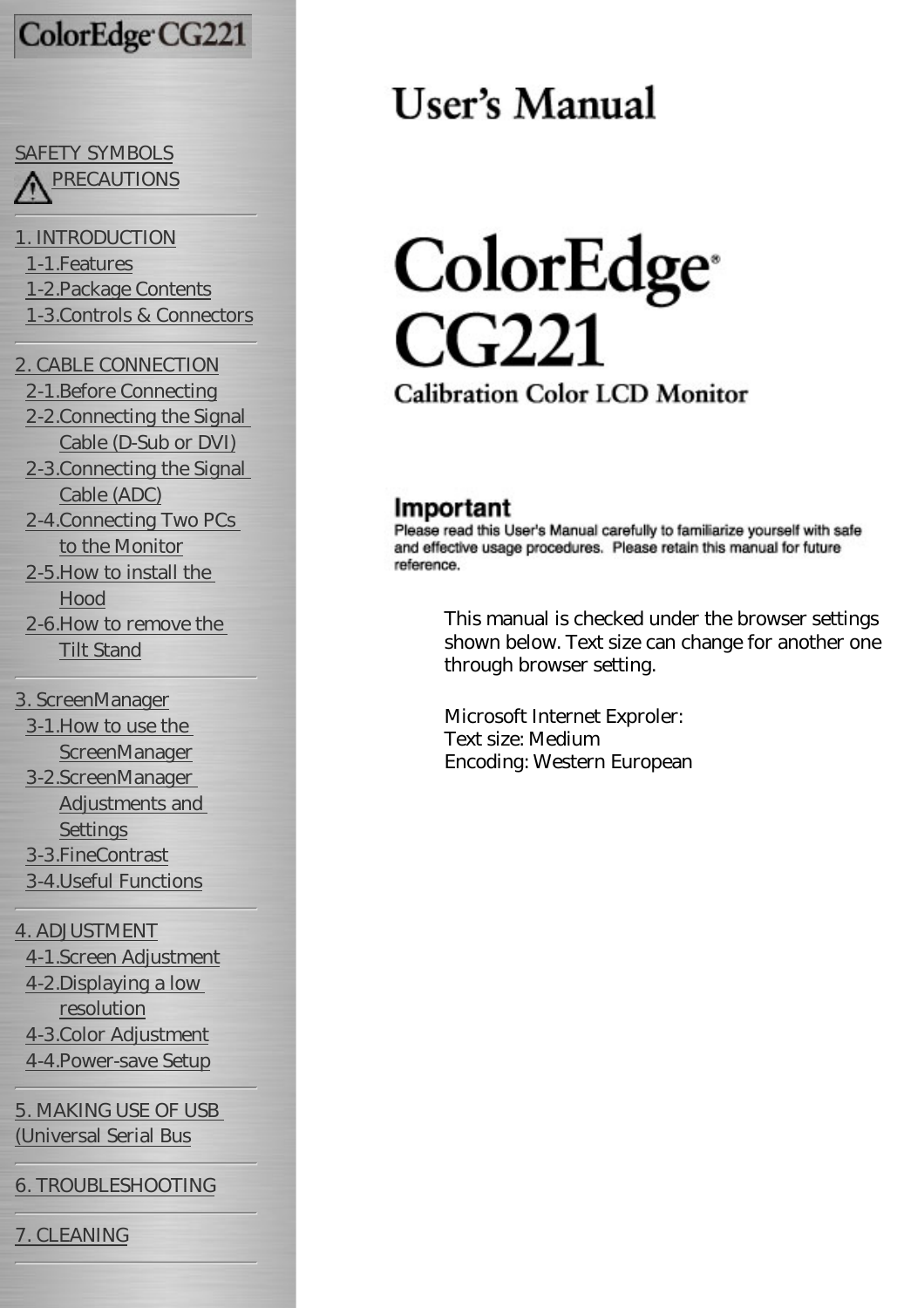ColorEdge CG221

[SAFETY SYMBOLS](#)
[PRECAUTIONS](#)

[1. INTRODUCTION](#)
- [1-1.Features](#)
- [1-2.Package Contents](#)
- [1-3.Controls & Connectors](#)

[2. CABLE CONNECTION](#)
- [2-1.Before Connecting](#)
- [2-2.Connecting the Signal Cable (D-Sub or DVI)](#)
- [2-3.Connecting the Signal Cable (ADC)](#)
- [2-4.Connecting Two PCs to the Monitor](#)
- [2-5.How to install the Hood](#)
- [2-6.How to remove the Tilt Stand](#)

[3. ScreenManager](#)
- [3-1.How to use the ScreenManager](#)
- [3-2.ScreenManager Adjustments and Settings](#)
- [3-3.FineContrast](#)
- [3-4.Useful Functions](#)

[4. ADJUSTMENT](#)
- [4-1.Screen Adjustment](#)
- [4-2.Displaying a low resolution](#)
- [4-3.Color Adjustment](#)
- [4-4.Power-save Setup](#)

[5. MAKING USE OF USB (Universal Serial Bus](#)

[6. TROUBLESHOOTING](#)

[7. CLEANING](#)

# User's Manual

# ColorEdge® CG221

## Calibration Color LCD Monitor

### Important

Please read this User's Manual carefully to familiarize yourself with safe and effective usage procedures. Please retain this manual for future reference.

This manual is checked under the browser settings shown below. Text size can change for another one through browser setting.

Microsoft Internet Exproler:
Text size: Medium
Encoding: Western European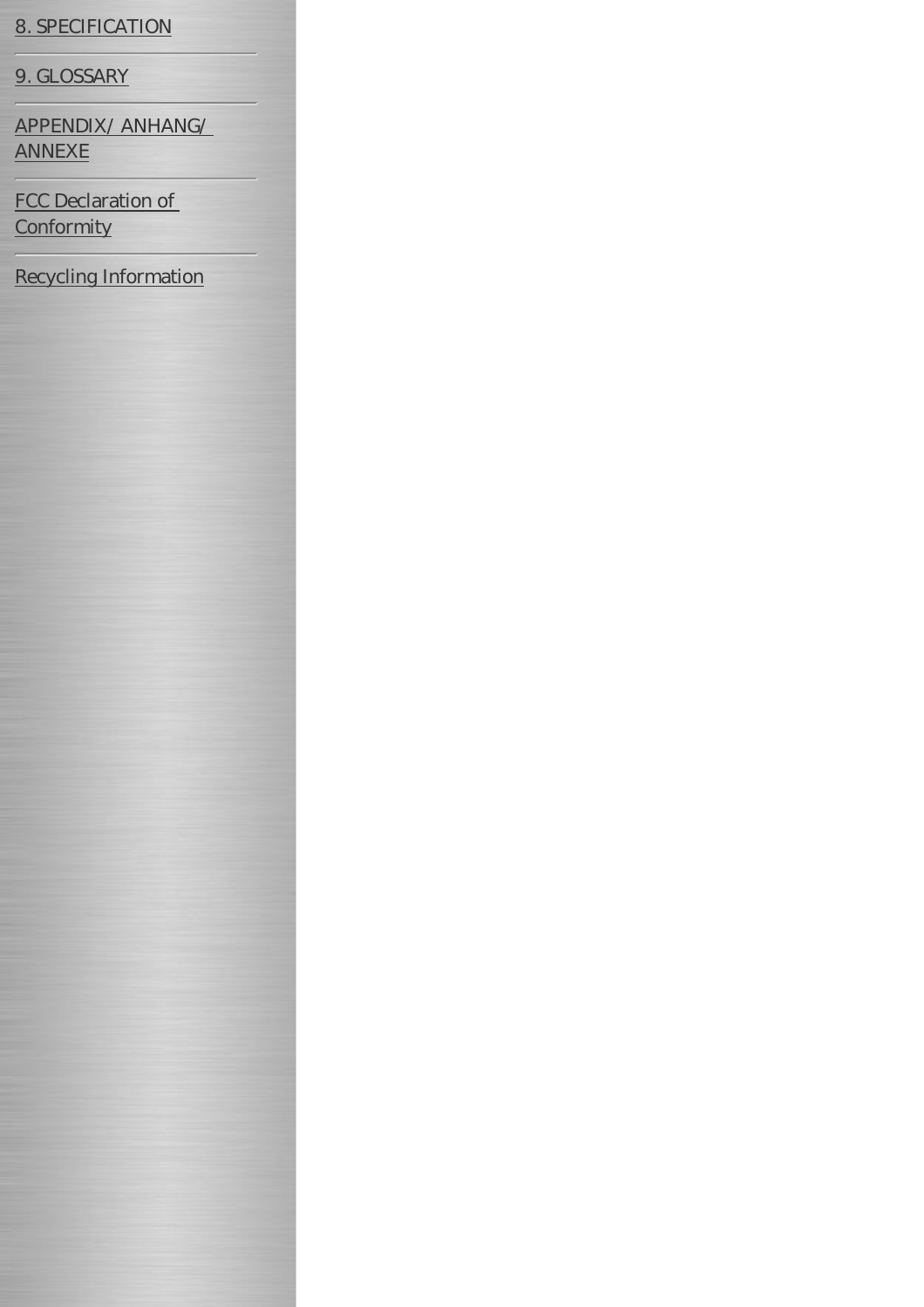8. SPECIFICATION

9. GLOSSARY

APPENDIX/ ANHANG/ ANNEXE

FCC Declaration of Conformity

Recycling Information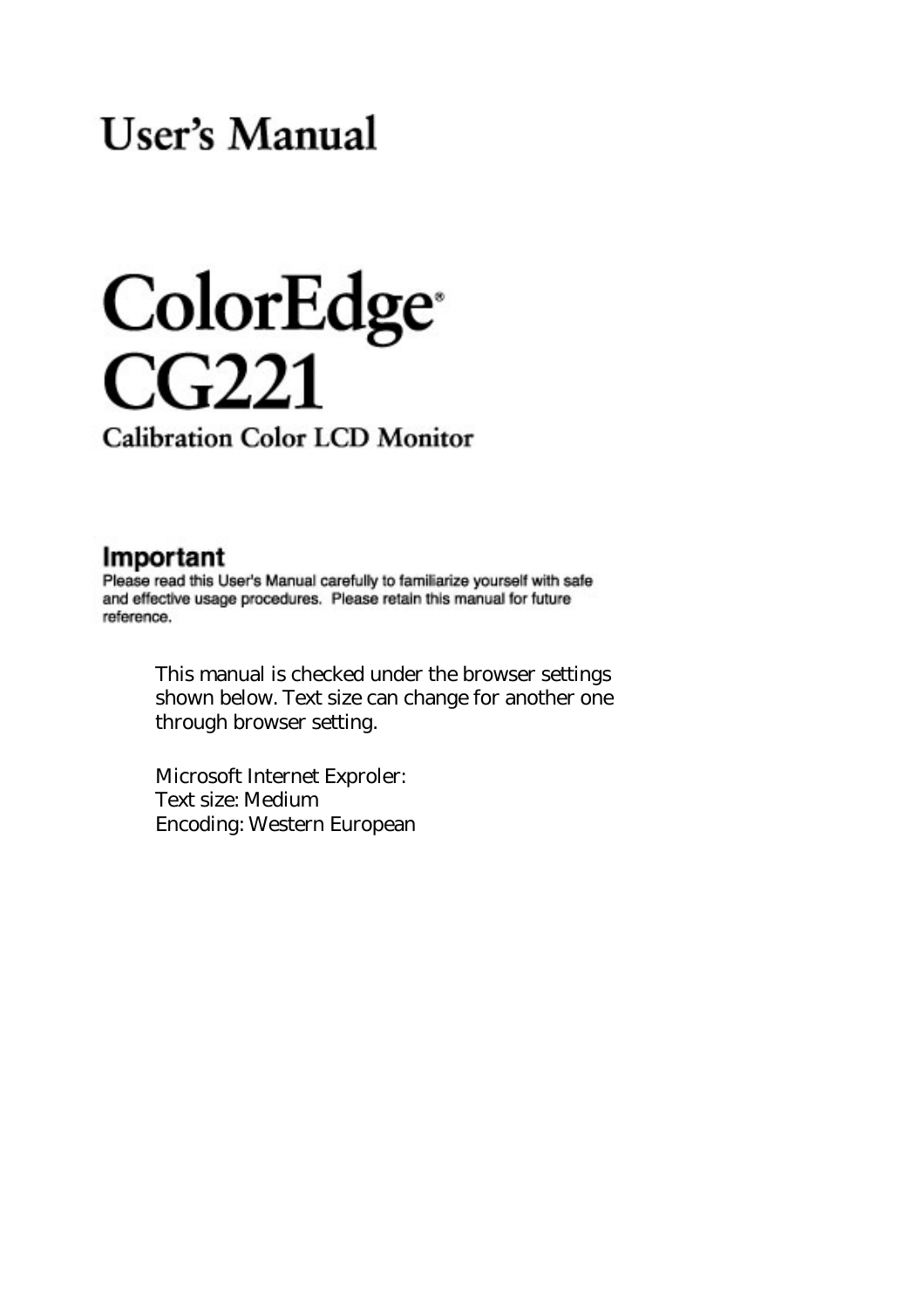# User's Manual

# ColorEdge® CG221

## Calibration Color LCD Monitor

### Important

Please read this User's Manual carefully to familiarize yourself with safe and effective usage procedures. Please retain this manual for future reference.

This manual is checked under the browser settings shown below. Text size can change for another one through browser setting.

Microsoft Internet Exproler:
Text size: Medium
Encoding: Western European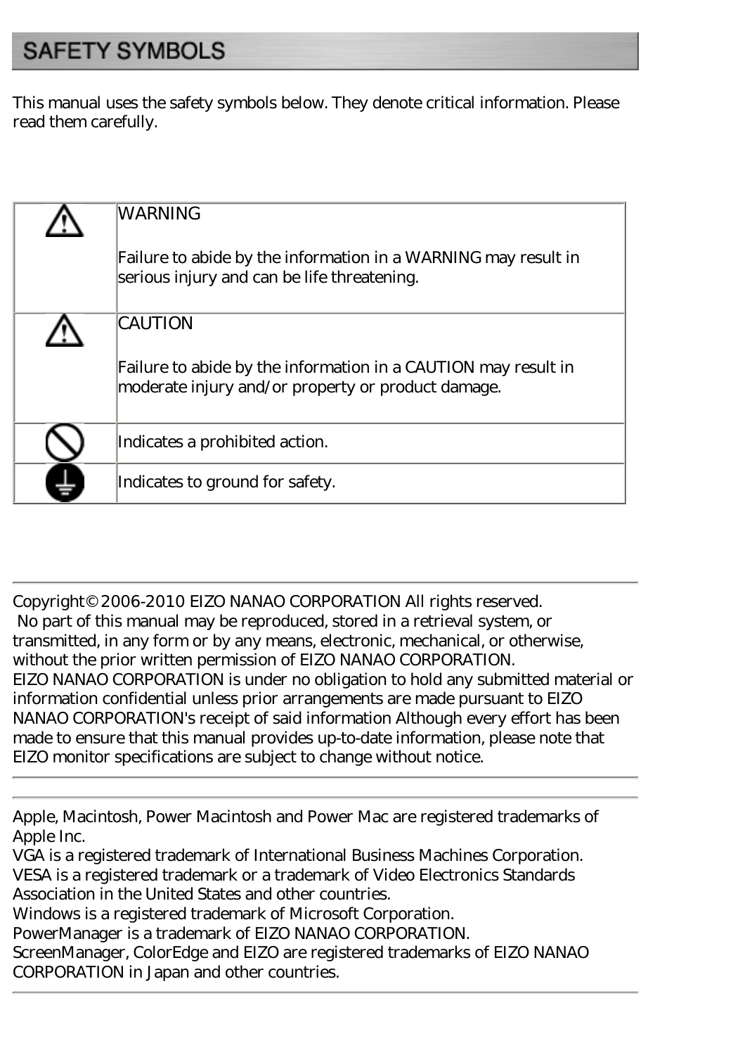# SAFETY SYMBOLS

This manual uses the safety symbols below. They denote critical information. Please read them carefully.

| | |
|---|---|
| ⚠ | WARNING<br><br>Failure to abide by the information in a WARNING may result in serious injury and can be life threatening. |
| ⚠ | CAUTION<br><br>Failure to abide by the information in a CAUTION may result in moderate injury and/or property or product damage. |
| ⃠ | Indicates a prohibited action. |
| ⏚ | Indicates to ground for safety. |

---

Copyright© 2006-2010 EIZO NANAO CORPORATION All rights reserved.
No part of this manual may be reproduced, stored in a retrieval system, or transmitted, in any form or by any means, electronic, mechanical, or otherwise, without the prior written permission of EIZO NANAO CORPORATION.
EIZO NANAO CORPORATION is under no obligation to hold any submitted material or information confidential unless prior arrangements are made pursuant to EIZO NANAO CORPORATION's receipt of said information Although every effort has been made to ensure that this manual provides up-to-date information, please note that EIZO monitor specifications are subject to change without notice.

---

Apple, Macintosh, Power Macintosh and Power Mac are registered trademarks of Apple Inc.
VGA is a registered trademark of International Business Machines Corporation.
VESA is a registered trademark or a trademark of Video Electronics Standards Association in the United States and other countries.
Windows is a registered trademark of Microsoft Corporation.
PowerManager is a trademark of EIZO NANAO CORPORATION.
ScreenManager, ColorEdge and EIZO are registered trademarks of EIZO NANAO CORPORATION in Japan and other countries.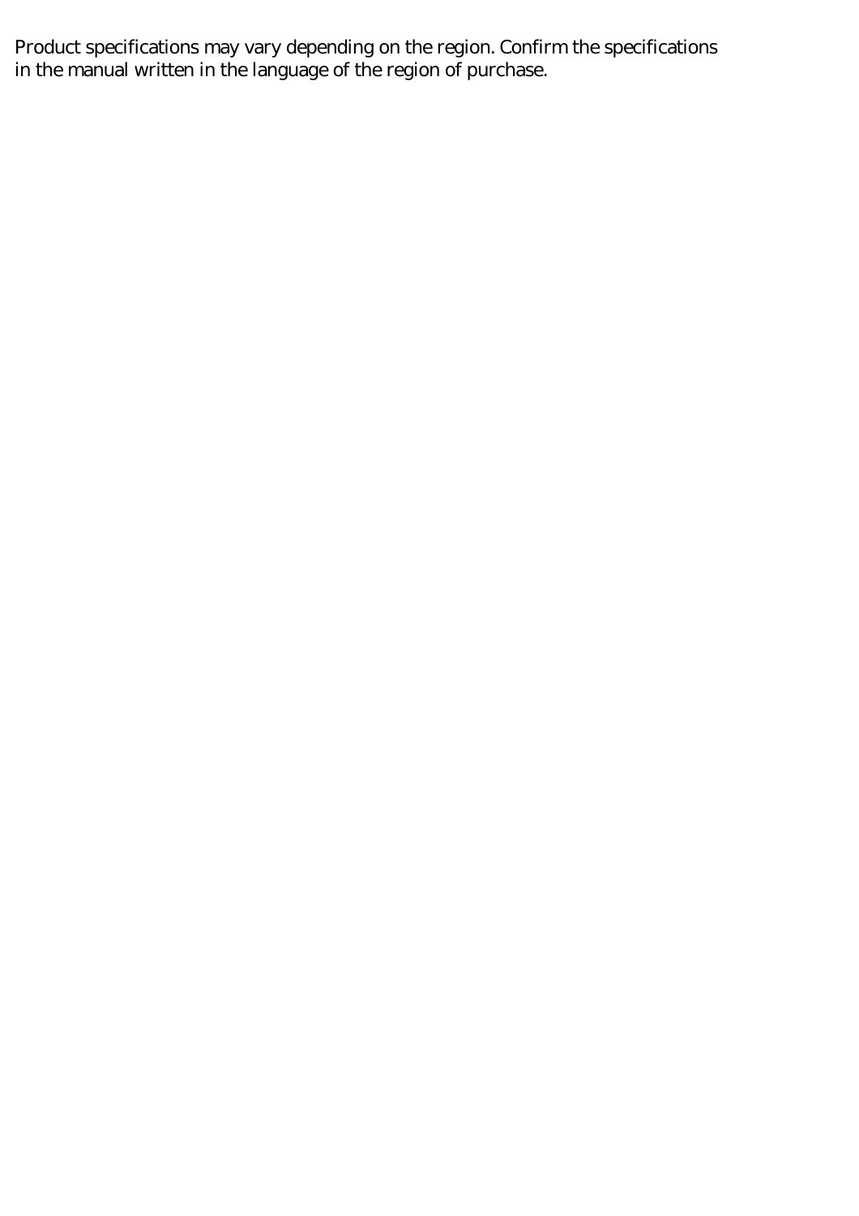Product specifications may vary depending on the region. Confirm the specifications in the manual written in the language of the region of purchase.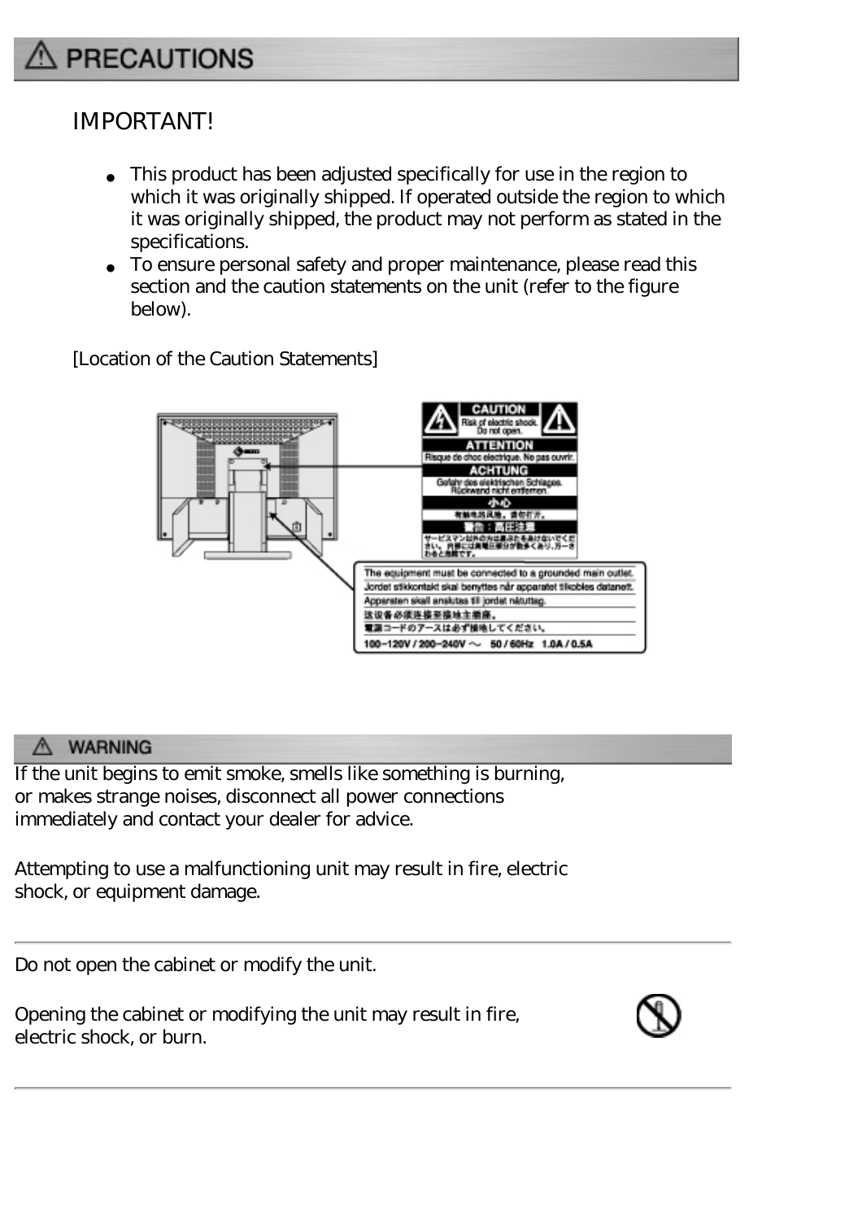# ⚠ PRECAUTIONS

IMPORTANT!

- This product has been adjusted specifically for use in the region to which it was originally shipped. If operated outside the region to which it was originally shipped, the product may not perform as stated in the specifications.
- To ensure personal safety and proper maintenance, please read this section and the caution statements on the unit (refer to the figure below).

[Location of the Caution Statements]

## ⚠ WARNING

If the unit begins to emit smoke, smells like something is burning, or makes strange noises, disconnect all power connections immediately and contact your dealer for advice.

Attempting to use a malfunctioning unit may result in fire, electric shock, or equipment damage.

---

Do not open the cabinet or modify the unit.

Opening the cabinet or modifying the unit may result in fire, electric shock, or burn.

---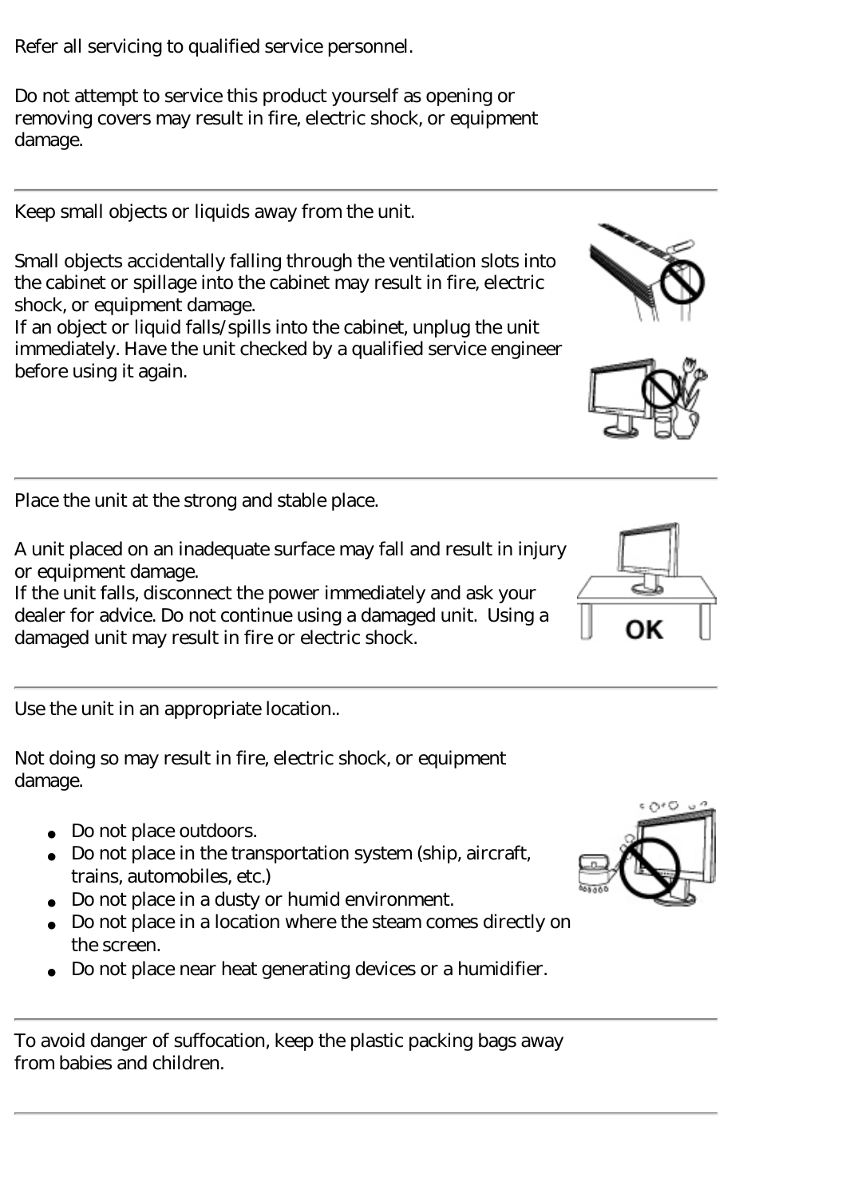Refer all servicing to qualified service personnel.

Do not attempt to service this product yourself as opening or removing covers may result in fire, electric shock, or equipment damage.

---

Keep small objects or liquids away from the unit.

Small objects accidentally falling through the ventilation slots into the cabinet or spillage into the cabinet may result in fire, electric shock, or equipment damage.
If an object or liquid falls/spills into the cabinet, unplug the unit immediately. Have the unit checked by a qualified service engineer before using it again.

---

Place the unit at the strong and stable place.

A unit placed on an inadequate surface may fall and result in injury or equipment damage.
If the unit falls, disconnect the power immediately and ask your dealer for advice. Do not continue using a damaged unit. Using a damaged unit may result in fire or electric shock.

---

Use the unit in an appropriate location..

Not doing so may result in fire, electric shock, or equipment damage.

- Do not place outdoors.
- Do not place in the transportation system (ship, aircraft, trains, automobiles, etc.)
- Do not place in a dusty or humid environment.
- Do not place in a location where the steam comes directly on the screen.
- Do not place near heat generating devices or a humidifier.

---

To avoid danger of suffocation, keep the plastic packing bags away from babies and children.

---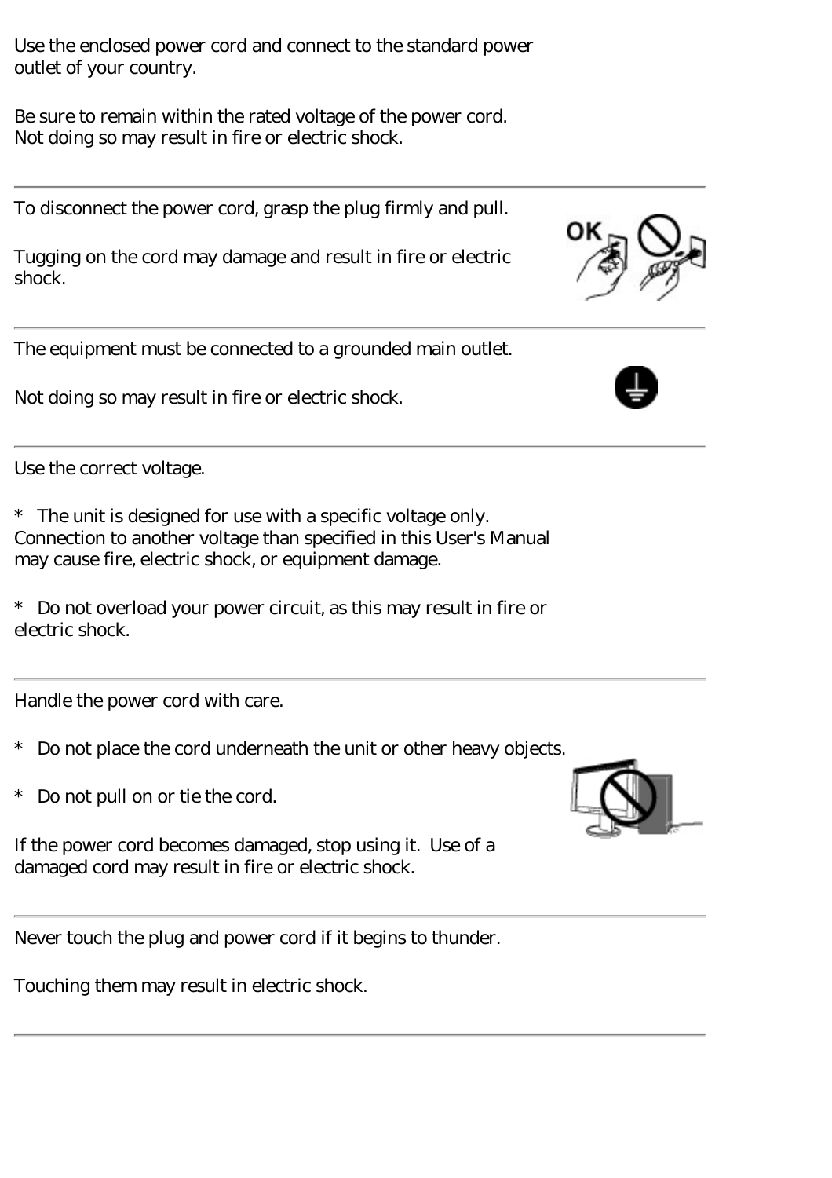Use the enclosed power cord and connect to the standard power outlet of your country.

Be sure to remain within the rated voltage of the power cord. Not doing so may result in fire or electric shock.

---

To disconnect the power cord, grasp the plug firmly and pull.

Tugging on the cord may damage and result in fire or electric shock.

---

The equipment must be connected to a grounded main outlet.

Not doing so may result in fire or electric shock.

---

Use the correct voltage.

* The unit is designed for use with a specific voltage only. Connection to another voltage than specified in this User's Manual may cause fire, electric shock, or equipment damage.

* Do not overload your power circuit, as this may result in fire or electric shock.

---

Handle the power cord with care.

* Do not place the cord underneath the unit or other heavy objects.

* Do not pull on or tie the cord.

If the power cord becomes damaged, stop using it. Use of a damaged cord may result in fire or electric shock.

---

Never touch the plug and power cord if it begins to thunder.

Touching them may result in electric shock.

---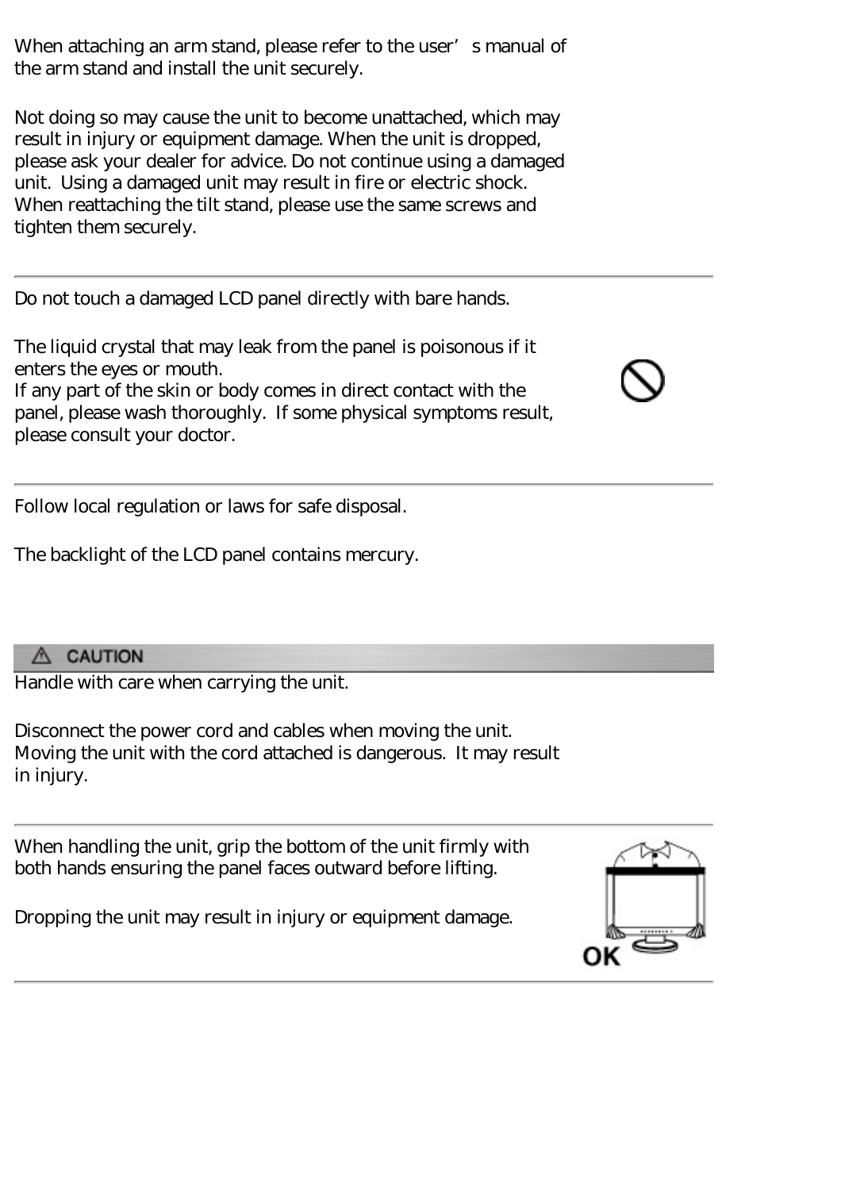When attaching an arm stand, please refer to the user's manual of the arm stand and install the unit securely.

Not doing so may cause the unit to become unattached, which may result in injury or equipment damage. When the unit is dropped, please ask your dealer for advice. Do not continue using a damaged unit. Using a damaged unit may result in fire or electric shock. When reattaching the tilt stand, please use the same screws and tighten them securely.

---

Do not touch a damaged LCD panel directly with bare hands.

The liquid crystal that may leak from the panel is poisonous if it enters the eyes or mouth.
If any part of the skin or body comes in direct contact with the panel, please wash thoroughly. If some physical symptoms result, please consult your doctor.

---

Follow local regulation or laws for safe disposal.

The backlight of the LCD panel contains mercury.

## ⚠ CAUTION

Handle with care when carrying the unit.

Disconnect the power cord and cables when moving the unit. Moving the unit with the cord attached is dangerous. It may result in injury.

---

When handling the unit, grip the bottom of the unit firmly with both hands ensuring the panel faces outward before lifting.

Dropping the unit may result in injury or equipment damage.

OK

---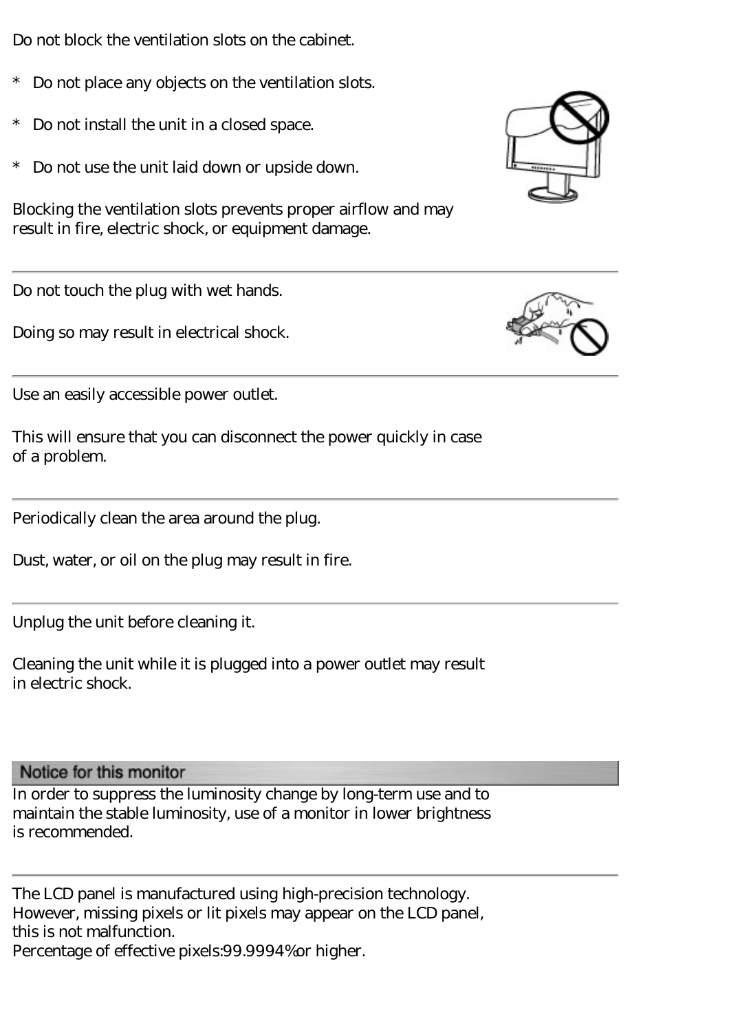Do not block the ventilation slots on the cabinet.

* Do not place any objects on the ventilation slots.
* Do not install the unit in a closed space.
* Do not use the unit laid down or upside down.

Blocking the ventilation slots prevents proper airflow and may result in fire, electric shock, or equipment damage.

---

Do not touch the plug with wet hands.

Doing so may result in electrical shock.

---

Use an easily accessible power outlet.

This will ensure that you can disconnect the power quickly in case of a problem.

---

Periodically clean the area around the plug.

Dust, water, or oil on the plug may result in fire.

---

Unplug the unit before cleaning it.

Cleaning the unit while it is plugged into a power outlet may result in electric shock.

## Notice for this monitor

In order to suppress the luminosity change by long-term use and to maintain the stable luminosity, use of a monitor in lower brightness is recommended.

---

The LCD panel is manufactured using high-precision technology. However, missing pixels or lit pixels may appear on the LCD panel, this is not malfunction.
Percentage of effective pixels:99.9994%or higher.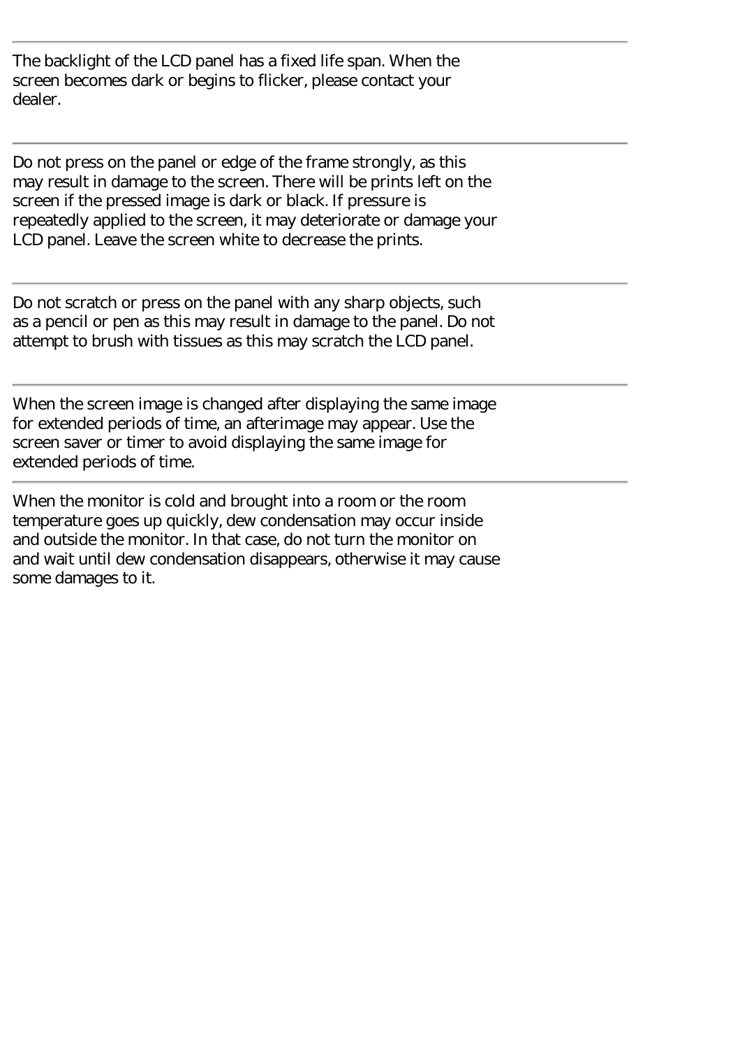---

The backlight of the LCD panel has a fixed life span. When the screen becomes dark or begins to flicker, please contact your dealer.

---

Do not press on the panel or edge of the frame strongly, as this may result in damage to the screen. There will be prints left on the screen if the pressed image is dark or black. If pressure is repeatedly applied to the screen, it may deteriorate or damage your LCD panel. Leave the screen white to decrease the prints.

---

Do not scratch or press on the panel with any sharp objects, such as a pencil or pen as this may result in damage to the panel. Do not attempt to brush with tissues as this may scratch the LCD panel.

---

When the screen image is changed after displaying the same image for extended periods of time, an afterimage may appear. Use the screen saver or timer to avoid displaying the same image for extended periods of time.

---

When the monitor is cold and brought into a room or the room temperature goes up quickly, dew condensation may occur inside and outside the monitor. In that case, do not turn the monitor on and wait until dew condensation disappears, otherwise it may cause some damages to it.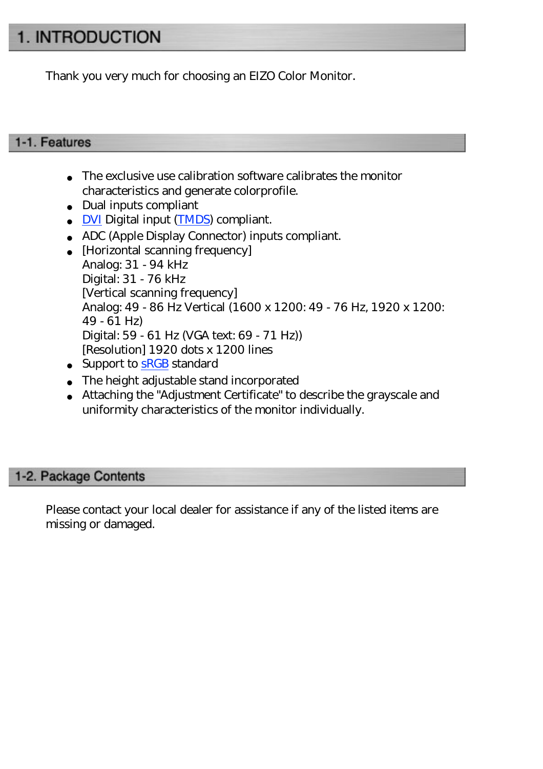# 1. INTRODUCTION

Thank you very much for choosing an EIZO Color Monitor.

## 1-1. Features

- The exclusive use calibration software calibrates the monitor characteristics and generate colorprofile.
- Dual inputs compliant
- DVI Digital input (TMDS) compliant.
- ADC (Apple Display Connector) inputs compliant.
- [Horizontal scanning frequency]  
  Analog: 31 - 94 kHz  
  Digital: 31 - 76 kHz  
  [Vertical scanning frequency]  
  Analog: 49 - 86 Hz Vertical (1600 x 1200: 49 - 76 Hz, 1920 x 1200: 49 - 61 Hz)  
  Digital: 59 - 61 Hz (VGA text: 69 - 71 Hz))  
  [Resolution] 1920 dots x 1200 lines
- Support to sRGB standard
- The height adjustable stand incorporated
- Attaching the "Adjustment Certificate" to describe the grayscale and uniformity characteristics of the monitor individually.

## 1-2. Package Contents

Please contact your local dealer for assistance if any of the listed items are missing or damaged.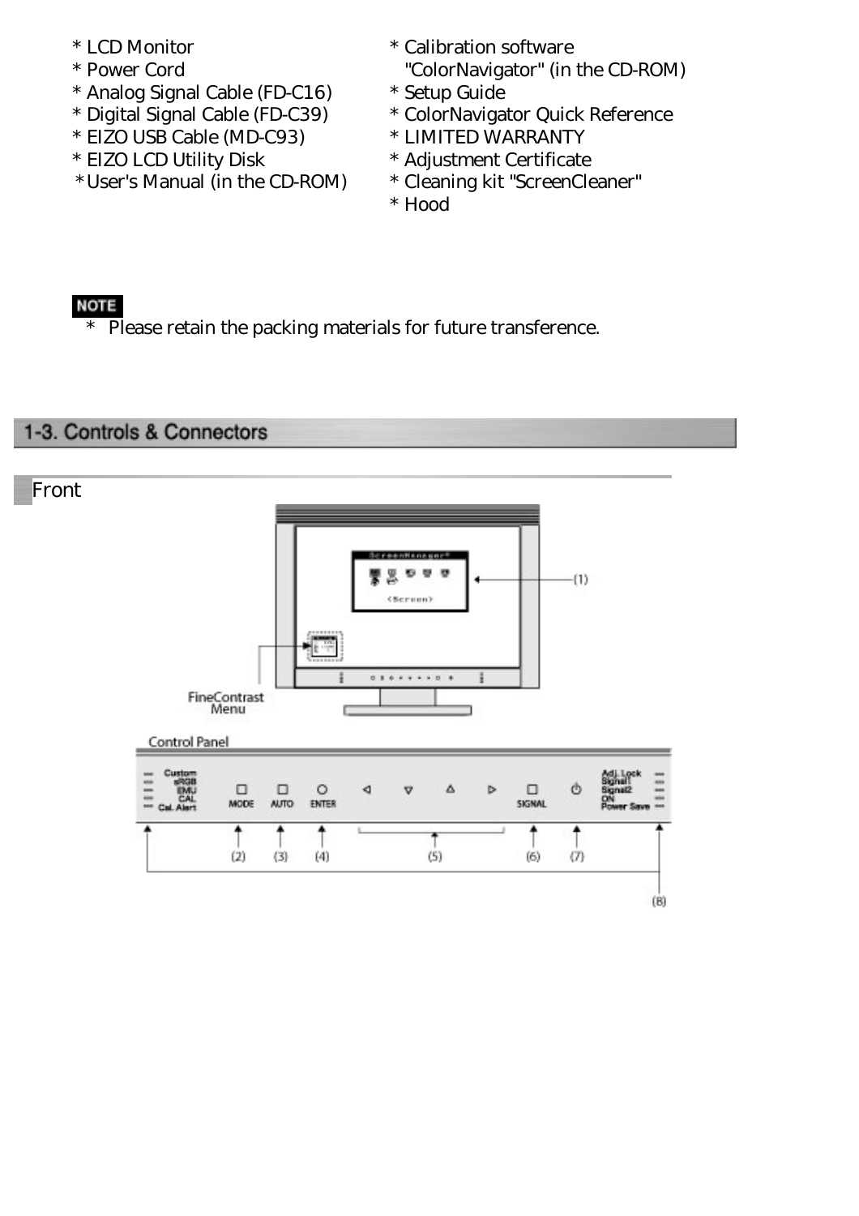* LCD Monitor
* Power Cord
* Analog Signal Cable (FD-C16)
* Digital Signal Cable (FD-C39)
* EIZO USB Cable (MD-C93)
* EIZO LCD Utility Disk
* User's Manual (in the CD-ROM)
* Calibration software "ColorNavigator" (in the CD-ROM)
* Setup Guide
* ColorNavigator Quick Reference
* LIMITED WARRANTY
* Adjustment Certificate
* Cleaning kit "ScreenCleaner"
* Hood

**NOTE**

* Please retain the packing materials for future transference.

## 1-3. Controls & Connectors

### Front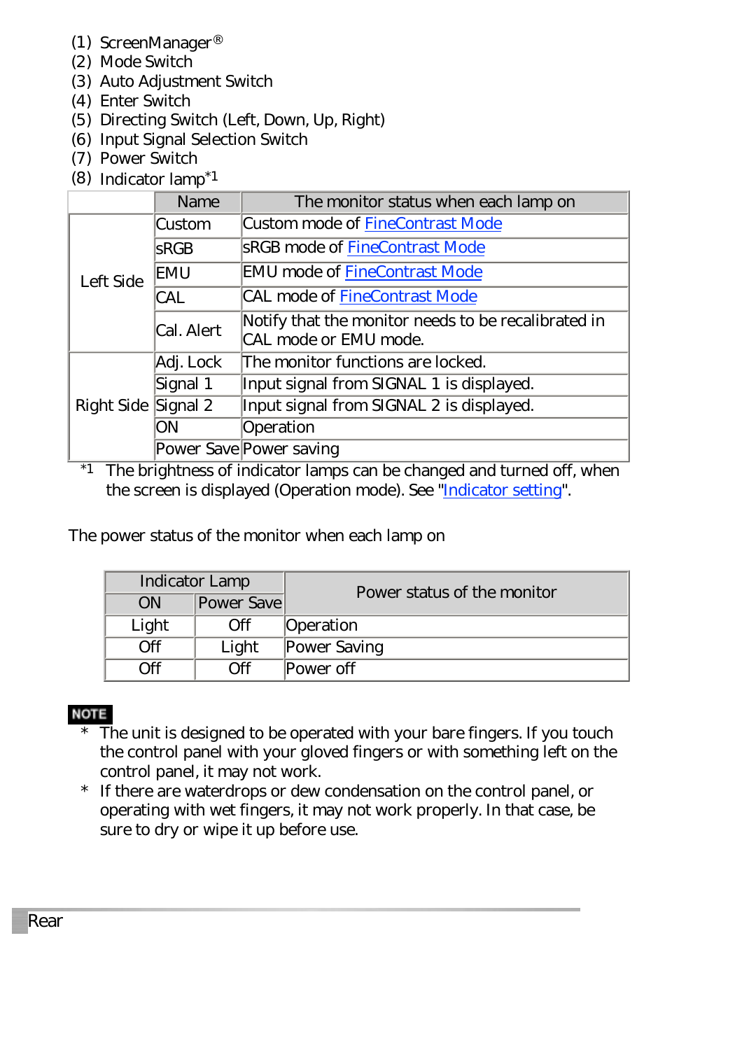(1) ScreenManager®
(2) Mode Switch
(3) Auto Adjustment Switch
(4) Enter Switch
(5) Directing Switch (Left, Down, Up, Right)
(6) Input Signal Selection Switch
(7) Power Switch
(8) Indicator lamp*1

| | Name | The monitor status when each lamp on |
|---|---|---|
| Left Side | Custom | Custom mode of FineContrast Mode |
| | sRGB | sRGB mode of FineContrast Mode |
| | EMU | EMU mode of FineContrast Mode |
| | CAL | CAL mode of FineContrast Mode |
| | Cal. Alert | Notify that the monitor needs to be recalibrated in CAL mode or EMU mode. |
| Right Side | Adj. Lock | The monitor functions are locked. |
| | Signal 1 | Input signal from SIGNAL 1 is displayed. |
| | Signal 2 | Input signal from SIGNAL 2 is displayed. |
| | ON | Operation |
| | Power Save | Power saving |

*1 The brightness of indicator lamps can be changed and turned off, when the screen is displayed (Operation mode). See "Indicator setting".

The power status of the monitor when each lamp on

| Indicator Lamp | | Power status of the monitor |
|---|---|---|
| ON | Power Save | |
| Light | Off | Operation |
| Off | Light | Power Saving |
| Off | Off | Power off |

**NOTE**

* The unit is designed to be operated with your bare fingers. If you touch the control panel with your gloved fingers or with something left on the control panel, it may not work.
* If there are waterdrops or dew condensation on the control panel, or operating with wet fingers, it may not work properly. In that case, be sure to dry or wipe it up before use.

## Rear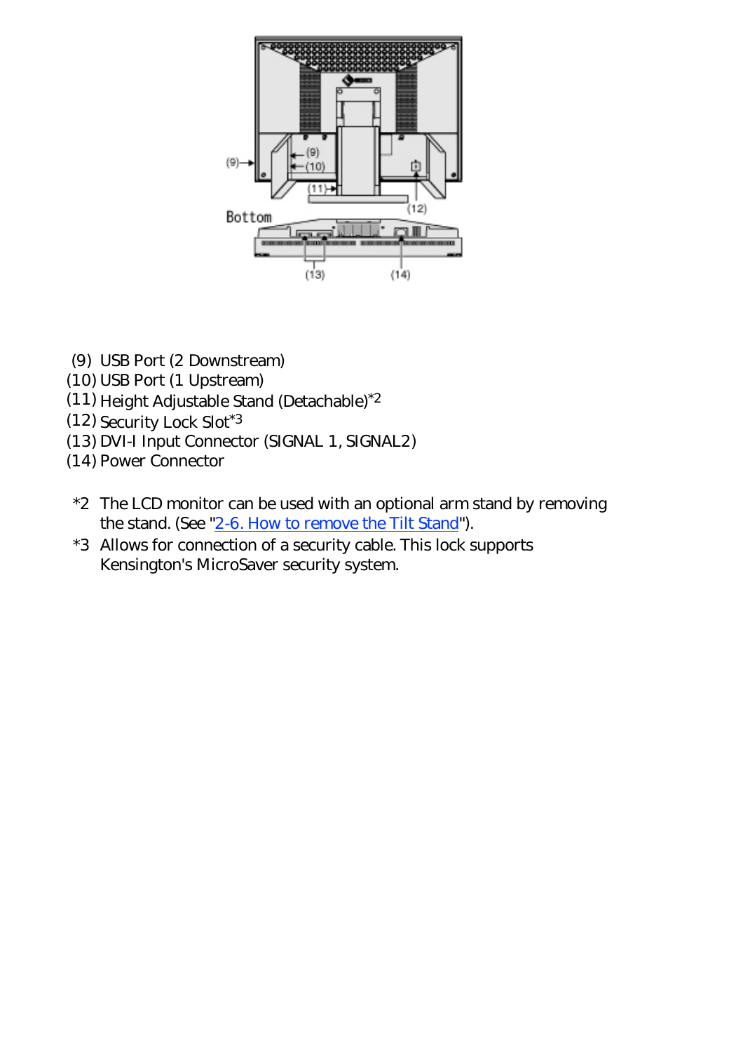(9) USB Port (2 Downstream)
(10) USB Port (1 Upstream)
(11) Height Adjustable Stand (Detachable)*2
(12) Security Lock Slot*3
(13) DVI-I Input Connector (SIGNAL 1, SIGNAL2)
(14) Power Connector

*2 The LCD monitor can be used with an optional arm stand by removing the stand. (See "2-6. How to remove the Tilt Stand").

*3 Allows for connection of a security cable. This lock supports Kensington's MicroSaver security system.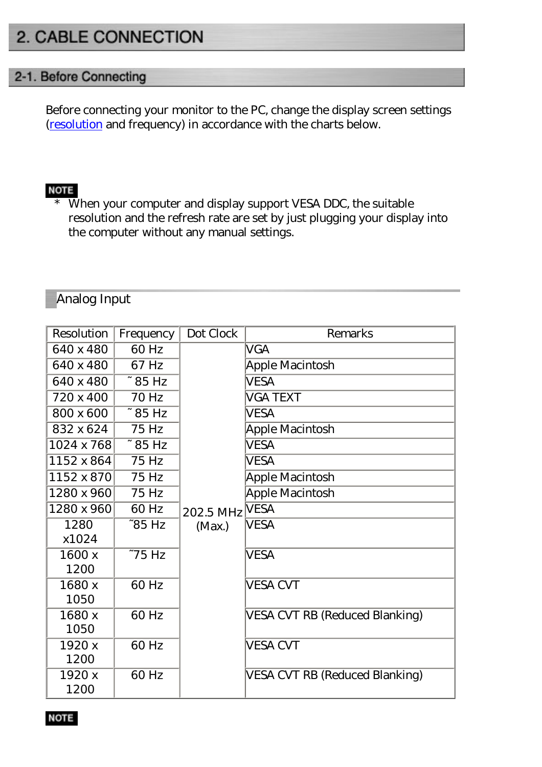# 2. CABLE CONNECTION

## 2-1. Before Connecting

Before connecting your monitor to the PC, change the display screen settings (resolution and frequency) in accordance with the charts below.

**NOTE**

* When your computer and display support VESA DDC, the suitable resolution and the refresh rate are set by just plugging your display into the computer without any manual settings.

### Analog Input

| Resolution | Frequency | Dot Clock | Remarks |
| --- | --- | --- | --- |
| 640 x 480 | 60 Hz | 202.5 MHz (Max.) | VGA |
| 640 x 480 | 67 Hz | | Apple Macintosh |
| 640 x 480 | ~85 Hz | | VESA |
| 720 x 400 | 70 Hz | | VGA TEXT |
| 800 x 600 | ~85 Hz | | VESA |
| 832 x 624 | 75 Hz | | Apple Macintosh |
| 1024 x 768 | ~85 Hz | | VESA |
| 1152 x 864 | 75 Hz | | VESA |
| 1152 x 870 | 75 Hz | | Apple Macintosh |
| 1280 x 960 | 75 Hz | | Apple Macintosh |
| 1280 x 960 | 60 Hz | | VESA |
| 1280 x1024 | ~85 Hz | | VESA |
| 1600 x 1200 | ~75 Hz | | VESA |
| 1680 x 1050 | 60 Hz | | VESA CVT |
| 1680 x 1050 | 60 Hz | | VESA CVT RB (Reduced Blanking) |
| 1920 x 1200 | 60 Hz | | VESA CVT |
| 1920 x 1200 | 60 Hz | | VESA CVT RB (Reduced Blanking) |

**NOTE**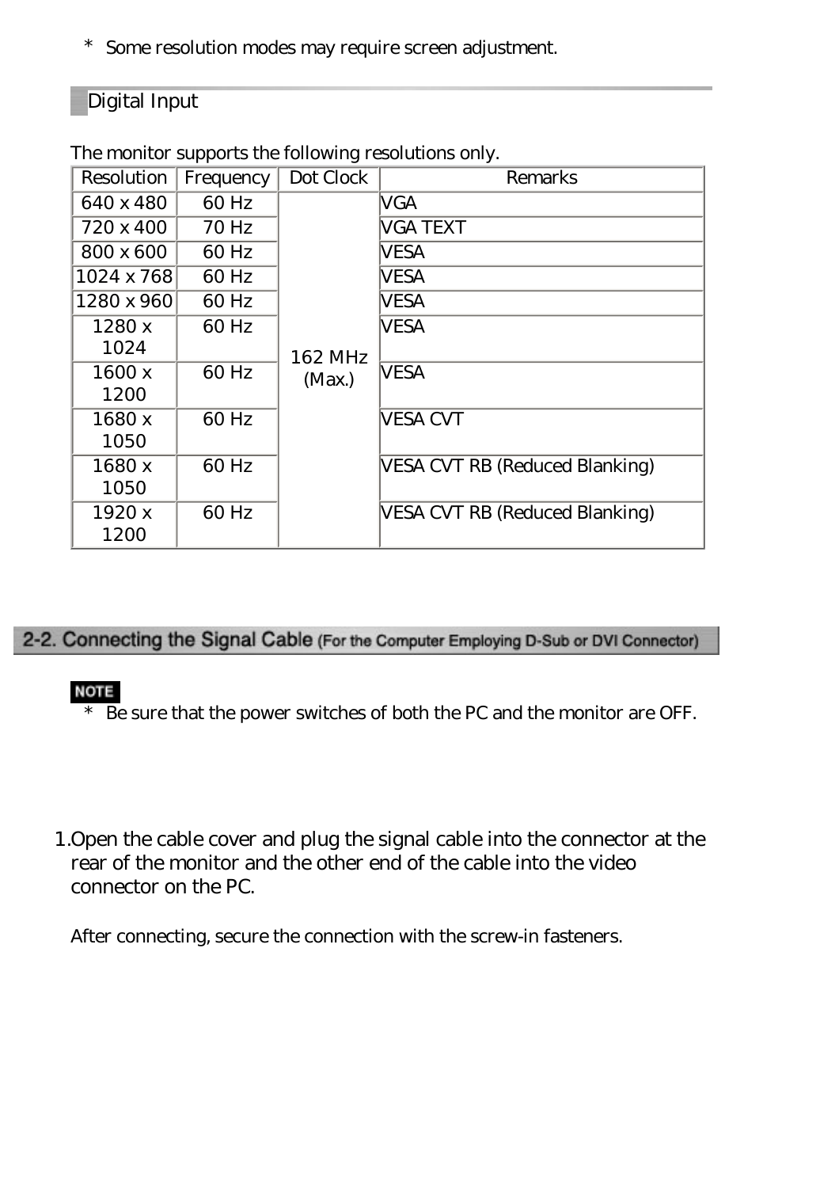* Some resolution modes may require screen adjustment.

### Digital Input

The monitor supports the following resolutions only.

| Resolution | Frequency | Dot Clock | Remarks |
|---|---|---|---|
| 640 x 480 | 60 Hz | 162 MHz (Max.) | VGA |
| 720 x 400 | 70 Hz | | VGA TEXT |
| 800 x 600 | 60 Hz | | VESA |
| 1024 x 768 | 60 Hz | | VESA |
| 1280 x 960 | 60 Hz | | VESA |
| 1280 x 1024 | 60 Hz | | VESA |
| 1600 x 1200 | 60 Hz | | VESA |
| 1680 x 1050 | 60 Hz | | VESA CVT |
| 1680 x 1050 | 60 Hz | | VESA CVT RB (Reduced Blanking) |
| 1920 x 1200 | 60 Hz | | VESA CVT RB (Reduced Blanking) |

## 2-2. Connecting the Signal Cable (For the Computer Employing D-Sub or DVI Connector)

**NOTE**

* Be sure that the power switches of both the PC and the monitor are OFF.

1. Open the cable cover and plug the signal cable into the connector at the rear of the monitor and the other end of the cable into the video connector on the PC.

   After connecting, secure the connection with the screw-in fasteners.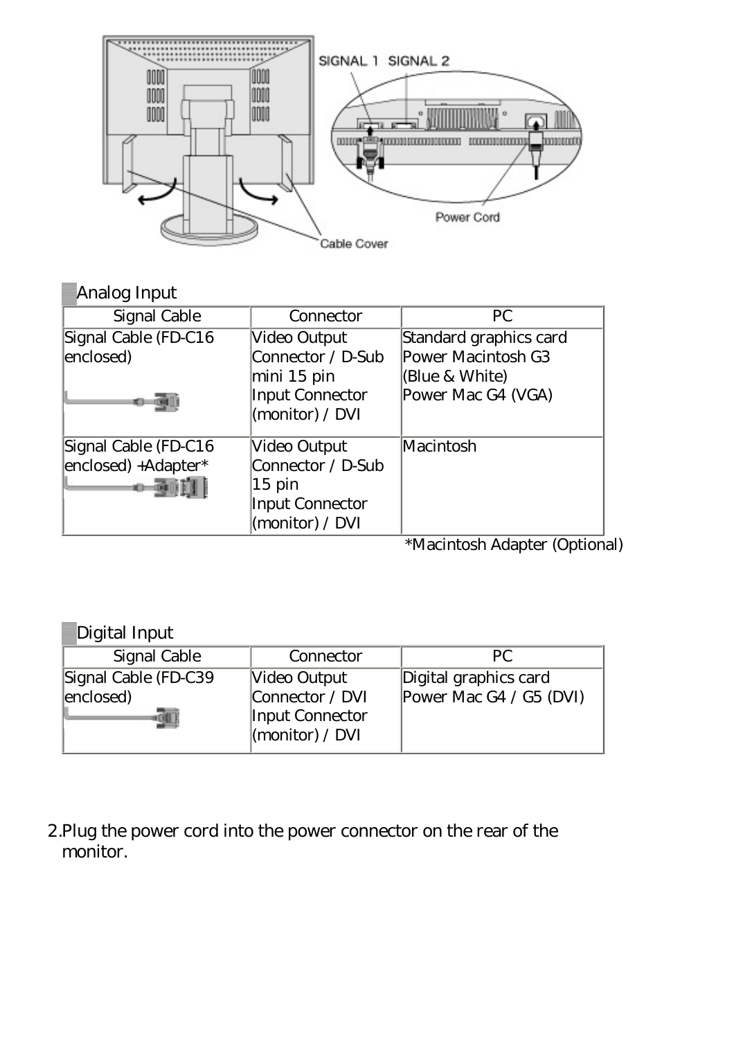Analog Input

| Signal Cable | Connector | PC |
|---|---|---|
| Signal Cable (FD-C16 enclosed) | Video Output Connector / D-Sub mini 15 pin Input Connector (monitor) / DVI | Standard graphics card Power Macintosh G3 (Blue & White) Power Mac G4 (VGA) |
| Signal Cable (FD-C16 enclosed) +Adapter* | Video Output Connector / D-Sub 15 pin Input Connector (monitor) / DVI | Macintosh |

*Macintosh Adapter (Optional)

Digital Input

| Signal Cable | Connector | PC |
|---|---|---|
| Signal Cable (FD-C39 enclosed) | Video Output Connector / DVI Input Connector (monitor) / DVI | Digital graphics card Power Mac G4 / G5 (DVI) |

2. Plug the power cord into the power connector on the rear of the monitor.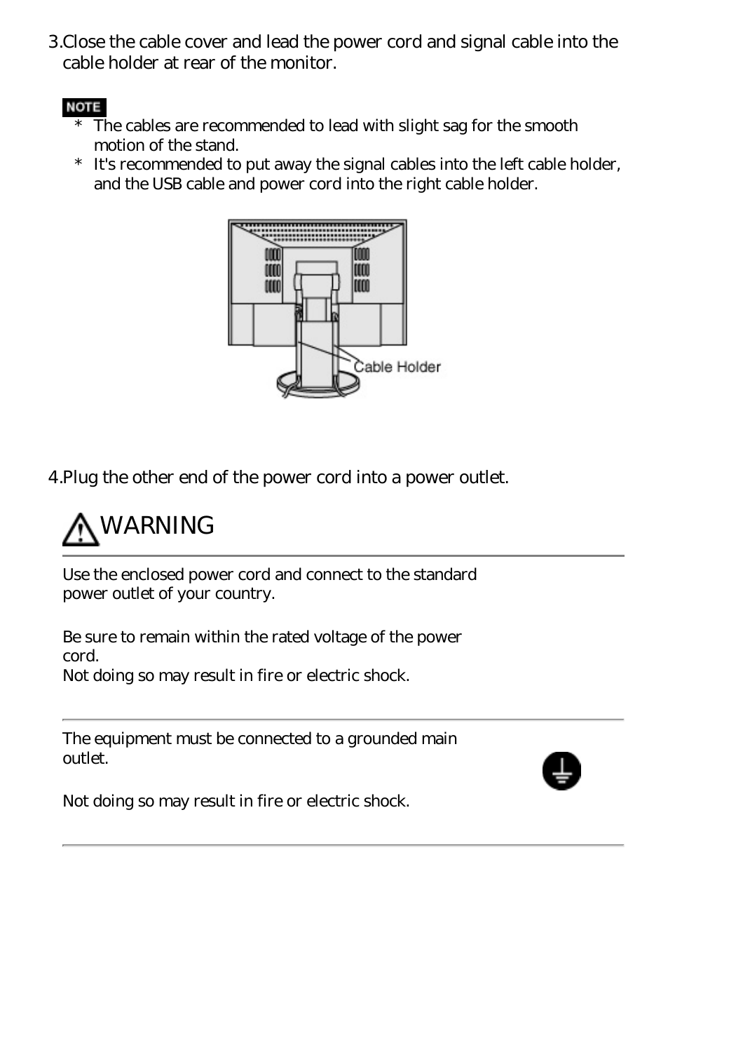3.Close the cable cover and lead the power cord and signal cable into the cable holder at rear of the monitor.

**NOTE**

* The cables are recommended to lead with slight sag for the smooth motion of the stand.
* It's recommended to put away the signal cables into the left cable holder, and the USB cable and power cord into the right cable holder.

Cable Holder

4.Plug the other end of the power cord into a power outlet.

## WARNING

Use the enclosed power cord and connect to the standard power outlet of your country.

Be sure to remain within the rated voltage of the power cord.
Not doing so may result in fire or electric shock.

---

The equipment must be connected to a grounded main outlet.

Not doing so may result in fire or electric shock.

---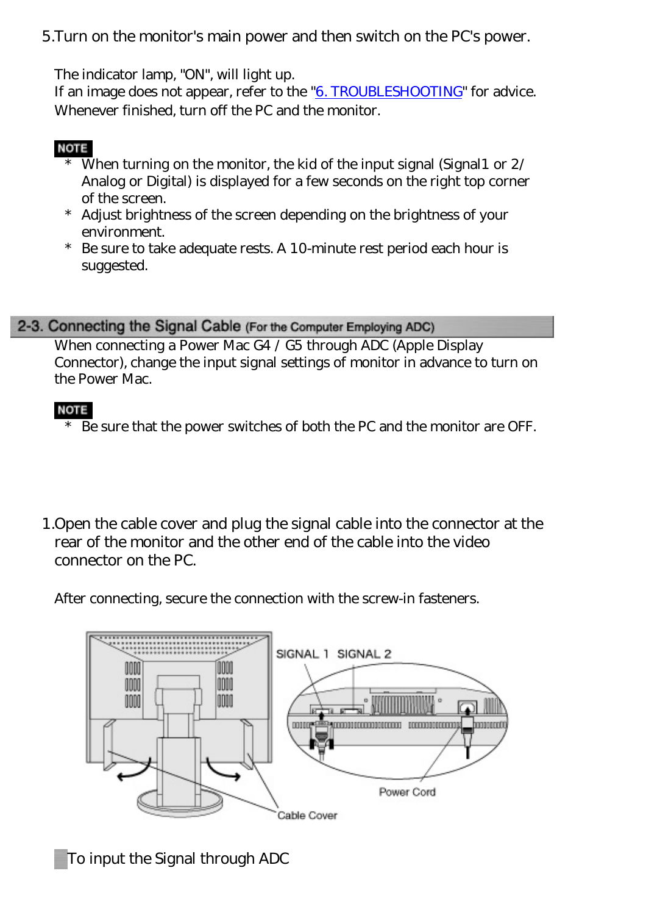5.Turn on the monitor's main power and then switch on the PC's power.

The indicator lamp, "ON", will light up.
If an image does not appear, refer to the "6. TROUBLESHOOTING" for advice.
Whenever finished, turn off the PC and the monitor.

**NOTE**

* When turning on the monitor, the kid of the input signal (Signal1 or 2/ Analog or Digital) is displayed for a few seconds on the right top corner of the screen.
* Adjust brightness of the screen depending on the brightness of your environment.
* Be sure to take adequate rests. A 10-minute rest period each hour is suggested.

## 2-3. Connecting the Signal Cable (For the Computer Employing ADC)

When connecting a Power Mac G4 / G5 through ADC (Apple Display Connector), change the input signal settings of monitor in advance to turn on the Power Mac.

**NOTE**

* Be sure that the power switches of both the PC and the monitor are OFF.

1.Open the cable cover and plug the signal cable into the connector at the rear of the monitor and the other end of the cable into the video connector on the PC.

After connecting, secure the connection with the screw-in fasteners.

SIGNAL 1 SIGNAL 2

Power Cord

Cable Cover

To input the Signal through ADC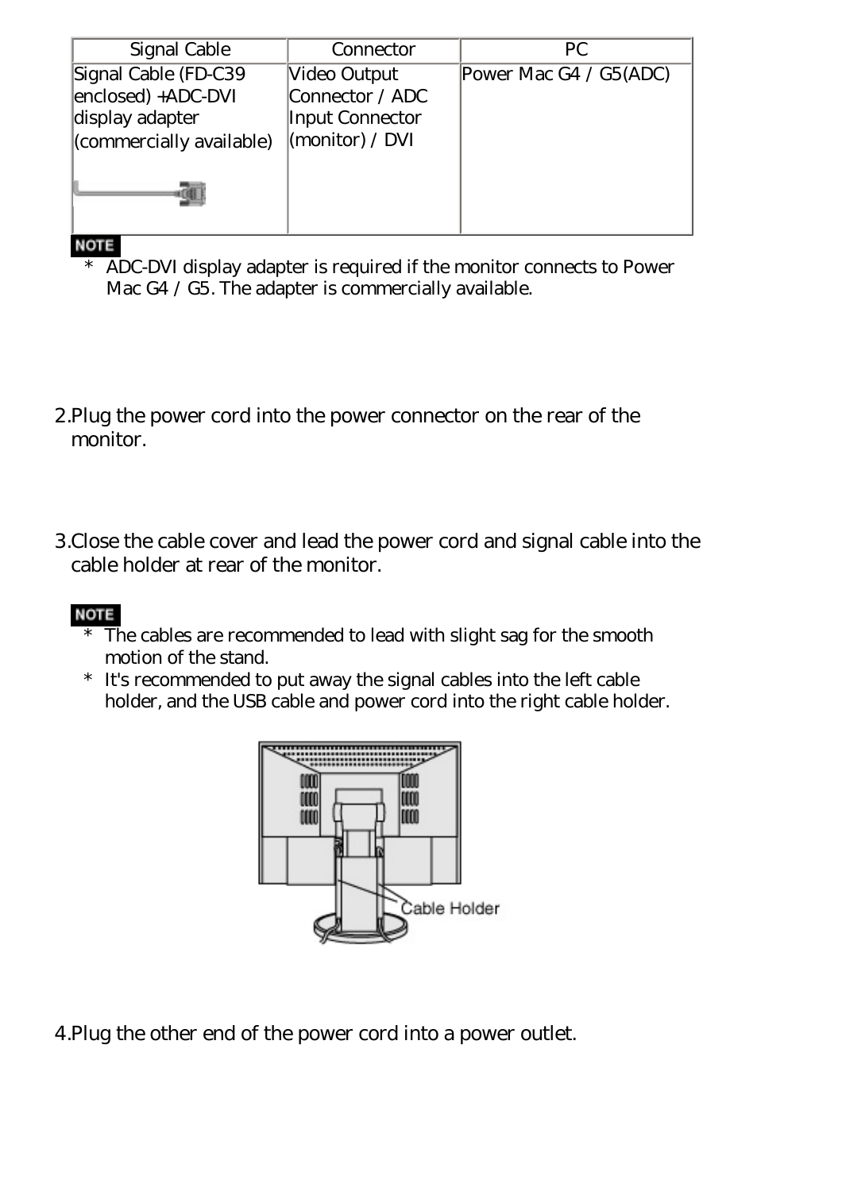| Signal Cable | Connector | PC |
|---|---|---|
| Signal Cable (FD-C39 enclosed) +ADC-DVI display adapter (commercially available) | Video Output Connector / ADC Input Connector (monitor) / DVI | Power Mac G4 / G5(ADC) |

**NOTE**

* ADC-DVI display adapter is required if the monitor connects to Power Mac G4 / G5. The adapter is commercially available.

2. Plug the power cord into the power connector on the rear of the monitor.

3. Close the cable cover and lead the power cord and signal cable into the cable holder at rear of the monitor.

**NOTE**

* The cables are recommended to lead with slight sag for the smooth motion of the stand.
* It's recommended to put away the signal cables into the left cable holder, and the USB cable and power cord into the right cable holder.

Cable Holder

4. Plug the other end of the power cord into a power outlet.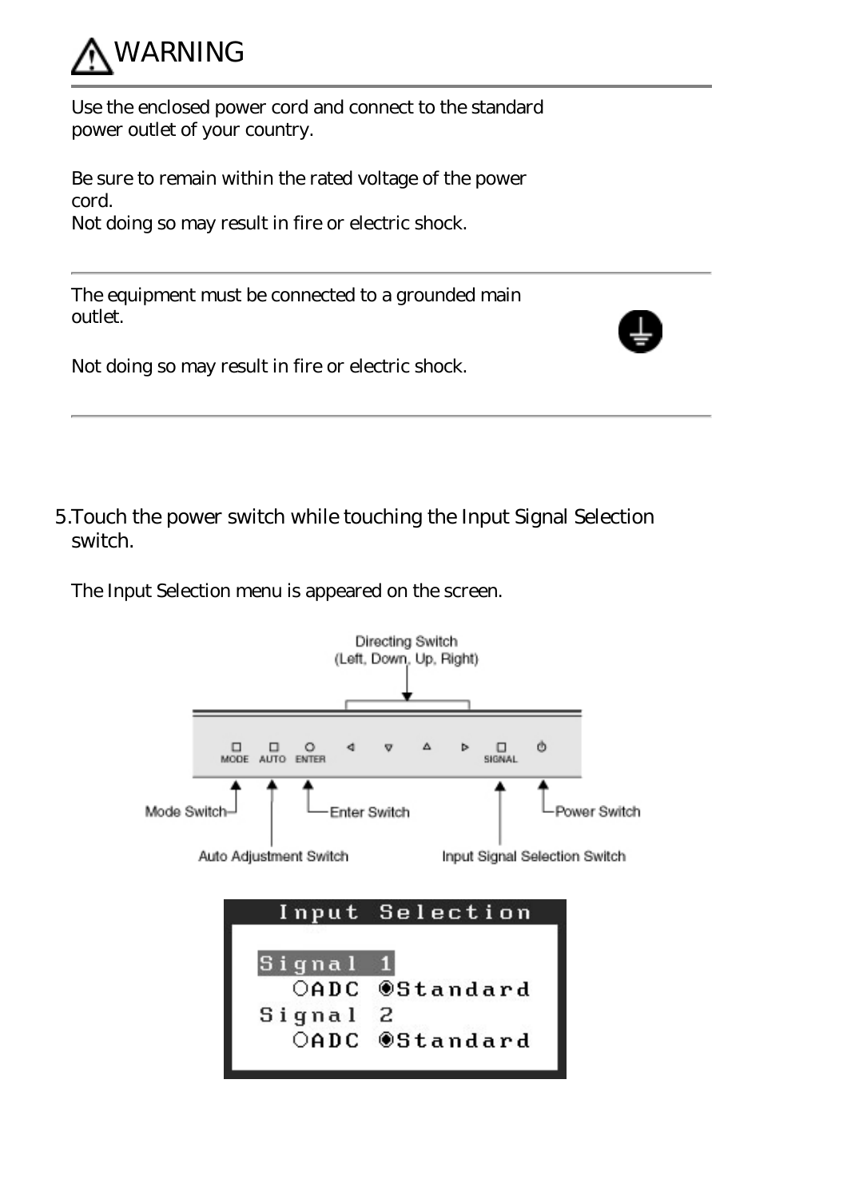# ⚠WARNING

Use the enclosed power cord and connect to the standard power outlet of your country.

Be sure to remain within the rated voltage of the power cord.
Not doing so may result in fire or electric shock.

---

The equipment must be connected to a grounded main outlet.

Not doing so may result in fire or electric shock.

---

5. Touch the power switch while touching the Input Signal Selection switch.

   The Input Selection menu is appeared on the screen.

Directing Switch (Left, Down, Up, Right)

MODE AUTO ENTER SIGNAL

Mode Switch | Enter Switch | Power Switch | Auto Adjustment Switch | Input Signal Selection Switch

**Input Selection**

Signal 1
○ADC ◉Standard
Signal 2
○ADC ◉Standard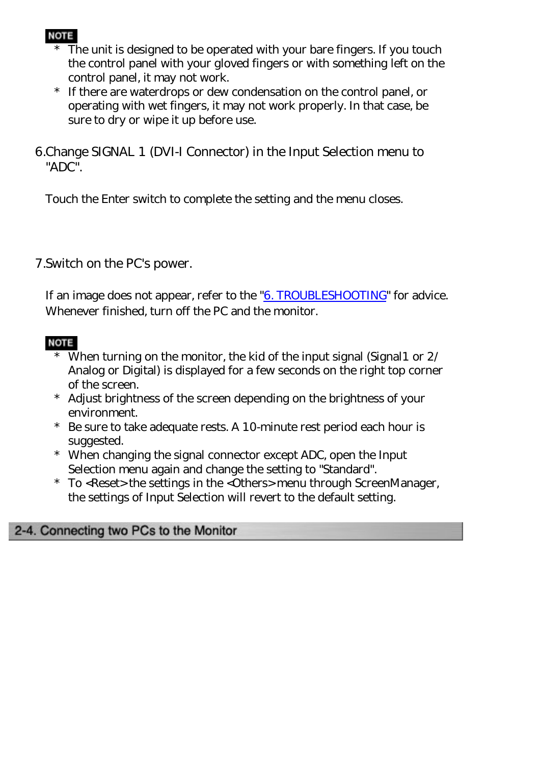**NOTE**

* The unit is designed to be operated with your bare fingers. If you touch the control panel with your gloved fingers or with something left on the control panel, it may not work.
* If there are waterdrops or dew condensation on the control panel, or operating with wet fingers, it may not work properly. In that case, be sure to dry or wipe it up before use.

6.Change SIGNAL 1 (DVI-I Connector) in the Input Selection menu to "ADC".

Touch the Enter switch to complete the setting and the menu closes.

7.Switch on the PC's power.

If an image does not appear, refer to the "6. TROUBLESHOOTING" for advice. Whenever finished, turn off the PC and the monitor.

**NOTE**

* When turning on the monitor, the kid of the input signal (Signal1 or 2/ Analog or Digital) is displayed for a few seconds on the right top corner of the screen.
* Adjust brightness of the screen depending on the brightness of your environment.
* Be sure to take adequate rests. A 10-minute rest period each hour is suggested.
* When changing the signal connector except ADC, open the Input Selection menu again and change the setting to "Standard".
* To <Reset> the settings in the <Others> menu through ScreenManager, the settings of Input Selection will revert to the default setting.

## 2-4. Connecting two PCs to the Monitor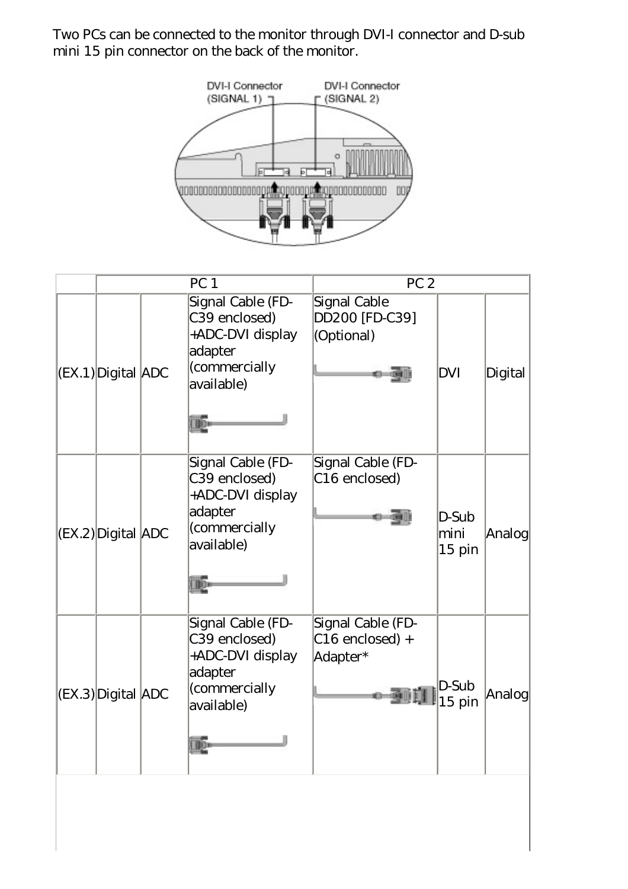Two PCs can be connected to the monitor through DVI-I connector and D-sub mini 15 pin connector on the back of the monitor.

| | PC 1 | | | PC 2 | | |
|---|---|---|---|---|---|---|
| (EX.1) | Digital | ADC | Signal Cable (FD-C39 enclosed) +ADC-DVI display adapter (commercially available) | Signal Cable DD200 [FD-C39] (Optional) | DVI | Digital |
| (EX.2) | Digital | ADC | Signal Cable (FD-C39 enclosed) +ADC-DVI display adapter (commercially available) | Signal Cable (FD-C16 enclosed) | D-Sub mini 15 pin | Analog |
| (EX.3) | Digital | ADC | Signal Cable (FD-C39 enclosed) +ADC-DVI display adapter (commercially available) | Signal Cable (FD-C16 enclosed) + Adapter* | D-Sub 15 pin | Analog |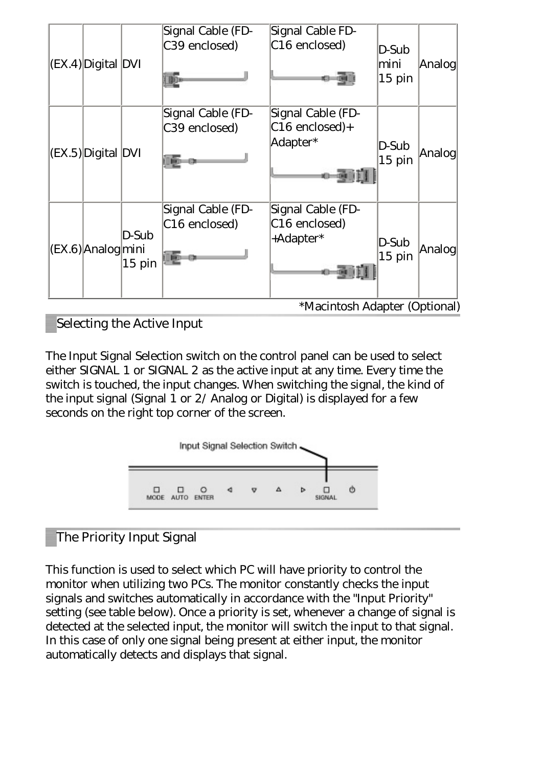| | | | | | | |
|---|---|---|---|---|---|---|
| (EX.4) | Digital | DVI | Signal Cable (FD-C39 enclosed) | Signal Cable FD-C16 enclosed) | D-Sub mini 15 pin | Analog |
| (EX.5) | Digital | DVI | Signal Cable (FD-C39 enclosed) | Signal Cable (FD-C16 enclosed)+ Adapter* | D-Sub 15 pin | Analog |
| (EX.6) | Analog | D-Sub mini 15 pin | Signal Cable (FD-C16 enclosed) | Signal Cable (FD-C16 enclosed) +Adapter* | D-Sub 15 pin | Analog |

*Macintosh Adapter (Optional)

## Selecting the Active Input

The Input Signal Selection switch on the control panel can be used to select either SIGNAL 1 or SIGNAL 2 as the active input at any time. Every time the switch is touched, the input changes. When switching the signal, the kind of the input signal (Signal 1 or 2/ Analog or Digital) is displayed for a few seconds on the right top corner of the screen.

Input Signal Selection Switch

MODE AUTO ENTER SIGNAL

## The Priority Input Signal

This function is used to select which PC will have priority to control the monitor when utilizing two PCs. The monitor constantly checks the input signals and switches automatically in accordance with the "Input Priority" setting (see table below). Once a priority is set, whenever a change of signal is detected at the selected input, the monitor will switch the input to that signal. In this case of only one signal being present at either input, the monitor automatically detects and displays that signal.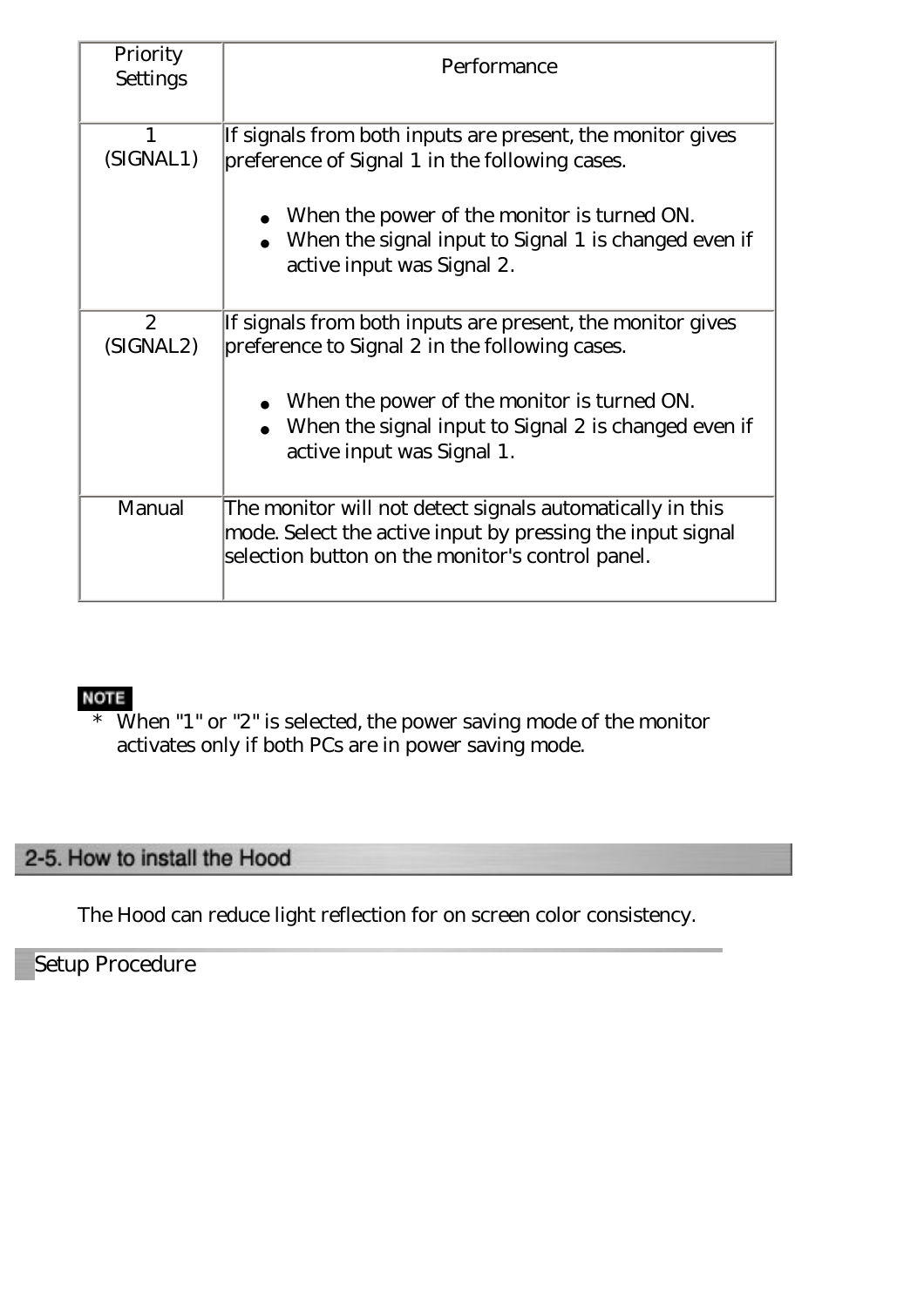| Priority Settings | Performance |
|---|---|
| 1 (SIGNAL1) | If signals from both inputs are present, the monitor gives preference of Signal 1 in the following cases.<br><br>• When the power of the monitor is turned ON.<br>• When the signal input to Signal 1 is changed even if active input was Signal 2. |
| 2 (SIGNAL2) | If signals from both inputs are present, the monitor gives preference to Signal 2 in the following cases.<br><br>• When the power of the monitor is turned ON.<br>• When the signal input to Signal 2 is changed even if active input was Signal 1. |
| Manual | The monitor will not detect signals automatically in this mode. Select the active input by pressing the input signal selection button on the monitor's control panel. |

**NOTE**

* When "1" or "2" is selected, the power saving mode of the monitor activates only if both PCs are in power saving mode.

## 2-5. How to install the Hood

The Hood can reduce light reflection for on screen color consistency.

### Setup Procedure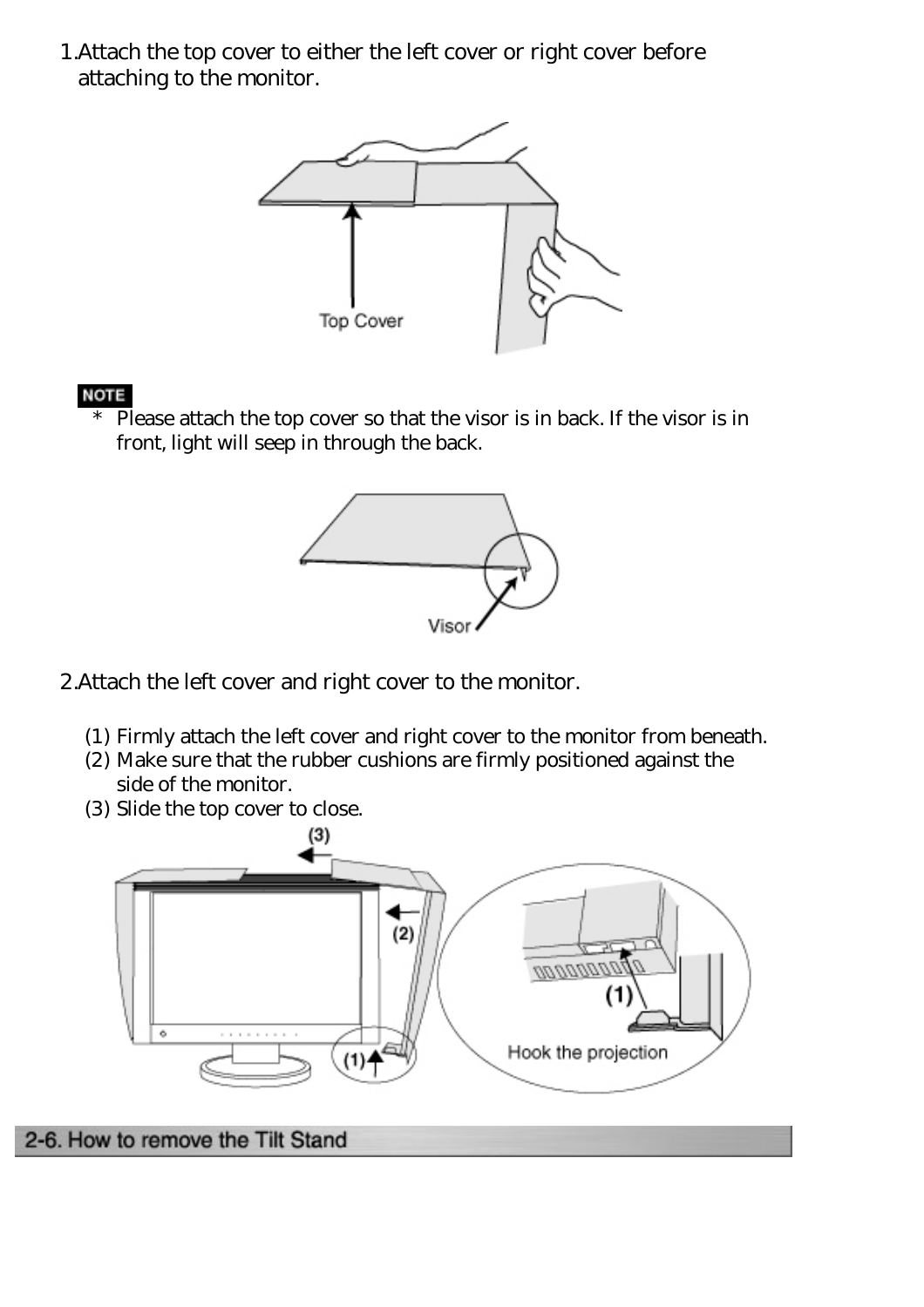1. Attach the top cover to either the left cover or right cover before attaching to the monitor.

**NOTE**

* Please attach the top cover so that the visor is in back. If the visor is in front, light will seep in through the back.

2. Attach the left cover and right cover to the monitor.

   (1) Firmly attach the left cover and right cover to the monitor from beneath.
   (2) Make sure that the rubber cushions are firmly positioned against the side of the monitor.
   (3) Slide the top cover to close.

## 2-6. How to remove the Tilt Stand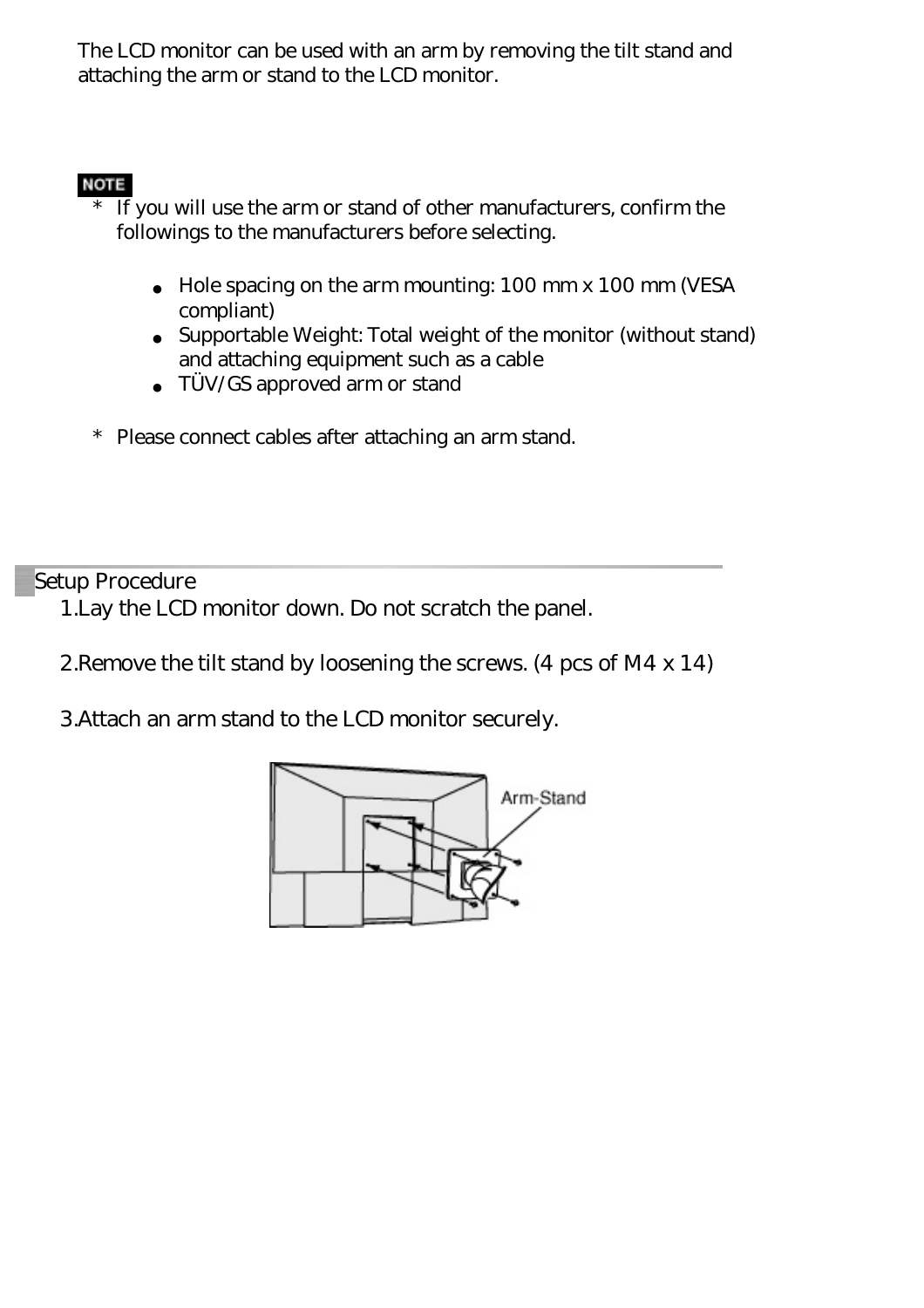The LCD monitor can be used with an arm by removing the tilt stand and attaching the arm or stand to the LCD monitor.

**NOTE**

* If you will use the arm or stand of other manufacturers, confirm the followings to the manufacturers before selecting.

    - Hole spacing on the arm mounting: 100 mm x 100 mm (VESA compliant)
    - Supportable Weight: Total weight of the monitor (without stand) and attaching equipment such as a cable
    - TÜV/GS approved arm or stand

* Please connect cables after attaching an arm stand.

## Setup Procedure

1. Lay the LCD monitor down. Do not scratch the panel.

2. Remove the tilt stand by loosening the screws. (4 pcs of M4 x 14)

3. Attach an arm stand to the LCD monitor securely.

Arm-Stand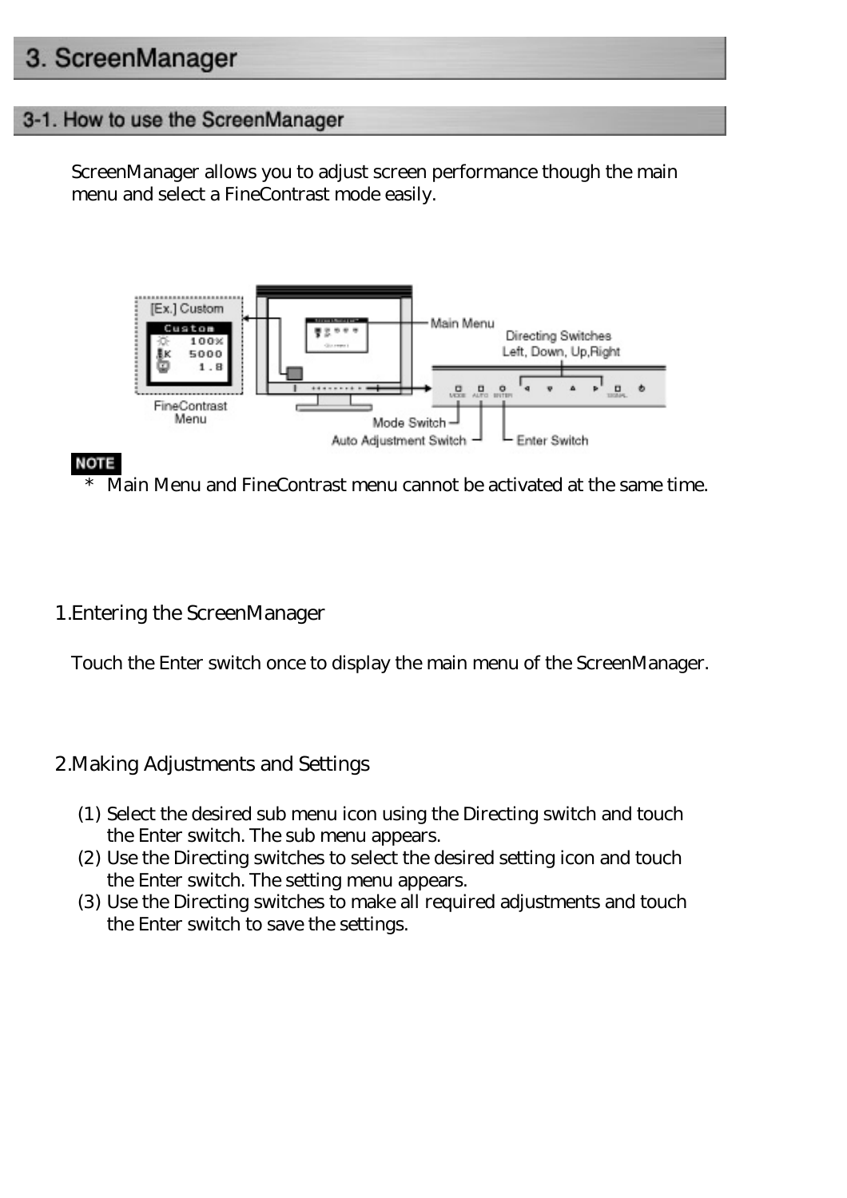# 3. ScreenManager

## 3-1. How to use the ScreenManager

ScreenManager allows you to adjust screen performance though the main menu and select a FineContrast mode easily.

**NOTE**

* Main Menu and FineContrast menu cannot be activated at the same time.

### 1.Entering the ScreenManager

Touch the Enter switch once to display the main menu of the ScreenManager.

### 2.Making Adjustments and Settings

(1) Select the desired sub menu icon using the Directing switch and touch the Enter switch. The sub menu appears.
(2) Use the Directing switches to select the desired setting icon and touch the Enter switch. The setting menu appears.
(3) Use the Directing switches to make all required adjustments and touch the Enter switch to save the settings.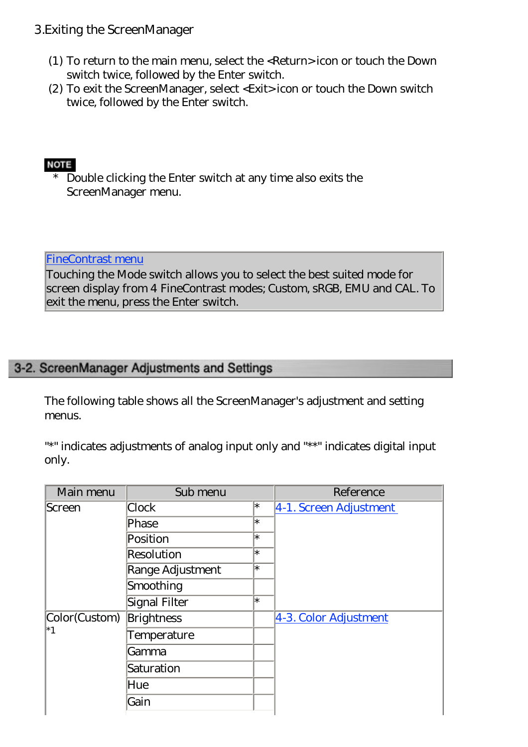3.Exiting the ScreenManager

(1) To return to the main menu, select the <Return> icon or touch the Down switch twice, followed by the Enter switch.
(2) To exit the ScreenManager, select <Exit> icon or touch the Down switch twice, followed by the Enter switch.

**NOTE**

* Double clicking the Enter switch at any time also exits the ScreenManager menu.

| FineContrast menu |
|---|
| Touching the Mode switch allows you to select the best suited mode for screen display from 4 FineContrast modes; Custom, sRGB, EMU and CAL. To exit the menu, press the Enter switch. |

## 3-2. ScreenManager Adjustments and Settings

The following table shows all the ScreenManager's adjustment and setting menus.

"*" indicates adjustments of analog input only and "**" indicates digital input only.

| Main menu | Sub menu | | Reference |
|---|---|---|---|
| Screen | Clock | * | 4-1. Screen Adjustment |
| | Phase | * | |
| | Position | * | |
| | Resolution | * | |
| | Range Adjustment | * | |
| | Smoothing | | |
| | Signal Filter | * | |
| Color(Custom) *1 | Brightness | | 4-3. Color Adjustment |
| | Temperature | | |
| | Gamma | | |
| | Saturation | | |
| | Hue | | |
| | Gain | | |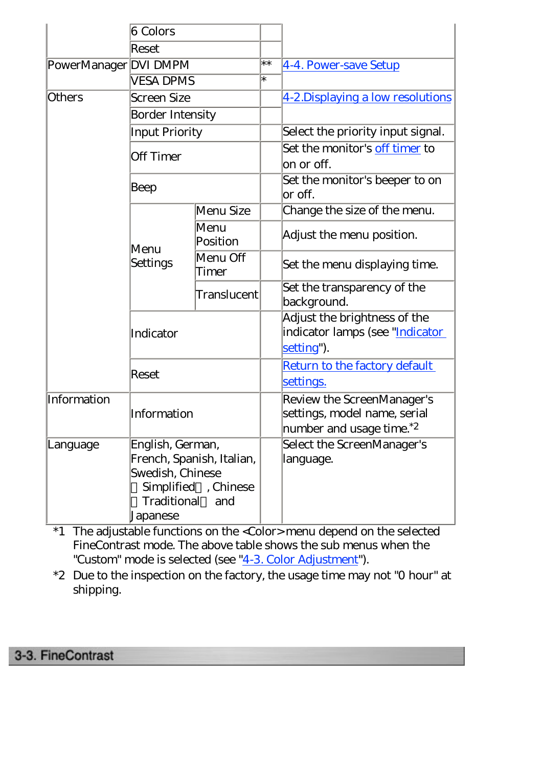| | | | | |
|---|---|---|---|---|
| | 6 Colors | | | |
| | Reset | | | |
| PowerManager | DVI DMPM | | ** | 4-4. Power-save Setup |
| | VESA DPMS | | * | |
| Others | Screen Size | | | 4-2.Displaying a low resolutions |
| | Border Intensity | | | |
| | Input Priority | | | Select the priority input signal. |
| | Off Timer | | | Set the monitor's off timer to on or off. |
| | Beep | | | Set the monitor's beeper to on or off. |
| | Menu Settings | Menu Size | | Change the size of the menu. |
| | | Menu Position | | Adjust the menu position. |
| | | Menu Off Timer | | Set the menu displaying time. |
| | | Translucent | | Set the transparency of the background. |
| | Indicator | | | Adjust the brightness of the indicator lamps (see "Indicator setting"). |
| | Reset | | | Return to the factory default settings. |
| Information | Information | | | Review the ScreenManager's settings, model name, serial number and usage time.*2 |
| Language | English, German, French, Spanish, Italian, Swedish, Chinese （Simplified）, Chinese （Traditional） and Japanese | | | Select the ScreenManager's language. |

*1 The adjustable functions on the <Color> menu depend on the selected FineContrast mode. The above table shows the sub menus when the "Custom" mode is selected (see "4-3. Color Adjustment").

*2 Due to the inspection on the factory, the usage time may not "0 hour" at shipping.

## 3-3. FineContrast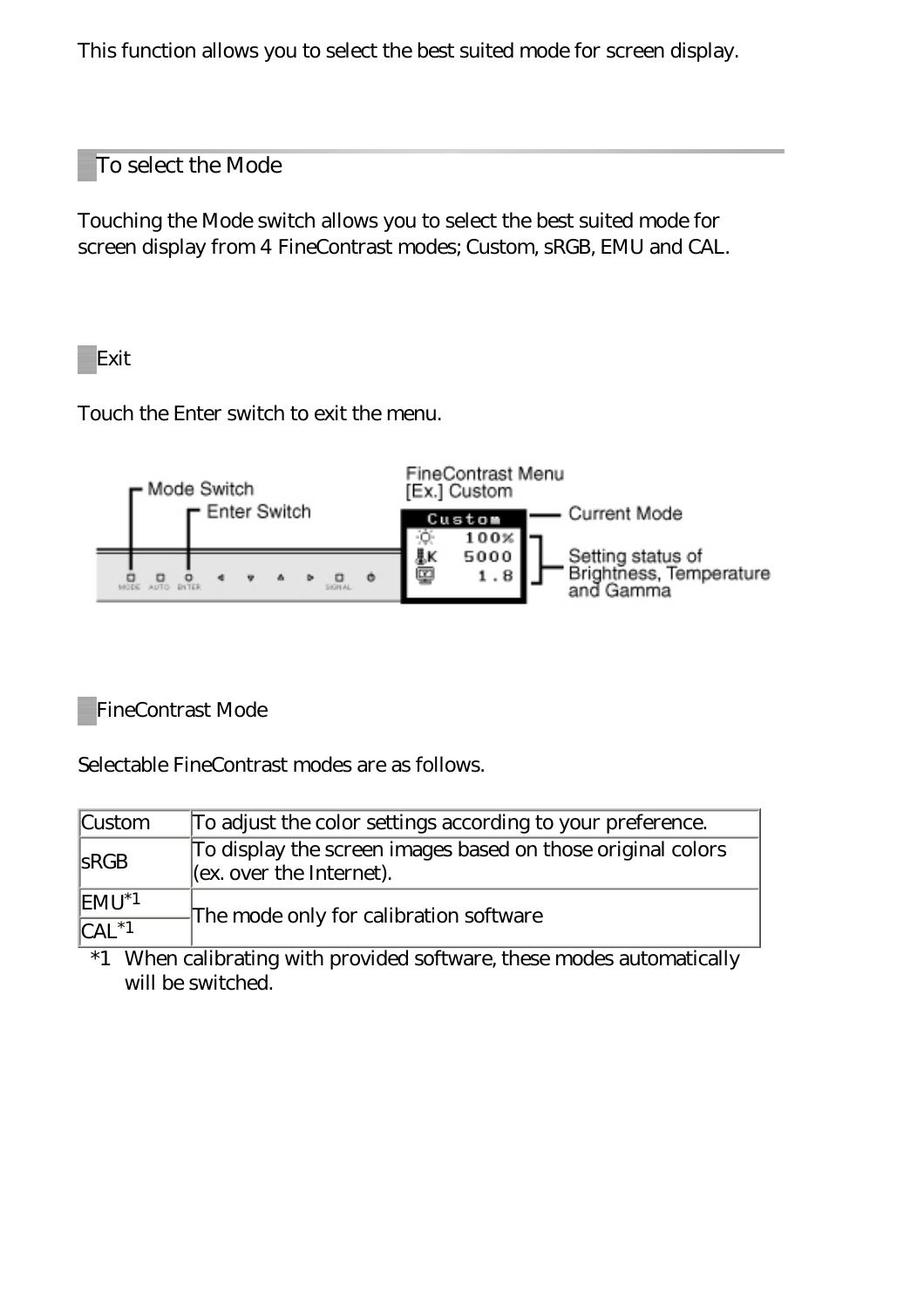This function allows you to select the best suited mode for screen display.

## To select the Mode

Touching the Mode switch allows you to select the best suited mode for screen display from 4 FineContrast modes; Custom, sRGB, EMU and CAL.

## Exit

Touch the Enter switch to exit the menu.

Mode Switch
Enter Switch
FineContrast Menu
[Ex.] Custom
Current Mode
Setting status of Brightness, Temperature and Gamma

## FineContrast Mode

Selectable FineContrast modes are as follows.

| | |
|---|---|
| Custom | To adjust the color settings according to your preference. |
| sRGB | To display the screen images based on those original colors (ex. over the Internet). |
| EMU*1 | The mode only for calibration software |
| CAL*1 | |

*1 When calibrating with provided software, these modes automatically will be switched.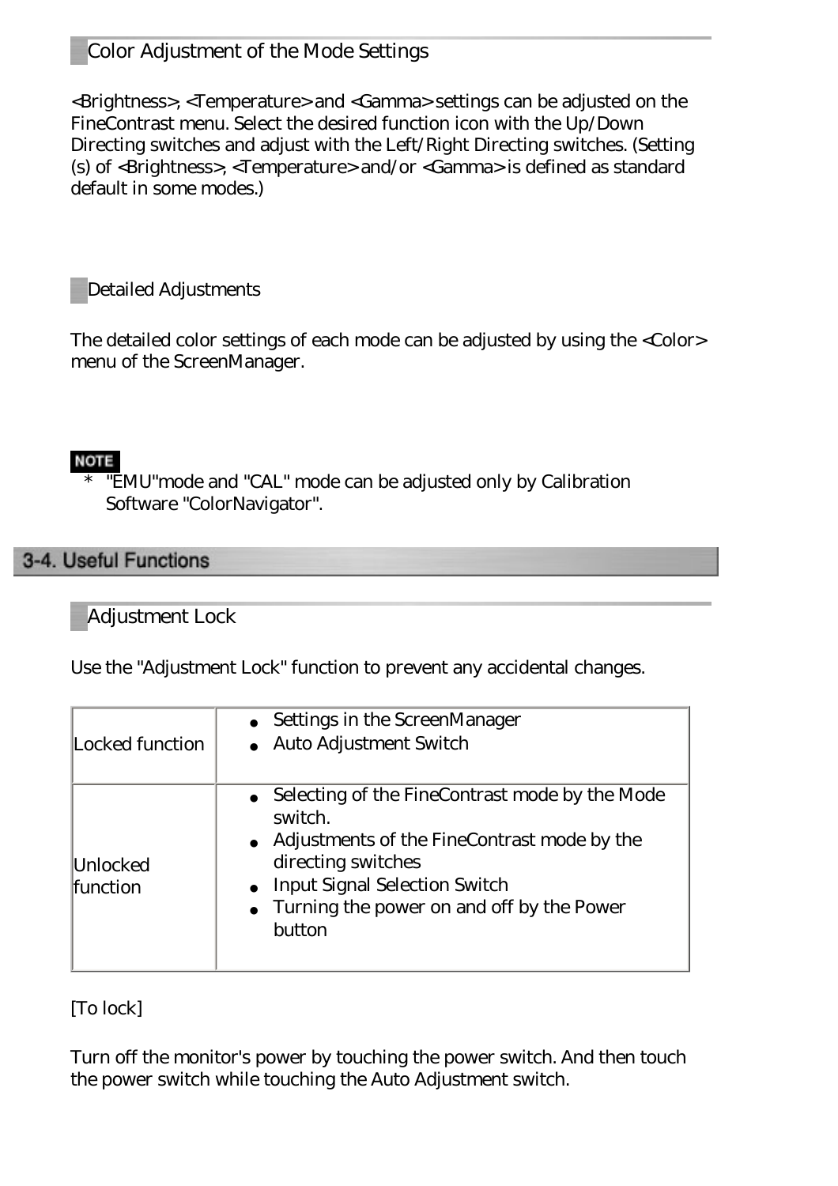### Color Adjustment of the Mode Settings

<Brightness>, <Temperature> and <Gamma> settings can be adjusted on the FineContrast menu. Select the desired function icon with the Up/Down Directing switches and adjust with the Left/Right Directing switches. (Setting (s) of <Brightness>, <Temperature> and/or <Gamma> is defined as standard default in some modes.)

### Detailed Adjustments

The detailed color settings of each mode can be adjusted by using the <Color> menu of the ScreenManager.

**NOTE**

- * "EMU"mode and "CAL" mode can be adjusted only by Calibration Software "ColorNavigator".

## 3-4. Useful Functions

### Adjustment Lock

Use the "Adjustment Lock" function to prevent any accidental changes.

| | |
|---|---|
| Locked function | • Settings in the ScreenManager<br>• Auto Adjustment Switch |
| Unlocked function | • Selecting of the FineContrast mode by the Mode switch.<br>• Adjustments of the FineContrast mode by the directing switches<br>• Input Signal Selection Switch<br>• Turning the power on and off by the Power button |

[To lock]

Turn off the monitor's power by touching the power switch. And then touch the power switch while touching the Auto Adjustment switch.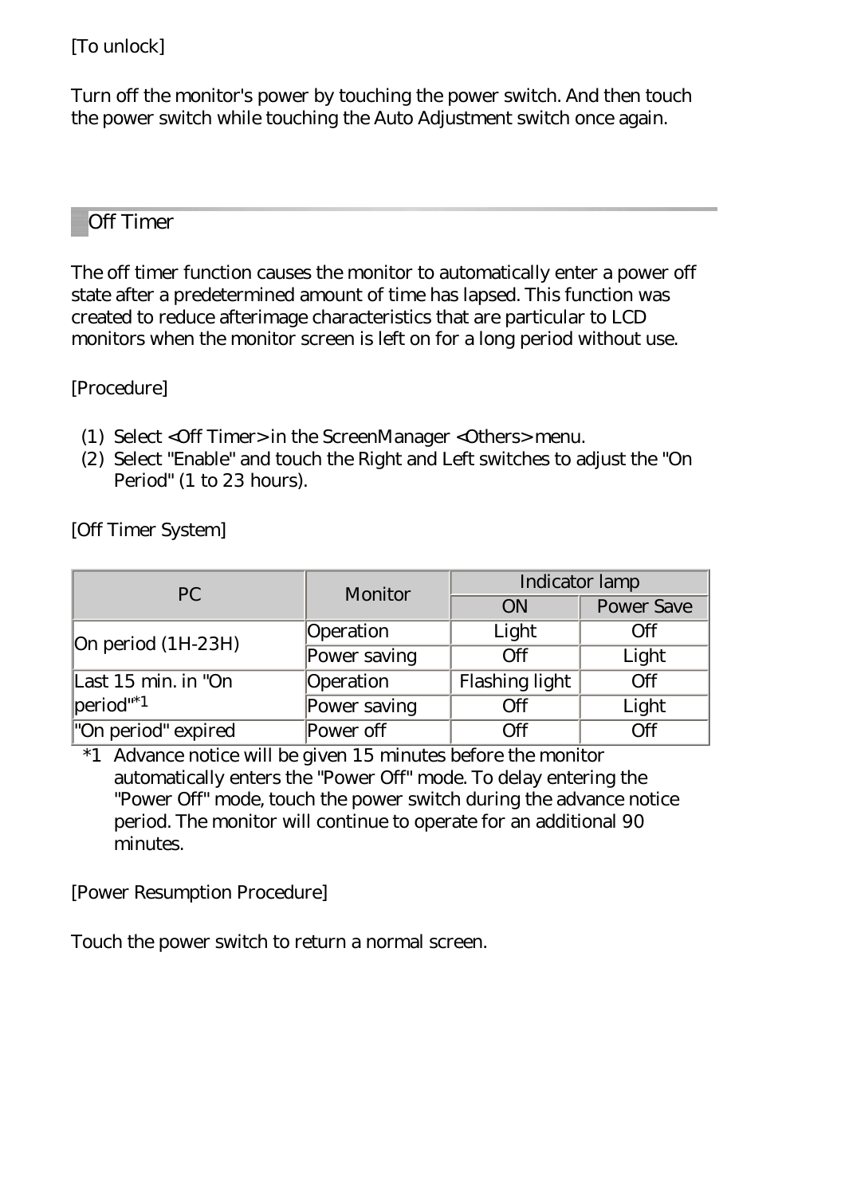[To unlock]

Turn off the monitor's power by touching the power switch. And then touch the power switch while touching the Auto Adjustment switch once again.

## Off Timer

The off timer function causes the monitor to automatically enter a power off state after a predetermined amount of time has lapsed. This function was created to reduce afterimage characteristics that are particular to LCD monitors when the monitor screen is left on for a long period without use.

[Procedure]

(1) Select <Off Timer> in the ScreenManager <Others> menu.
(2) Select "Enable" and touch the Right and Left switches to adjust the "On Period" (1 to 23 hours).

[Off Timer System]

| PC | Monitor | Indicator lamp | |
|---|---|---|---|
| | | ON | Power Save |
| On period (1H-23H) | Operation | Light | Off |
| | Power saving | Off | Light |
| Last 15 min. in "On period"*1 | Operation | Flashing light | Off |
| | Power saving | Off | Light |
| "On period" expired | Power off | Off | Off |

*1 Advance notice will be given 15 minutes before the monitor automatically enters the "Power Off" mode. To delay entering the "Power Off" mode, touch the power switch during the advance notice period. The monitor will continue to operate for an additional 90 minutes.

[Power Resumption Procedure]

Touch the power switch to return a normal screen.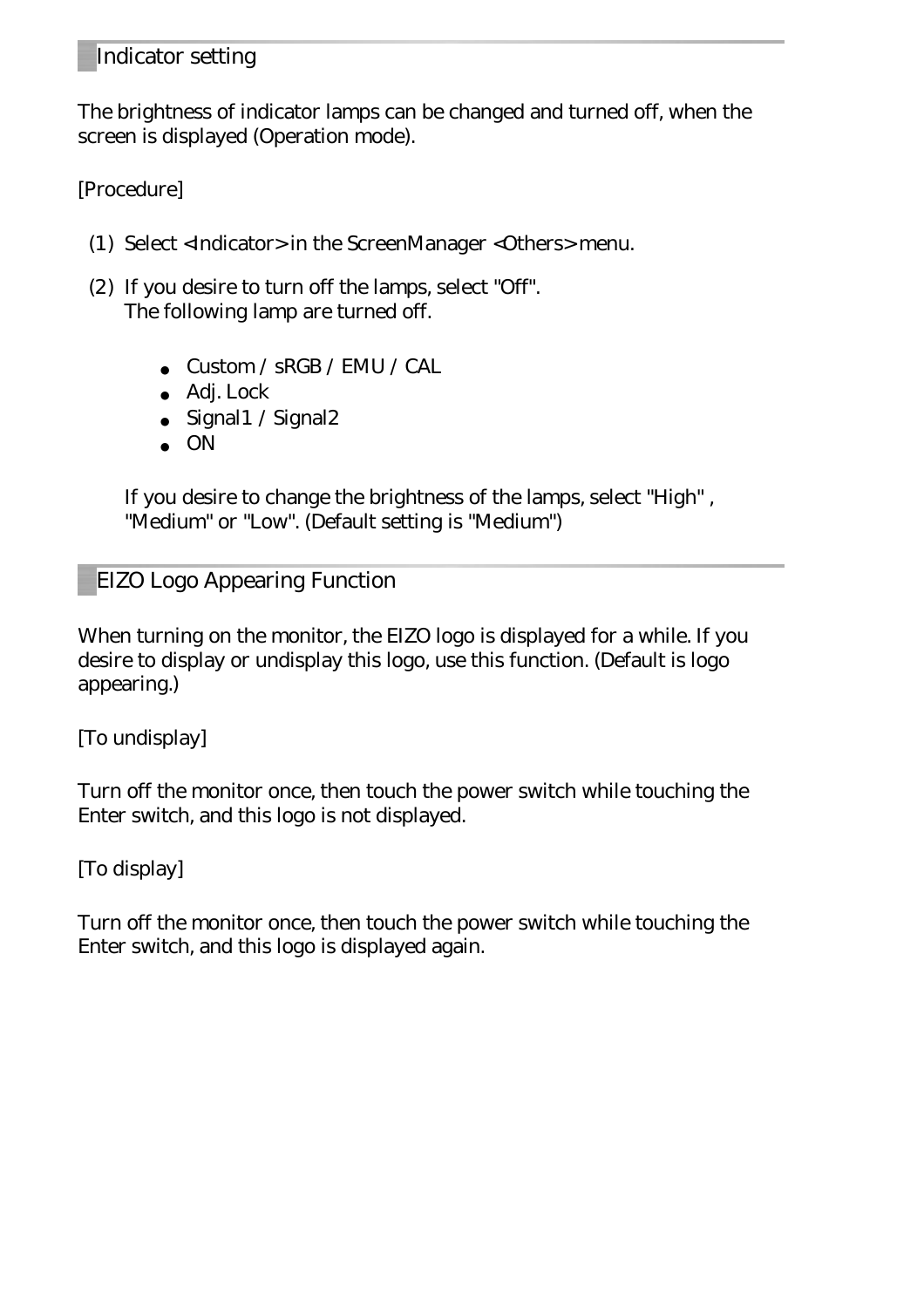## Indicator setting

The brightness of indicator lamps can be changed and turned off, when the screen is displayed (Operation mode).

[Procedure]

(1) Select <Indicator> in the ScreenManager <Others> menu.

(2) If you desire to turn off the lamps, select "Off".
The following lamp are turned off.

- Custom / sRGB / EMU / CAL
- Adj. Lock
- Signal1 / Signal2
- ON

If you desire to change the brightness of the lamps, select "High" , "Medium" or "Low". (Default setting is "Medium")

## EIZO Logo Appearing Function

When turning on the monitor, the EIZO logo is displayed for a while. If you desire to display or undisplay this logo, use this function. (Default is logo appearing.)

[To undisplay]

Turn off the monitor once, then touch the power switch while touching the Enter switch, and this logo is not displayed.

[To display]

Turn off the monitor once, then touch the power switch while touching the Enter switch, and this logo is displayed again.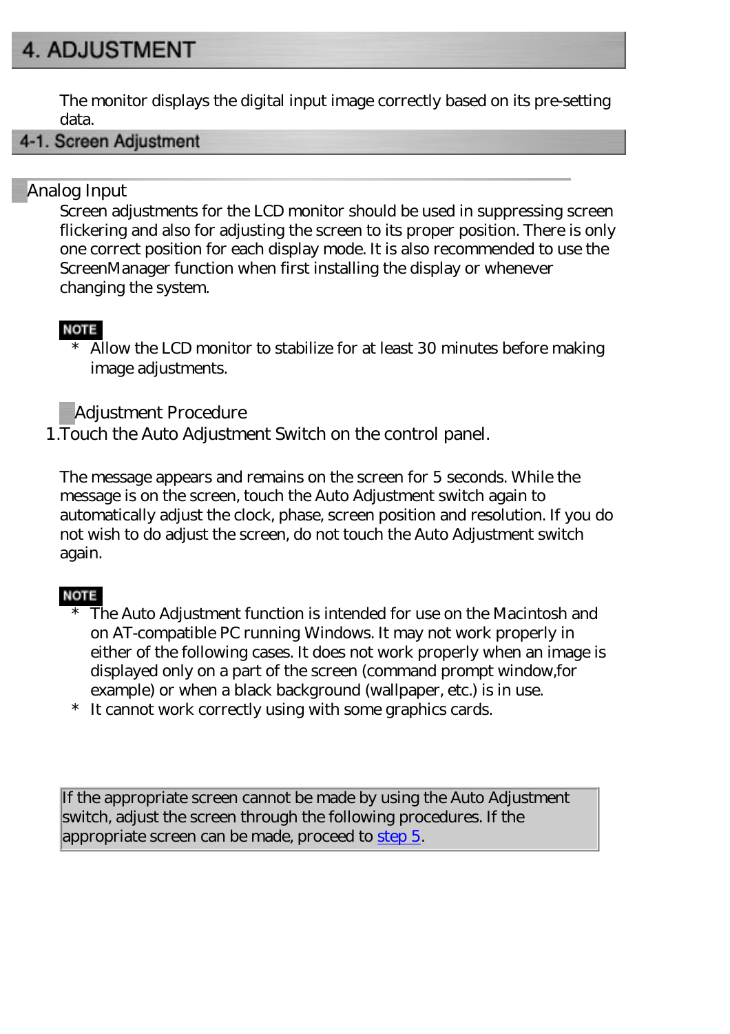# 4. ADJUSTMENT

The monitor displays the digital input image correctly based on its pre-setting data.

## 4-1. Screen Adjustment

### Analog Input

Screen adjustments for the LCD monitor should be used in suppressing screen flickering and also for adjusting the screen to its proper position. There is only one correct position for each display mode. It is also recommended to use the ScreenManager function when first installing the display or whenever changing the system.

**NOTE**

- * Allow the LCD monitor to stabilize for at least 30 minutes before making image adjustments.

#### Adjustment Procedure

1.Touch the Auto Adjustment Switch on the control panel.

The message appears and remains on the screen for 5 seconds. While the message is on the screen, touch the Auto Adjustment switch again to automatically adjust the clock, phase, screen position and resolution. If you do not wish to do adjust the screen, do not touch the Auto Adjustment switch again.

**NOTE**

- * The Auto Adjustment function is intended for use on the Macintosh and on AT-compatible PC running Windows. It may not work properly in either of the following cases. It does not work properly when an image is displayed only on a part of the screen (command prompt window,for example) or when a black background (wallpaper, etc.) is in use.
- * It cannot work correctly using with some graphics cards.

If the appropriate screen cannot be made by using the Auto Adjustment switch, adjust the screen through the following procedures. If the appropriate screen can be made, proceed to step 5.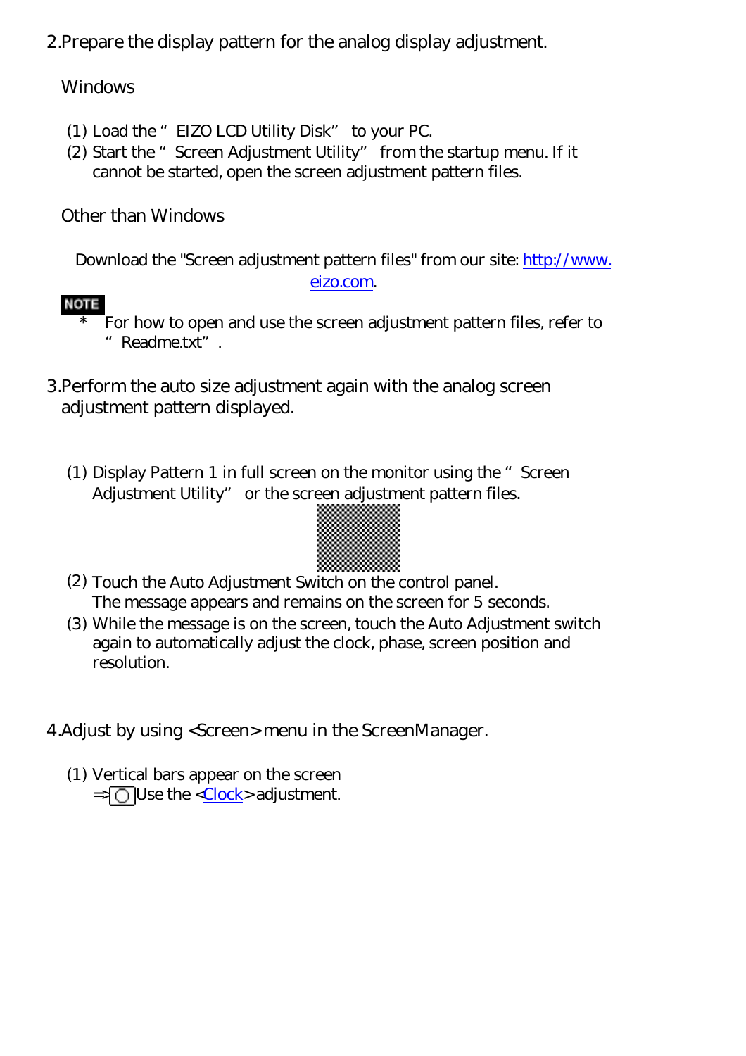2.Prepare the display pattern for the analog display adjustment.

Windows

(1) Load the “ EIZO LCD Utility Disk” to your PC.
(2) Start the “ Screen Adjustment Utility” from the startup menu. If it cannot be started, open the screen adjustment pattern files.

Other than Windows

Download the "Screen adjustment pattern files" from our site: http://www.eizo.com.

**NOTE**

* For how to open and use the screen adjustment pattern files, refer to “ Readme.txt”.

3.Perform the auto size adjustment again with the analog screen adjustment pattern displayed.

(1) Display Pattern 1 in full screen on the monitor using the “ Screen Adjustment Utility” or the screen adjustment pattern files.

(2) Touch the Auto Adjustment Switch on the control panel.
The message appears and remains on the screen for 5 seconds.
(3) While the message is on the screen, touch the Auto Adjustment switch again to automatically adjust the clock, phase, screen position and resolution.

4.Adjust by using <Screen> menu in the ScreenManager.

(1) Vertical bars appear on the screen
⇒ Use the <Clock> adjustment.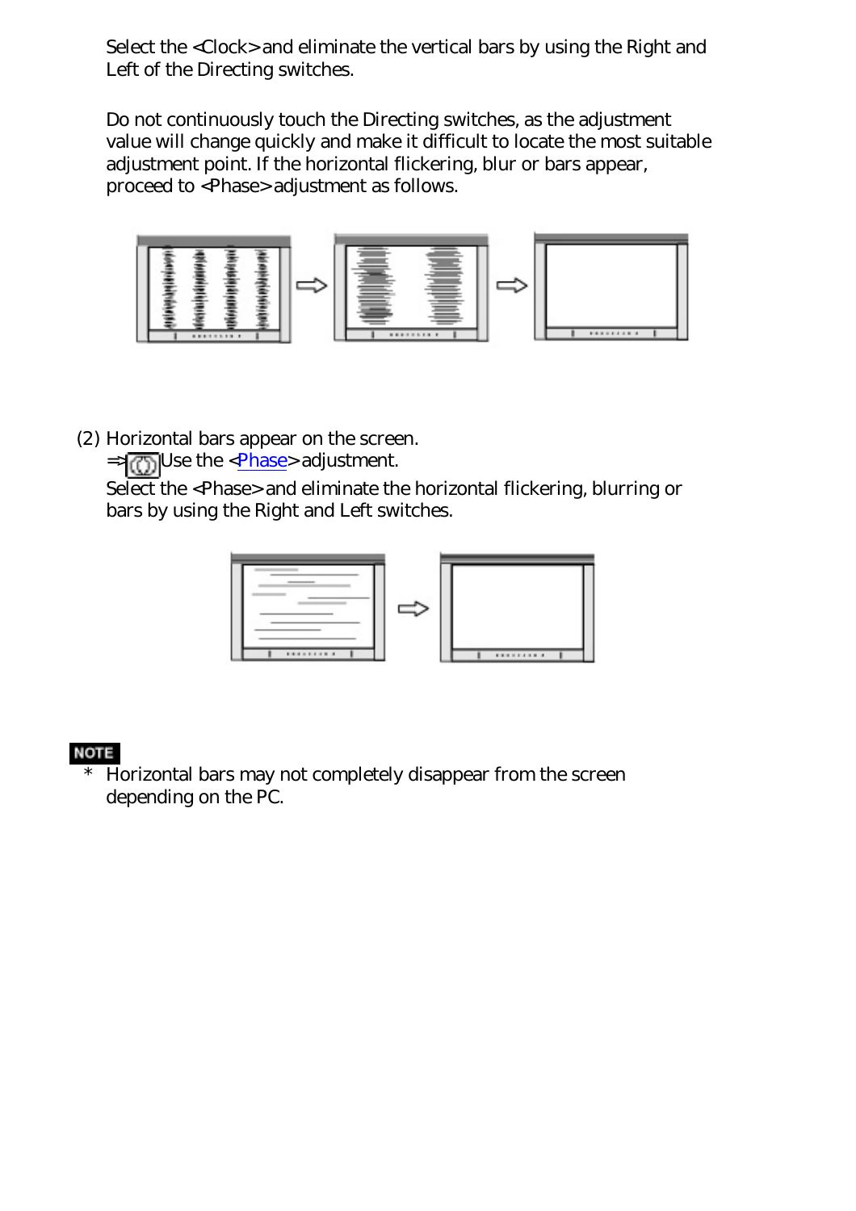Select the <Clock> and eliminate the vertical bars by using the Right and Left of the Directing switches.

Do not continuously touch the Directing switches, as the adjustment value will change quickly and make it difficult to locate the most suitable adjustment point. If the horizontal flickering, blur or bars appear, proceed to <Phase> adjustment as follows.

(2) Horizontal bars appear on the screen.
⇒ Use the <Phase> adjustment.
Select the <Phase> and eliminate the horizontal flickering, blurring or bars by using the Right and Left switches.

**NOTE**

* Horizontal bars may not completely disappear from the screen depending on the PC.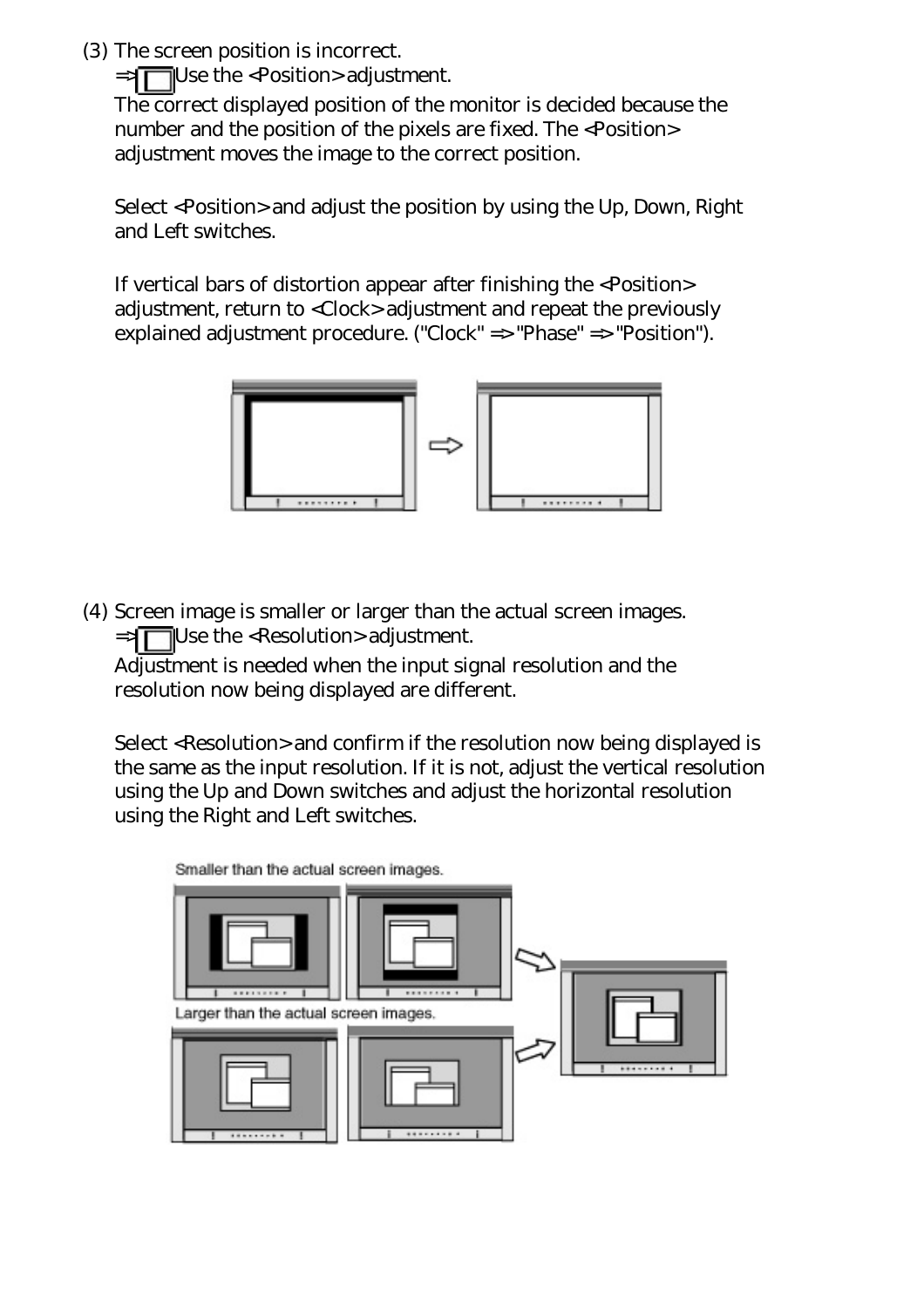(3) The screen position is incorrect.

=> Use the <Position> adjustment.

The correct displayed position of the monitor is decided because the number and the position of the pixels are fixed. The <Position> adjustment moves the image to the correct position.

Select <Position> and adjust the position by using the Up, Down, Right and Left switches.

If vertical bars of distortion appear after finishing the <Position> adjustment, return to <Clock> adjustment and repeat the previously explained adjustment procedure. ("Clock" => "Phase" => "Position").

(4) Screen image is smaller or larger than the actual screen images.

=> Use the <Resolution> adjustment.

Adjustment is needed when the input signal resolution and the resolution now being displayed are different.

Select <Resolution> and confirm if the resolution now being displayed is the same as the input resolution. If it is not, adjust the vertical resolution using the Up and Down switches and adjust the horizontal resolution using the Right and Left switches.

Smaller than the actual screen images.

Larger than the actual screen images.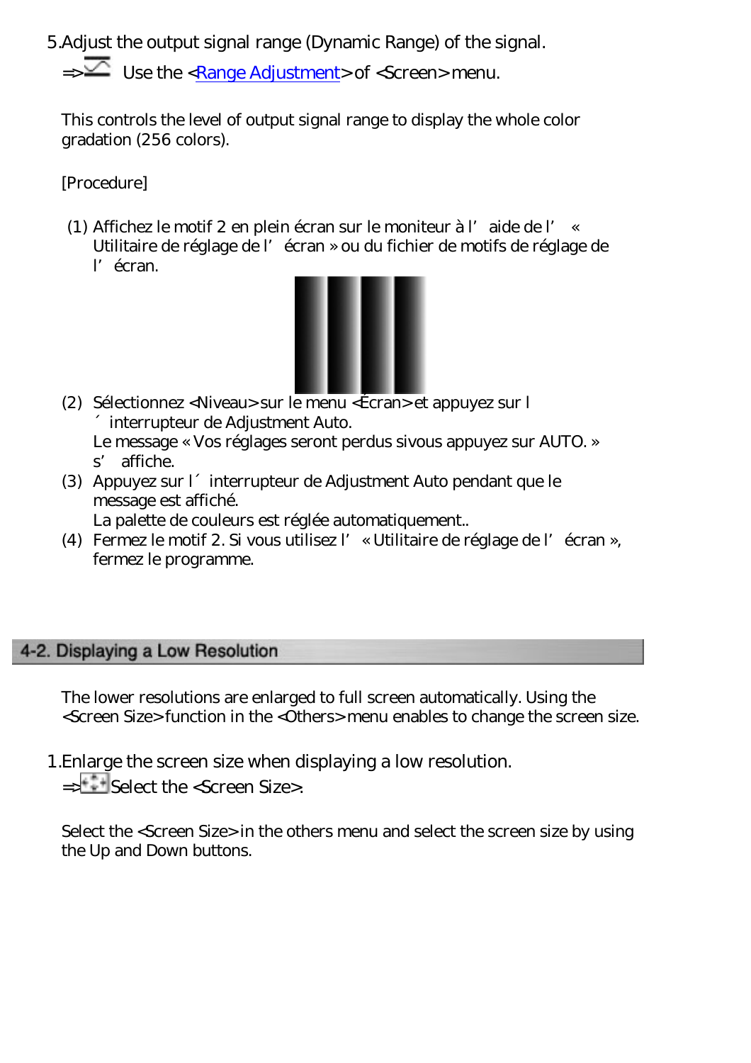5.Adjust the output signal range (Dynamic Range) of the signal.

=> Use the <Range Adjustment> of <Screen> menu.

This controls the level of output signal range to display the whole color gradation (256 colors).

[Procedure]

(1) Affichez le motif 2 en plein écran sur le moniteur à l'aide de l' « Utilitaire de réglage de l'écran » ou du fichier de motifs de réglage de l'écran.

(2) Sélectionnez <Niveau> sur le menu <Écran> et appuyez sur l´interrupteur de Adjustment Auto.
Le message « Vos réglages seront perdus sivous appuyez sur AUTO. » s'affiche.

(3) Appuyez sur l´interrupteur de Adjustment Auto pendant que le message est affiché.
La palette de couleurs est réglée automatiquement..

(4) Fermez le motif 2. Si vous utilisez l' « Utilitaire de réglage de l'écran », fermez le programme.

## 4-2. Displaying a Low Resolution

The lower resolutions are enlarged to full screen automatically. Using the <Screen Size> function in the <Others> menu enables to change the screen size.

1.Enlarge the screen size when displaying a low resolution.

=> Select the <Screen Size>.

Select the <Screen Size> in the others menu and select the screen size by using the Up and Down buttons.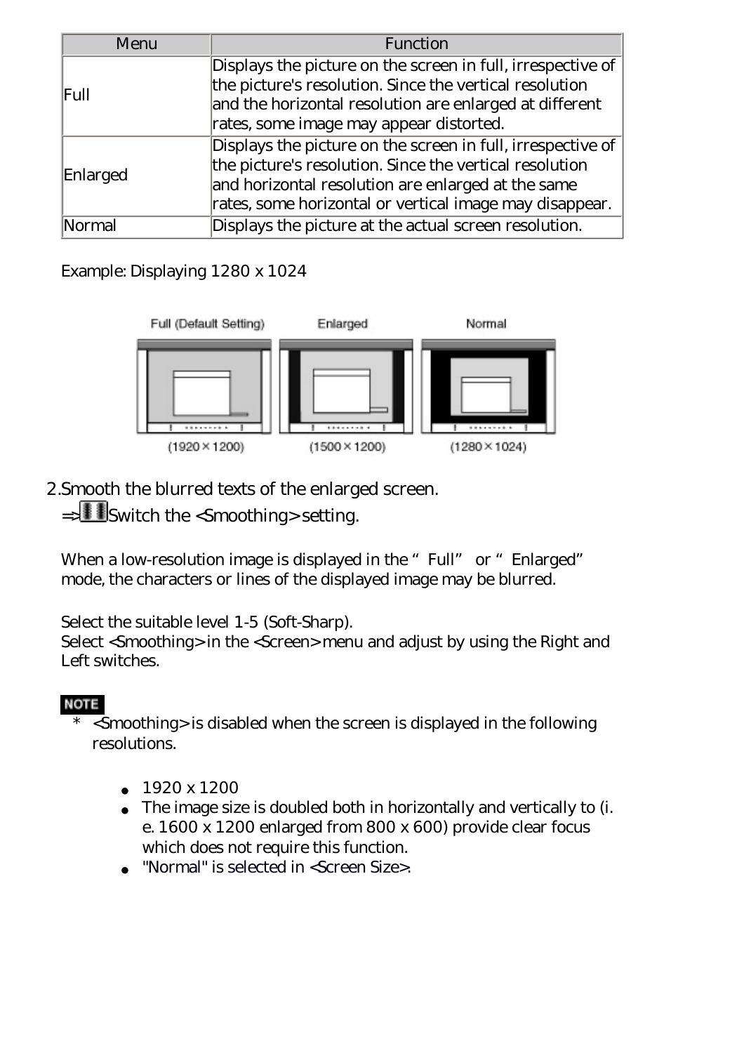| Menu | Function |
| --- | --- |
| Full | Displays the picture on the screen in full, irrespective of the picture's resolution. Since the vertical resolution and the horizontal resolution are enlarged at different rates, some image may appear distorted. |
| Enlarged | Displays the picture on the screen in full, irrespective of the picture's resolution. Since the vertical resolution and horizontal resolution are enlarged at the same rates, some horizontal or vertical image may disappear. |
| Normal | Displays the picture at the actual screen resolution. |

Example: Displaying 1280 x 1024

Full (Default Setting) (1920 × 1200) | Enlarged (1500 × 1200) | Normal (1280 × 1024)

2.Smooth the blurred texts of the enlarged screen.

=> Switch the <Smoothing> setting.

When a low-resolution image is displayed in the "Full" or "Enlarged" mode, the characters or lines of the displayed image may be blurred.

Select the suitable level 1-5 (Soft-Sharp).
Select <Smoothing> in the <Screen> menu and adjust by using the Right and Left switches.

NOTE

* <Smoothing> is disabled when the screen is displayed in the following resolutions.

- 1920 x 1200
- The image size is doubled both in horizontally and vertically to (i. e. 1600 x 1200 enlarged from 800 x 600) provide clear focus which does not require this function.
- "Normal" is selected in <Screen Size>.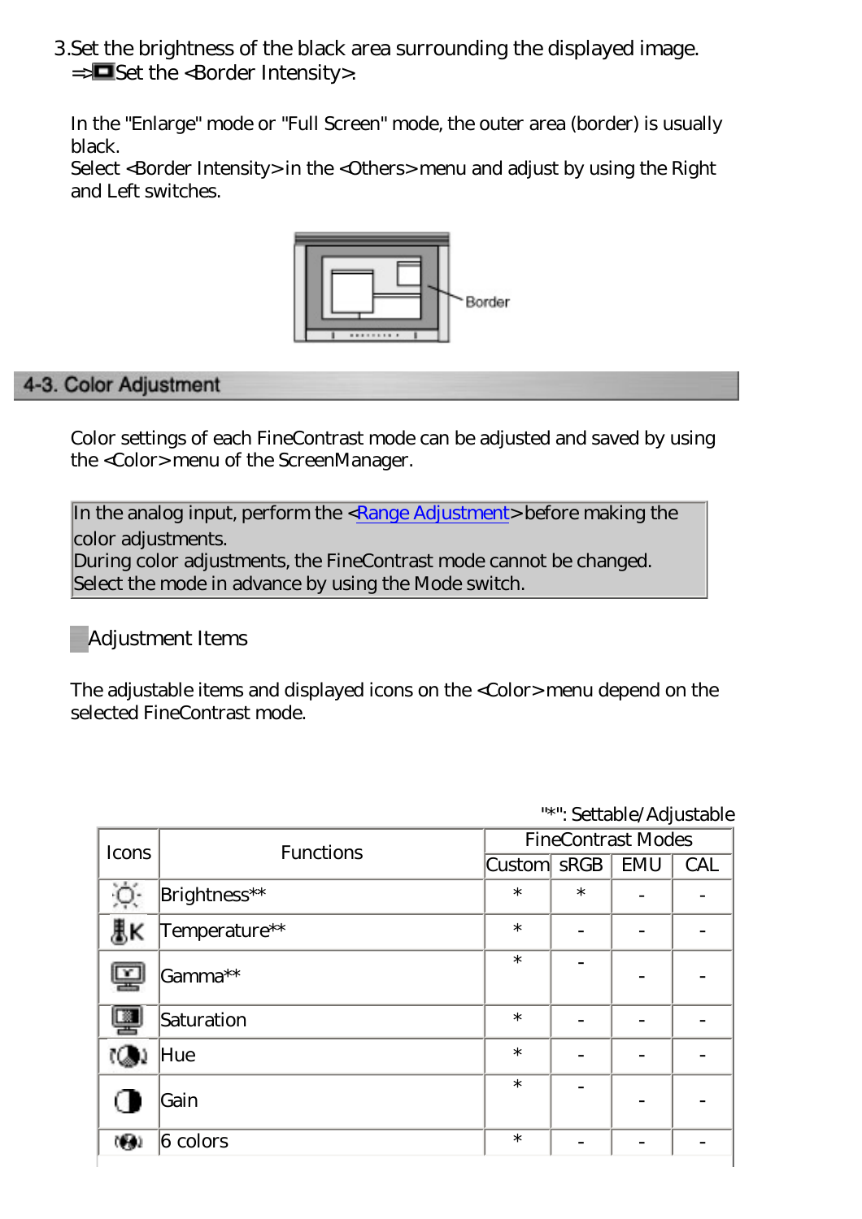3.Set the brightness of the black area surrounding the displayed image.
=>Set the <Border Intensity>.

In the "Enlarge" mode or "Full Screen" mode, the outer area (border) is usually black.
Select <Border Intensity> in the <Others> menu and adjust by using the Right and Left switches.

Border

## 4-3. Color Adjustment

Color settings of each FineContrast mode can be adjusted and saved by using the <Color> menu of the ScreenManager.

In the analog input, perform the <Range Adjustment> before making the color adjustments.
During color adjustments, the FineContrast mode cannot be changed.
Select the mode in advance by using the Mode switch.

### Adjustment Items

The adjustable items and displayed icons on the <Color> menu depend on the selected FineContrast mode.

"*": Settable/Adjustable

| Icons | Functions | FineContrast Modes | | | |
|---|---|---|---|---|---|
| | | Custom | sRGB | EMU | CAL |
| | Brightness** | * | * | - | - |
| | Temperature** | * | - | - | - |
| | Gamma** | * | - | - | - |
| | Saturation | * | - | - | - |
| | Hue | * | - | - | - |
| | Gain | * | - | - | - |
| | 6 colors | * | - | - | - |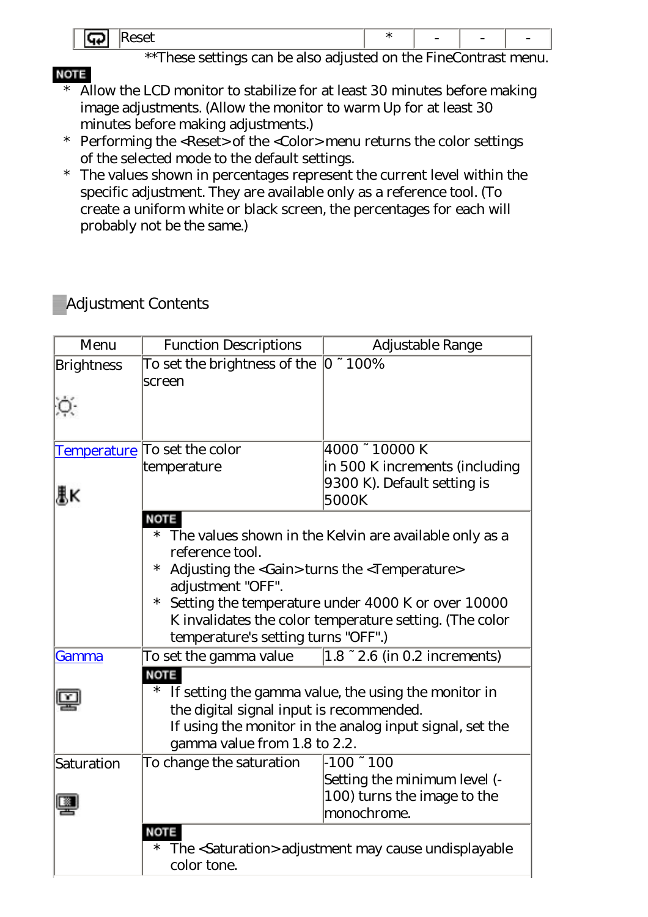| | Reset | * | - | - | - |
|---|---|---|---|---|---|

**These settings can be also adjusted on the FineContrast menu.

**NOTE**

* Allow the LCD monitor to stabilize for at least 30 minutes before making image adjustments. (Allow the monitor to warm Up for at least 30 minutes before making adjustments.)
* Performing the <Reset> of the <Color> menu returns the color settings of the selected mode to the default settings.
* The values shown in percentages represent the current level within the specific adjustment. They are available only as a reference tool. (To create a uniform white or black screen, the percentages for each will probably not be the same.)

## Adjustment Contents

| Menu | Function Descriptions | Adjustable Range |
|---|---|---|
| Brightness | To set the brightness of the screen | 0 ˜ 100% |
| Temperature | To set the color temperature | 4000 ˜ 10000 K in 500 K increments (including 9300 K). Default setting is 5000K |
| | **NOTE** * The values shown in the Kelvin are available only as a reference tool. * Adjusting the <Gain> turns the <Temperature> adjustment "OFF". * Setting the temperature under 4000 K or over 10000 K invalidates the color temperature setting. (The color temperature's setting turns "OFF".) | |
| Gamma | To set the gamma value | 1.8 ˜ 2.6 (in 0.2 increments) |
| | **NOTE** * If setting the gamma value, the using the monitor in the digital signal input is recommended. If using the monitor in the analog input signal, set the gamma value from 1.8 to 2.2. | |
| Saturation | To change the saturation | -100 ˜ 100 Setting the minimum level (-100) turns the image to the monochrome. |
| | **NOTE** * The <Saturation> adjustment may cause undisplayable color tone. | |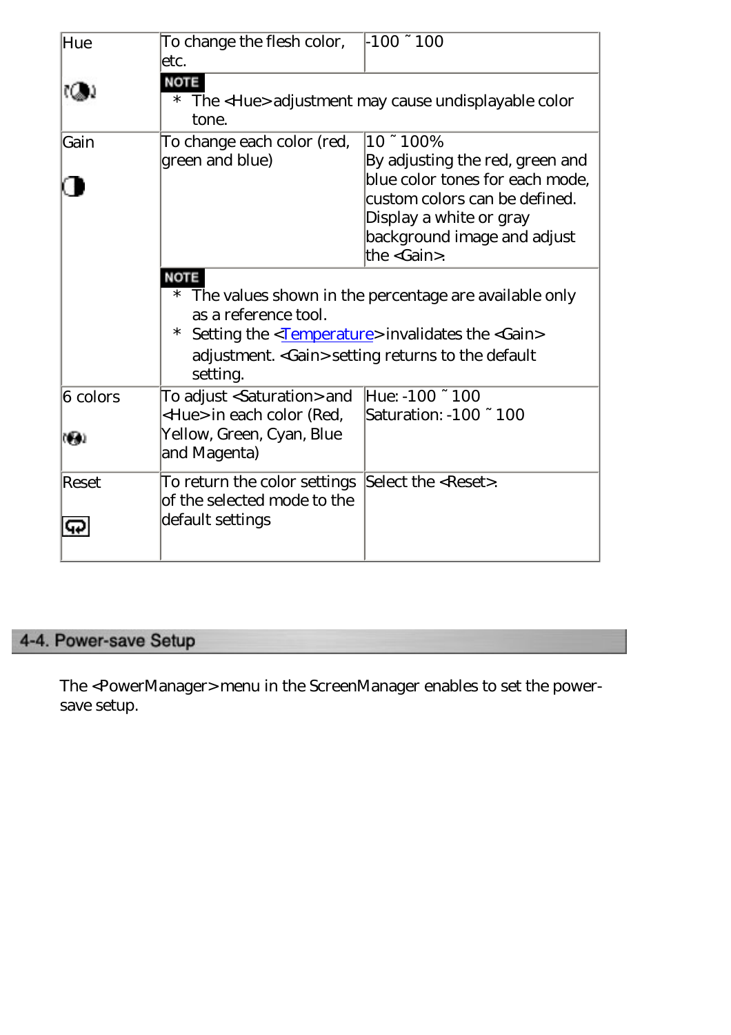| | | |
|---|---|---|
| Hue | To change the flesh color, etc. | -100 ˜ 100 |
| | **NOTE** * The <Hue> adjustment may cause undisplayable color tone. | |
| Gain | To change each color (red, green and blue) | 10 ˜ 100% By adjusting the red, green and blue color tones for each mode, custom colors can be defined. Display a white or gray background image and adjust the <Gain>. |
| | **NOTE** * The values shown in the percentage are available only as a reference tool. * Setting the <Temperature> invalidates the <Gain> adjustment. <Gain> setting returns to the default setting. | |
| 6 colors | To adjust <Saturation> and <Hue> in each color (Red, Yellow, Green, Cyan, Blue and Magenta) | Hue: -100 ˜ 100 Saturation: -100 ˜ 100 |
| Reset | To return the color settings of the selected mode to the default settings | Select the <Reset>. |

## 4-4. Power-save Setup

The <PowerManager> menu in the ScreenManager enables to set the power-save setup.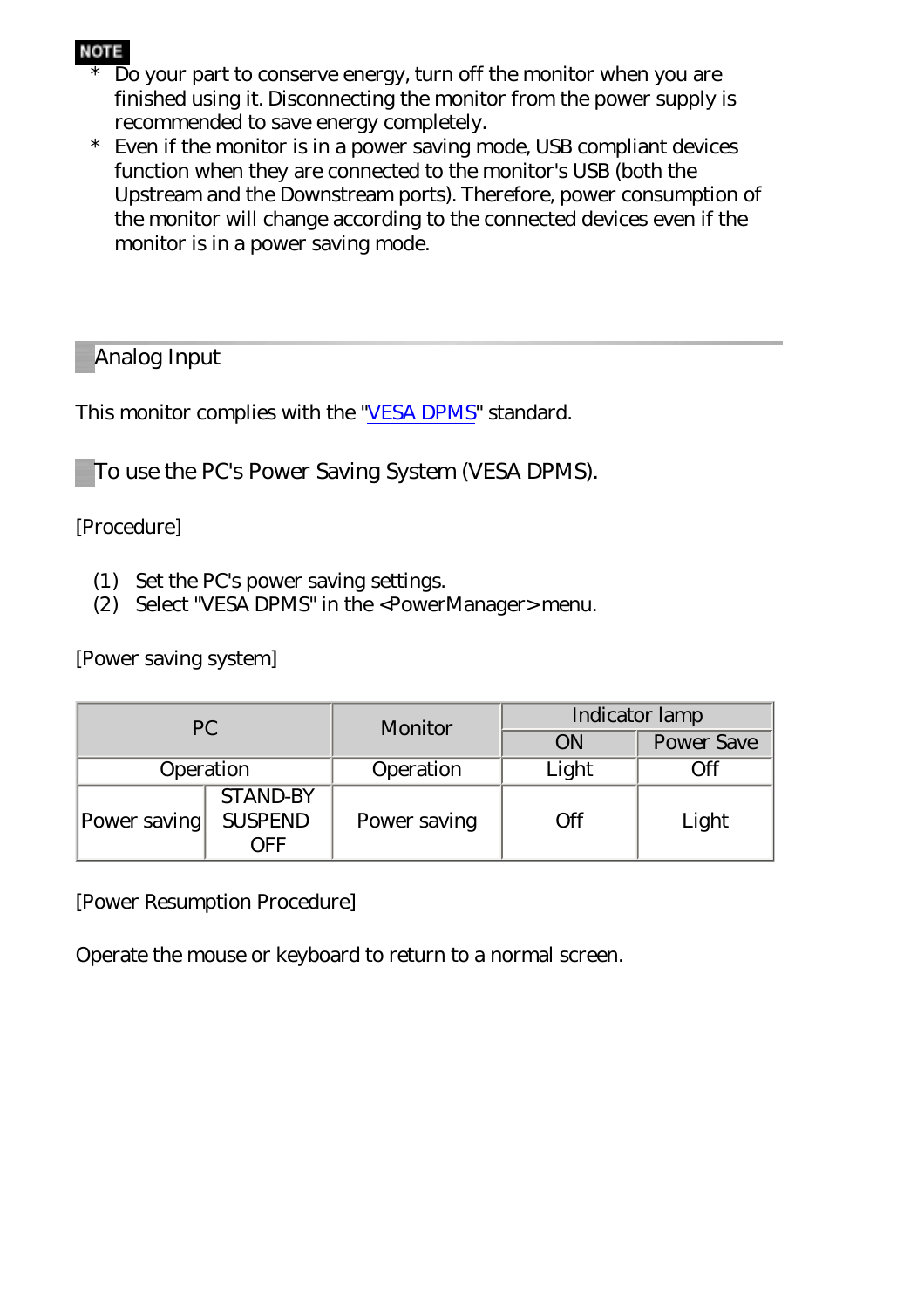**NOTE**

* Do your part to conserve energy, turn off the monitor when you are finished using it. Disconnecting the monitor from the power supply is recommended to save energy completely.
* Even if the monitor is in a power saving mode, USB compliant devices function when they are connected to the monitor's USB (both the Upstream and the Downstream ports). Therefore, power consumption of the monitor will change according to the connected devices even if the monitor is in a power saving mode.

## Analog Input

This monitor complies with the "VESA DPMS" standard.

### To use the PC's Power Saving System (VESA DPMS).

[Procedure]

(1) Set the PC's power saving settings.
(2) Select "VESA DPMS" in the <PowerManager> menu.

[Power saving system]

| PC | | Monitor | Indicator lamp | |
|---|---|---|---|---|
| | | | ON | Power Save |
| Operation | | Operation | Light | Off |
| Power saving | STAND-BY<br>SUSPEND<br>OFF | Power saving | Off | Light |

[Power Resumption Procedure]

Operate the mouse or keyboard to return to a normal screen.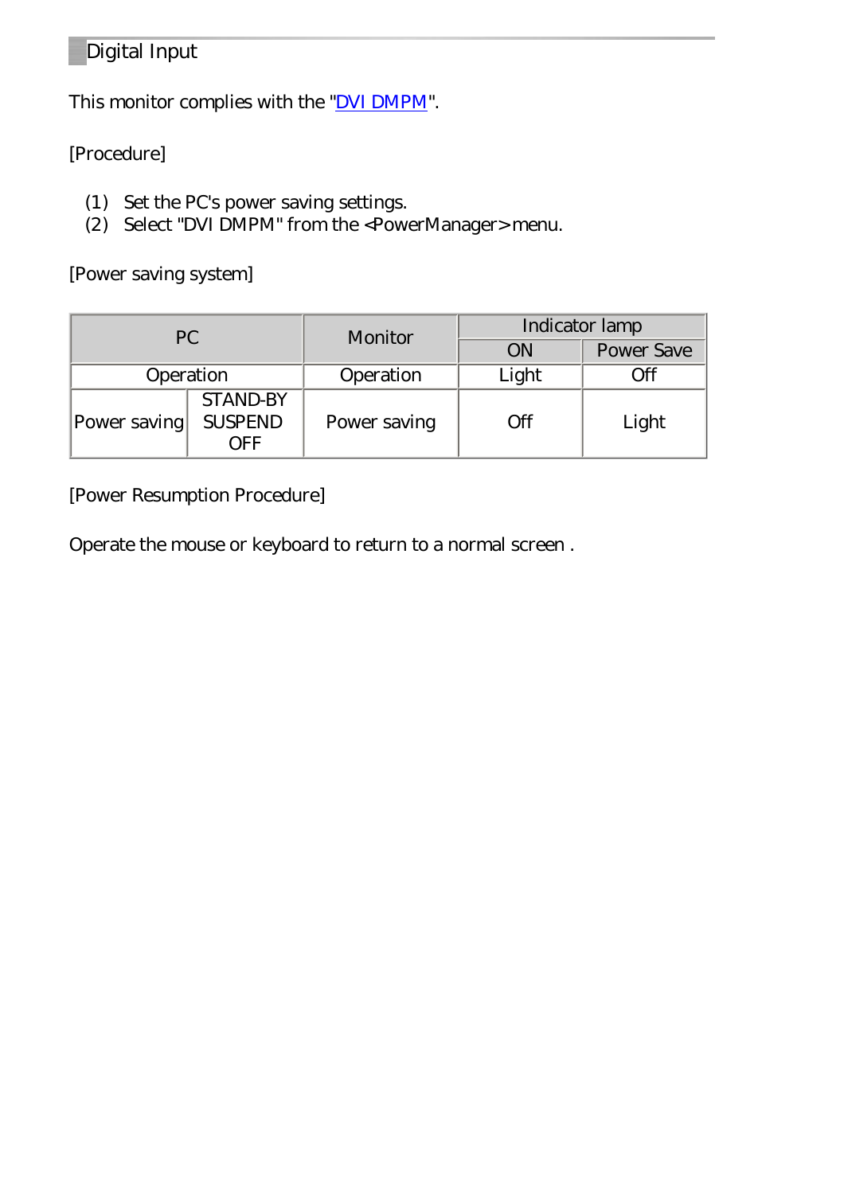## Digital Input

This monitor complies with the "DVI DMPM".

[Procedure]

(1) Set the PC's power saving settings.
(2) Select "DVI DMPM" from the <PowerManager> menu.

[Power saving system]

| PC | | Monitor | Indicator lamp | |
|---|---|---|---|---|
| | | | ON | Power Save |
| Operation | | Operation | Light | Off |
| Power saving | STAND-BY<br>SUSPEND<br>OFF | Power saving | Off | Light |

[Power Resumption Procedure]

Operate the mouse or keyboard to return to a normal screen .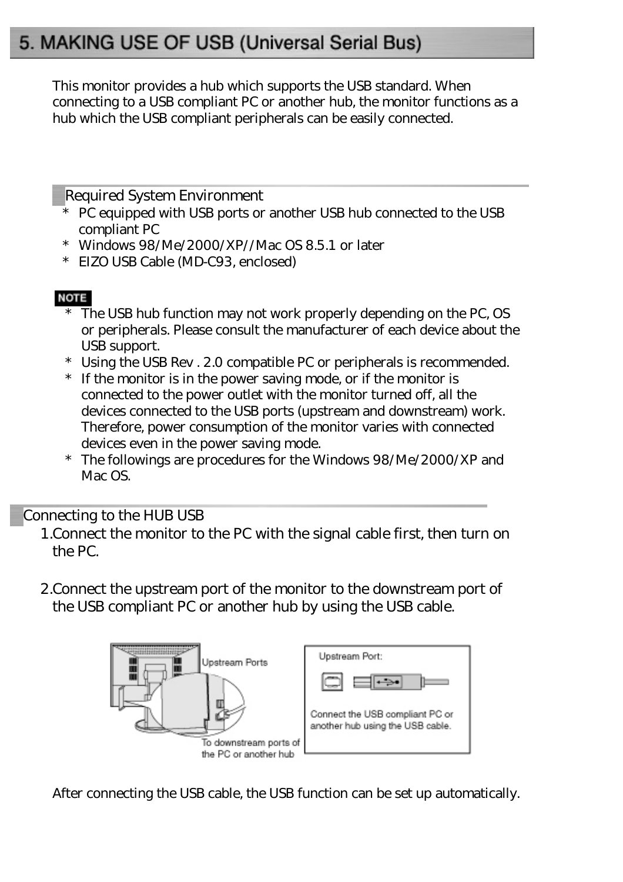# 5. MAKING USE OF USB (Universal Serial Bus)

This monitor provides a hub which supports the USB standard. When connecting to a USB compliant PC or another hub, the monitor functions as a hub which the USB compliant peripherals can be easily connected.

## Required System Environment

* PC equipped with USB ports or another USB hub connected to the USB compliant PC
* Windows 98/Me/2000/XP//Mac OS 8.5.1 or later
* EIZO USB Cable (MD-C93, enclosed)

**NOTE**

* The USB hub function may not work properly depending on the PC, OS or peripherals. Please consult the manufacturer of each device about the USB support.
* Using the USB Rev . 2.0 compatible PC or peripherals is recommended.
* If the monitor is in the power saving mode, or if the monitor is connected to the power outlet with the monitor turned off, all the devices connected to the USB ports (upstream and downstream) work. Therefore, power consumption of the monitor varies with connected devices even in the power saving mode.
* The followings are procedures for the Windows 98/Me/2000/XP and Mac OS.

## Connecting to the HUB USB

1. Connect the monitor to the PC with the signal cable first, then turn on the PC.

2. Connect the upstream port of the monitor to the downstream port of the USB compliant PC or another hub by using the USB cable.

Upstream Ports

To downstream ports of the PC or another hub

Upstream Port:

Connect the USB compliant PC or another hub using the USB cable.

After connecting the USB cable, the USB function can be set up automatically.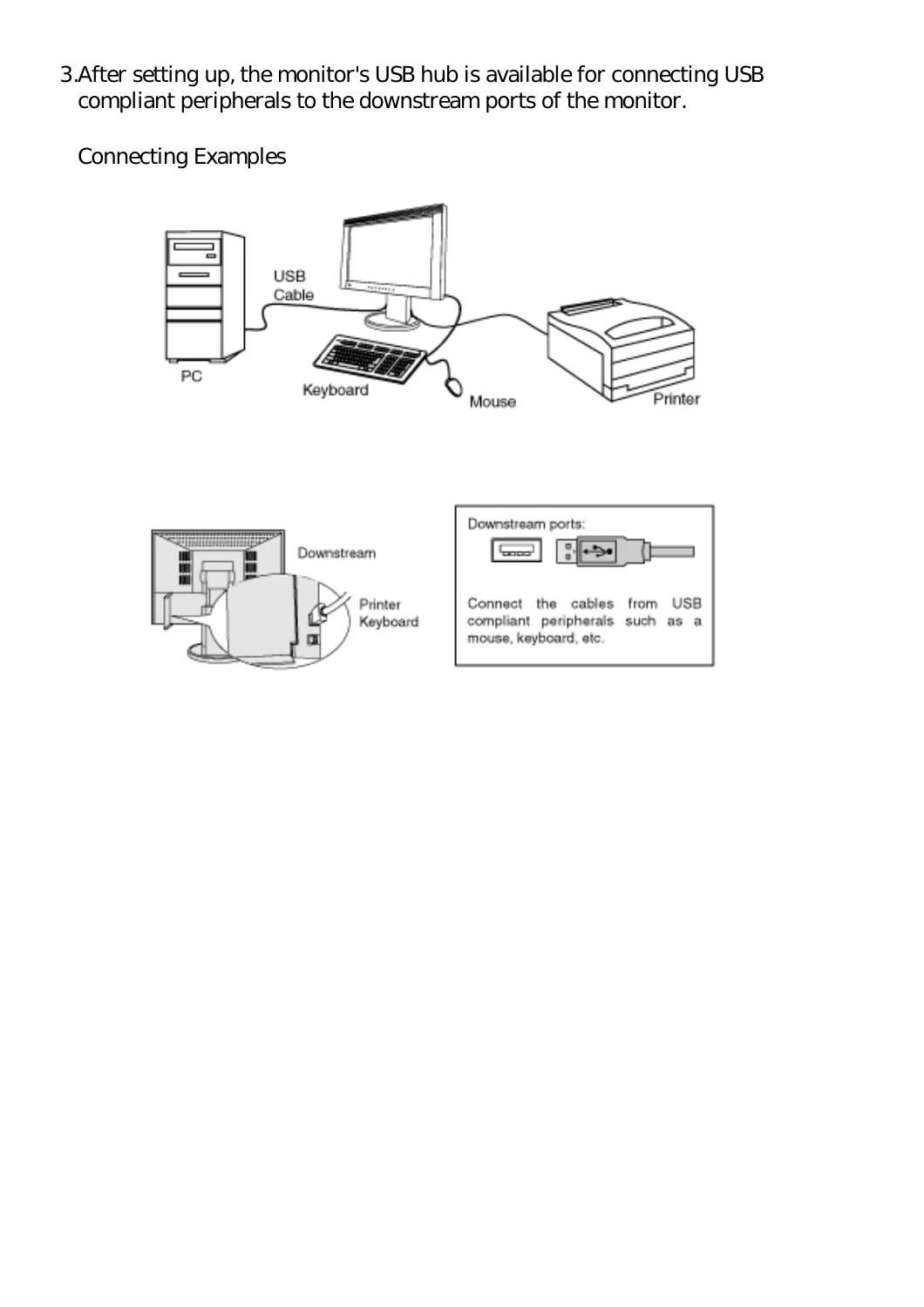3. After setting up, the monitor's USB hub is available for connecting USB compliant peripherals to the downstream ports of the monitor.

   Connecting Examples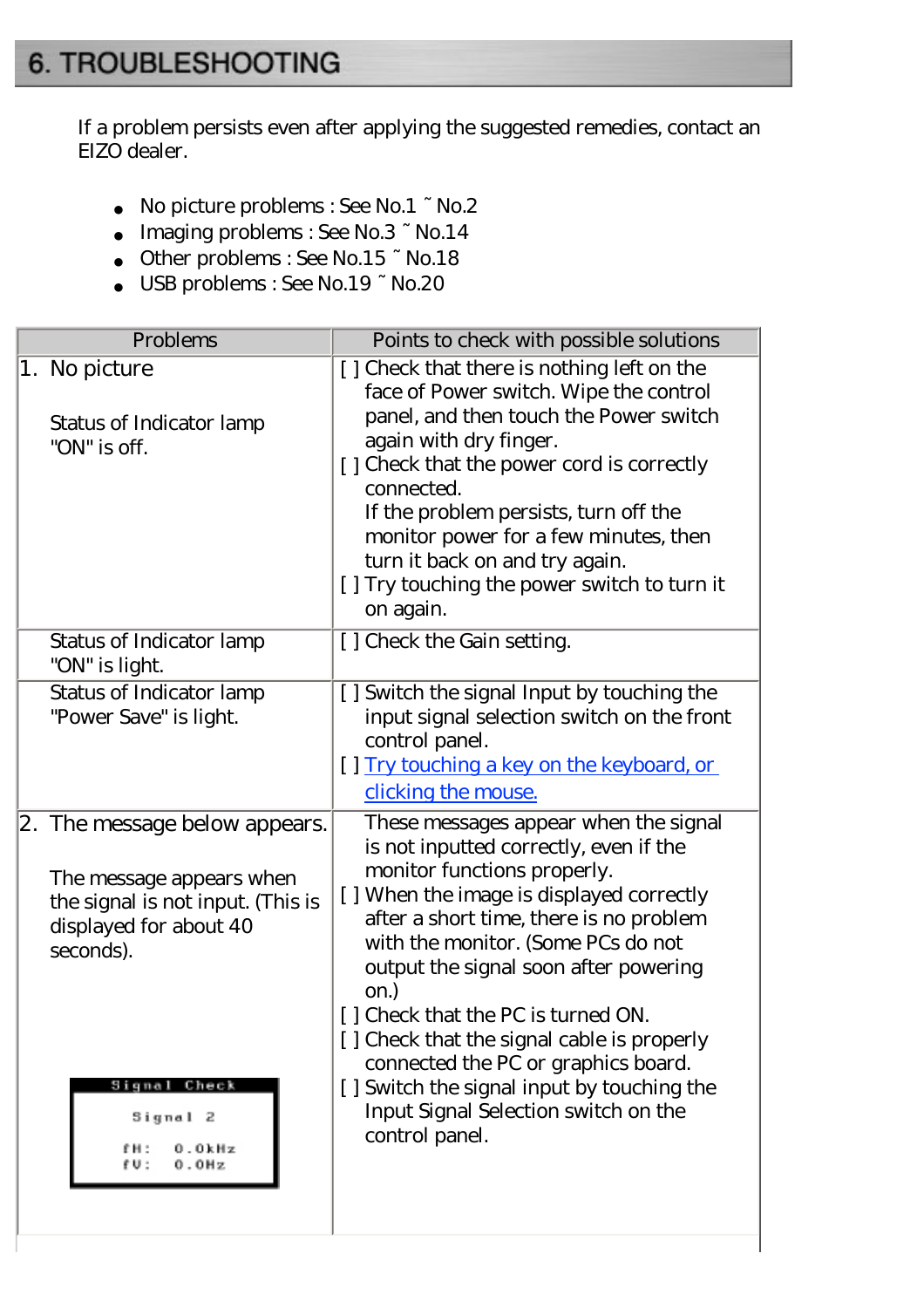# 6. TROUBLESHOOTING

If a problem persists even after applying the suggested remedies, contact an EIZO dealer.

- No picture problems : See No.1 ˜ No.2
- Imaging problems : See No.3 ˜ No.14
- Other problems : See No.15 ˜ No.18
- USB problems : See No.19 ˜ No.20

| Problems | Points to check with possible solutions |
|---|---|
| 1. No picture<br><br>Status of Indicator lamp "ON" is off. | [ ] Check that there is nothing left on the face of Power switch. Wipe the control panel, and then touch the Power switch again with dry finger.<br>[ ] Check that the power cord is correctly connected.<br>If the problem persists, turn off the monitor power for a few minutes, then turn it back on and try again.<br>[ ] Try touching the power switch to turn it on again. |
| Status of Indicator lamp "ON" is light. | [ ] Check the Gain setting. |
| Status of Indicator lamp "Power Save" is light. | [ ] Switch the signal Input by touching the input signal selection switch on the front control panel.<br>[ ] Try touching a key on the keyboard, or clicking the mouse. |
| 2. The message below appears.<br><br>The message appears when the signal is not input. (This is displayed for about 40 seconds).<br><br>Signal Check<br>Signal 2<br>fH: 0.0kHz<br>fV: 0.0Hz | These messages appear when the signal is not inputted correctly, even if the monitor functions properly.<br>[ ] When the image is displayed correctly after a short time, there is no problem with the monitor. (Some PCs do not output the signal soon after powering on.)<br>[ ] Check that the PC is turned ON.<br>[ ] Check that the signal cable is properly connected the PC or graphics board.<br>[ ] Switch the signal input by touching the Input Signal Selection switch on the control panel. |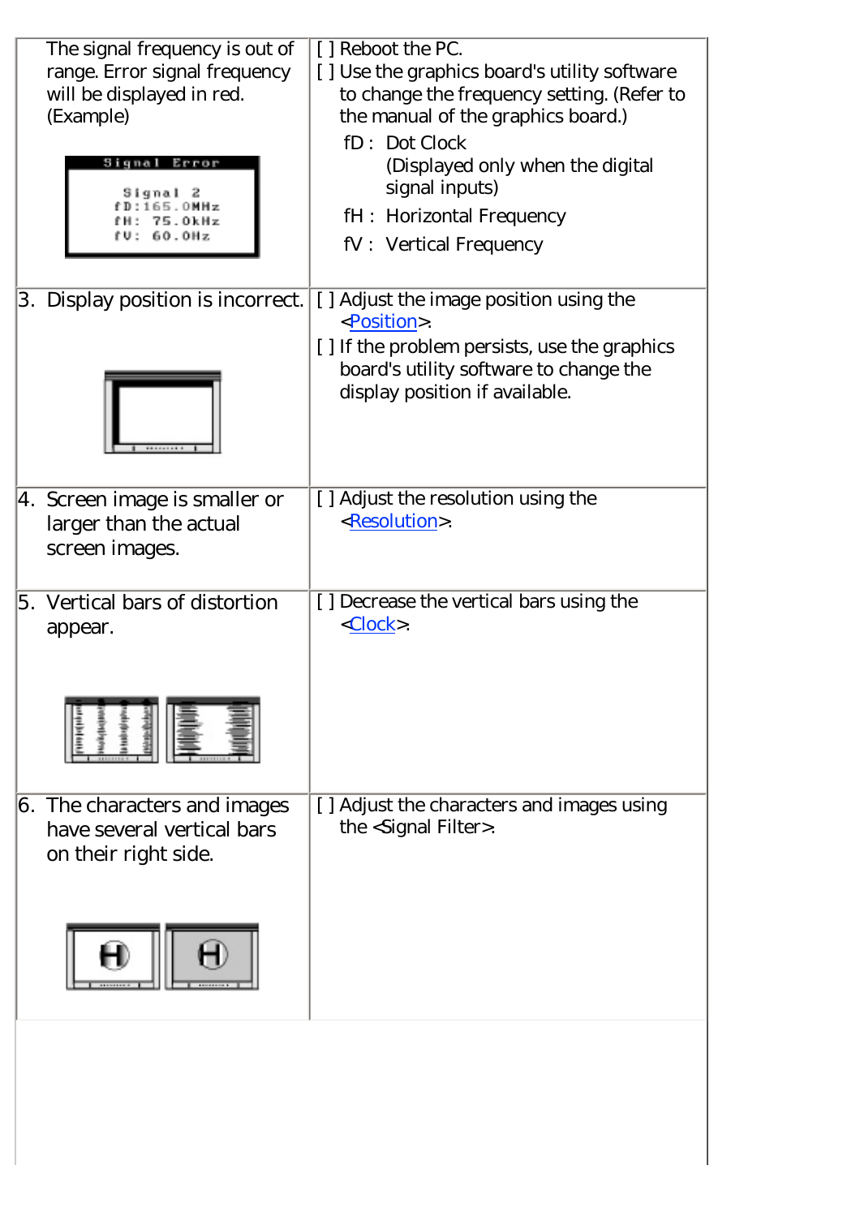| Problem | Solution |
|---|---|
| The signal frequency is out of range. Error signal frequency will be displayed in red. (Example)<br>Signal Error<br>Signal 2<br>fD:165.0MHz<br>fH: 75.0kHz<br>fV: 60.0Hz | [ ] Reboot the PC.<br>[ ] Use the graphics board's utility software to change the frequency setting. (Refer to the manual of the graphics board.)<br>fD : Dot Clock (Displayed only when the digital signal inputs)<br>fH : Horizontal Frequency<br>fV : Vertical Frequency |
| 3. Display position is incorrect. | [ ] Adjust the image position using the <Position>.<br>[ ] If the problem persists, use the graphics board's utility software to change the display position if available. |
| 4. Screen image is smaller or larger than the actual screen images. | [ ] Adjust the resolution using the <Resolution>. |
| 5. Vertical bars of distortion appear. | [ ] Decrease the vertical bars using the <Clock>. |
| 6. The characters and images have several vertical bars on their right side. | [ ] Adjust the characters and images using the <Signal Filter>. |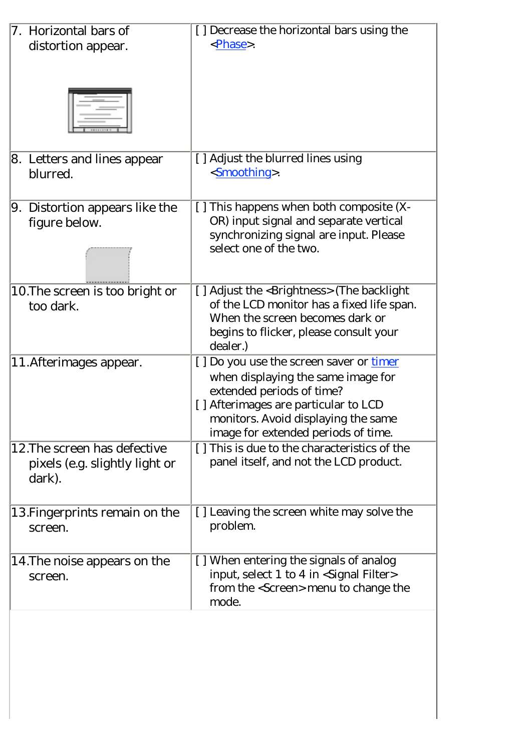| | |
|---|---|
| 7. Horizontal bars of distortion appear. | [ ] Decrease the horizontal bars using the <Phase>. |
| 8. Letters and lines appear blurred. | [ ] Adjust the blurred lines using <Smoothing>. |
| 9. Distortion appears like the figure below. | [ ] This happens when both composite (X-OR) input signal and separate vertical synchronizing signal are input. Please select one of the two. |
| 10.The screen is too bright or too dark. | [ ] Adjust the <Brightness> (The backlight of the LCD monitor has a fixed life span. When the screen becomes dark or begins to flicker, please consult your dealer.) |
| 11.Afterimages appear. | [ ] Do you use the screen saver or timer when displaying the same image for extended periods of time?<br>[ ] Afterimages are particular to LCD monitors. Avoid displaying the same image for extended periods of time. |
| 12.The screen has defective pixels (e.g. slightly light or dark). | [ ] This is due to the characteristics of the panel itself, and not the LCD product. |
| 13.Fingerprints remain on the screen. | [ ] Leaving the screen white may solve the problem. |
| 14.The noise appears on the screen. | [ ] When entering the signals of analog input, select 1 to 4 in <Signal Filter> from the <Screen> menu to change the mode. |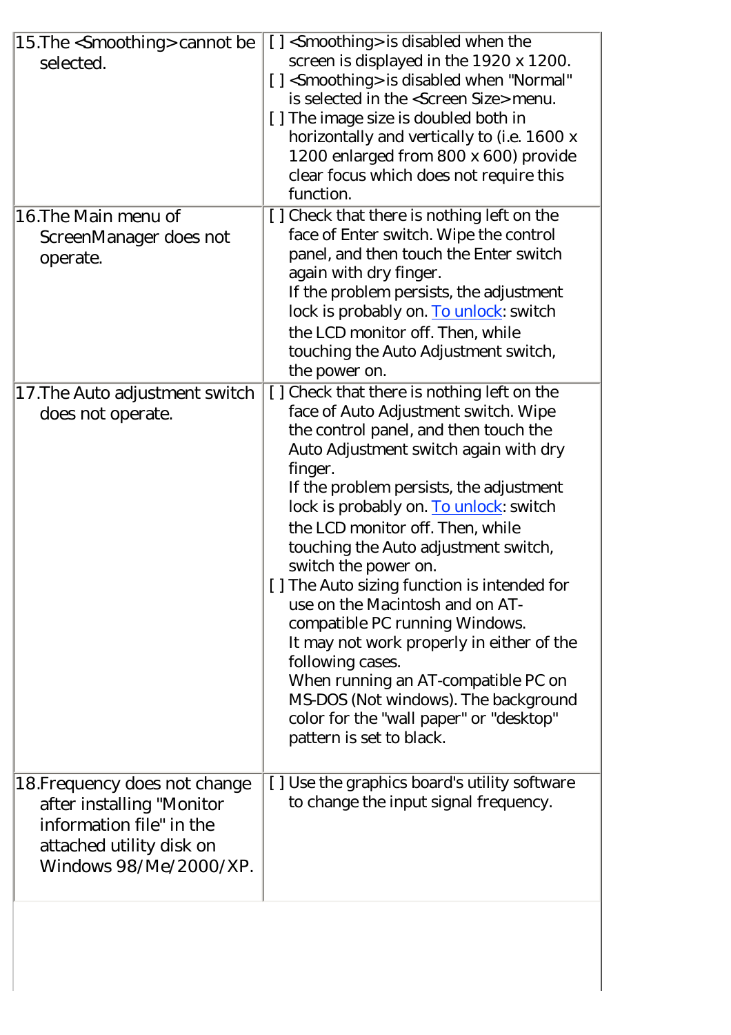| | |
|---|---|
| 15.The <Smoothing> cannot be selected. | [ ] <Smoothing> is disabled when the screen is displayed in the 1920 x 1200.<br>[ ] <Smoothing> is disabled when "Normal" is selected in the <Screen Size> menu.<br>[ ] The image size is doubled both in horizontally and vertically to (i.e. 1600 x 1200 enlarged from 800 x 600) provide clear focus which does not require this function. |
| 16.The Main menu of ScreenManager does not operate. | [ ] Check that there is nothing left on the face of Enter switch. Wipe the control panel, and then touch the Enter switch again with dry finger.<br>If the problem persists, the adjustment lock is probably on. To unlock: switch the LCD monitor off. Then, while touching the Auto Adjustment switch, the power on. |
| 17.The Auto adjustment switch does not operate. | [ ] Check that there is nothing left on the face of Auto Adjustment switch. Wipe the control panel, and then touch the Auto Adjustment switch again with dry finger.<br>If the problem persists, the adjustment lock is probably on. To unlock: switch the LCD monitor off. Then, while touching the Auto adjustment switch, switch the power on.<br>[ ] The Auto sizing function is intended for use on the Macintosh and on AT-compatible PC running Windows.<br>It may not work properly in either of the following cases.<br>When running an AT-compatible PC on MS-DOS (Not windows). The background color for the "wall paper" or "desktop" pattern is set to black. |
| 18.Frequency does not change after installing "Monitor information file" in the attached utility disk on Windows 98/Me/2000/XP. | [ ] Use the graphics board's utility software to change the input signal frequency. |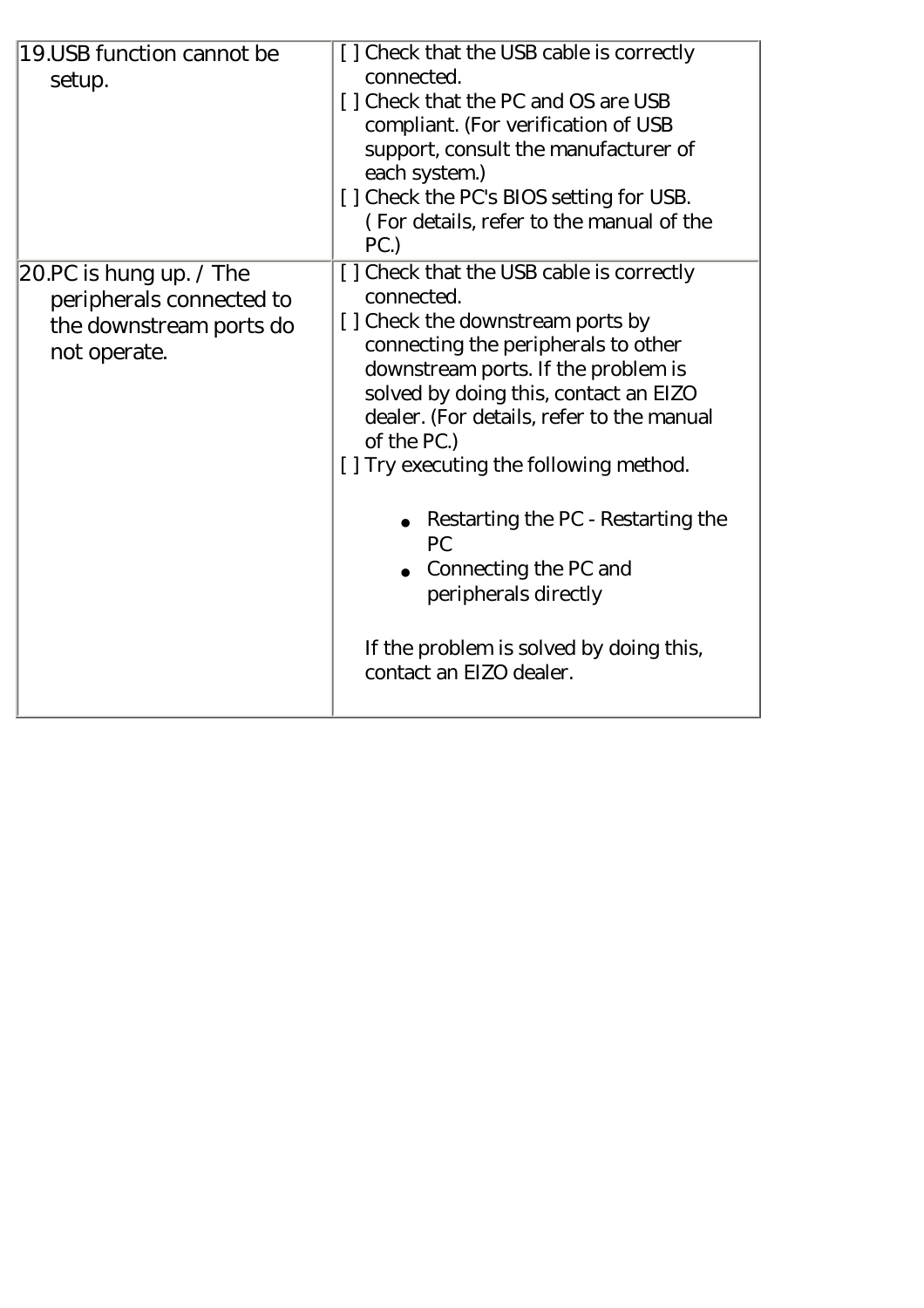| | |
|---|---|
| 19.USB function cannot be setup. | [ ] Check that the USB cable is correctly connected.<br>[ ] Check that the PC and OS are USB compliant. (For verification of USB support, consult the manufacturer of each system.)<br>[ ] Check the PC's BIOS setting for USB. ( For details, refer to the manual of the PC.) |
| 20.PC is hung up. / The peripherals connected to the downstream ports do not operate. | [ ] Check that the USB cable is correctly connected.<br>[ ] Check the downstream ports by connecting the peripherals to other downstream ports. If the problem is solved by doing this, contact an EIZO dealer. (For details, refer to the manual of the PC.)<br>[ ] Try executing the following method.<br>• Restarting the PC - Restarting the PC<br>• Connecting the PC and peripherals directly<br>If the problem is solved by doing this, contact an EIZO dealer. |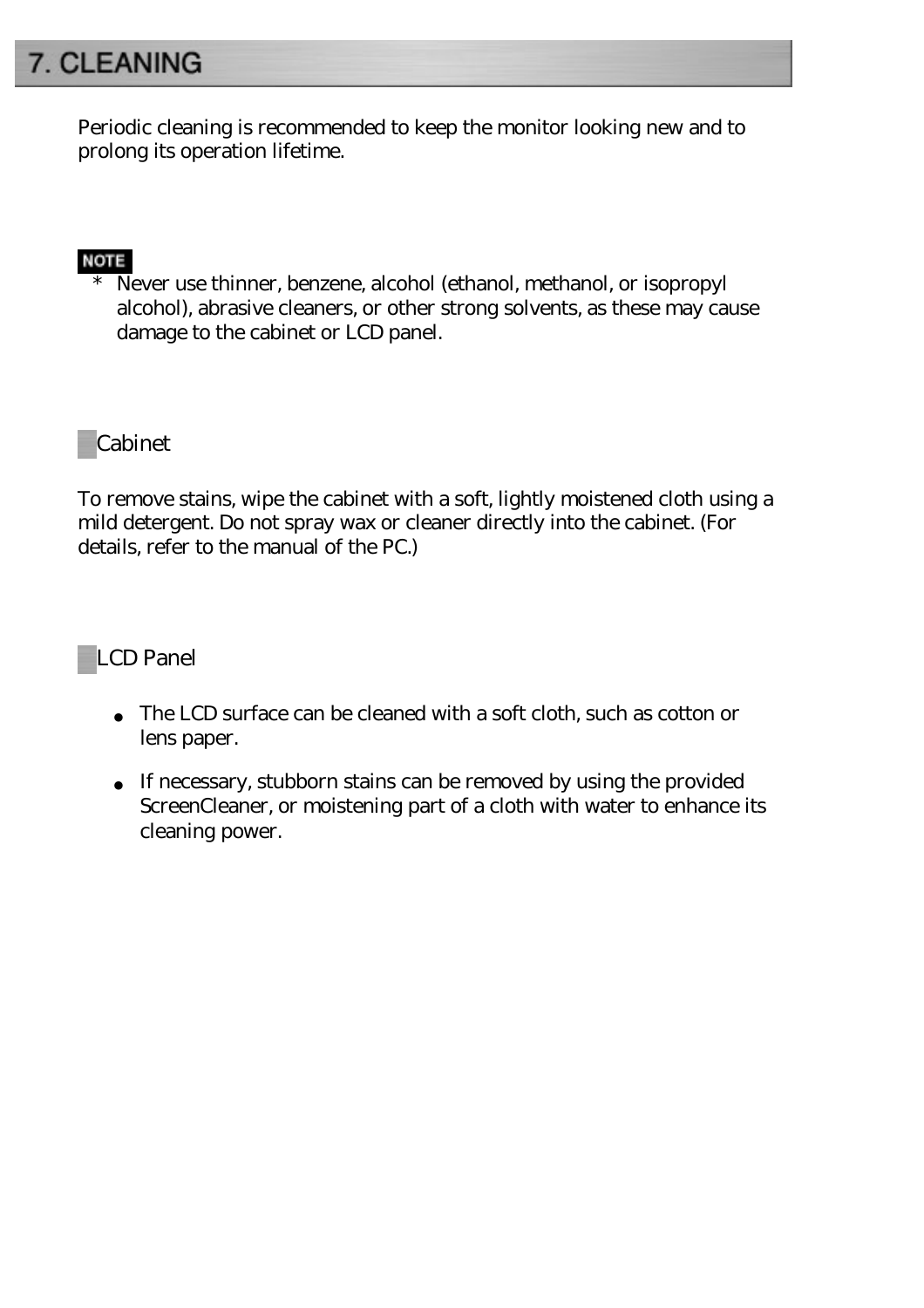# 7. CLEANING

Periodic cleaning is recommended to keep the monitor looking new and to prolong its operation lifetime.

**NOTE**

* Never use thinner, benzene, alcohol (ethanol, methanol, or isopropyl alcohol), abrasive cleaners, or other strong solvents, as these may cause damage to the cabinet or LCD panel.

## Cabinet

To remove stains, wipe the cabinet with a soft, lightly moistened cloth using a mild detergent. Do not spray wax or cleaner directly into the cabinet. (For details, refer to the manual of the PC.)

## LCD Panel

- The LCD surface can be cleaned with a soft cloth, such as cotton or lens paper.
- If necessary, stubborn stains can be removed by using the provided ScreenCleaner, or moistening part of a cloth with water to enhance its cleaning power.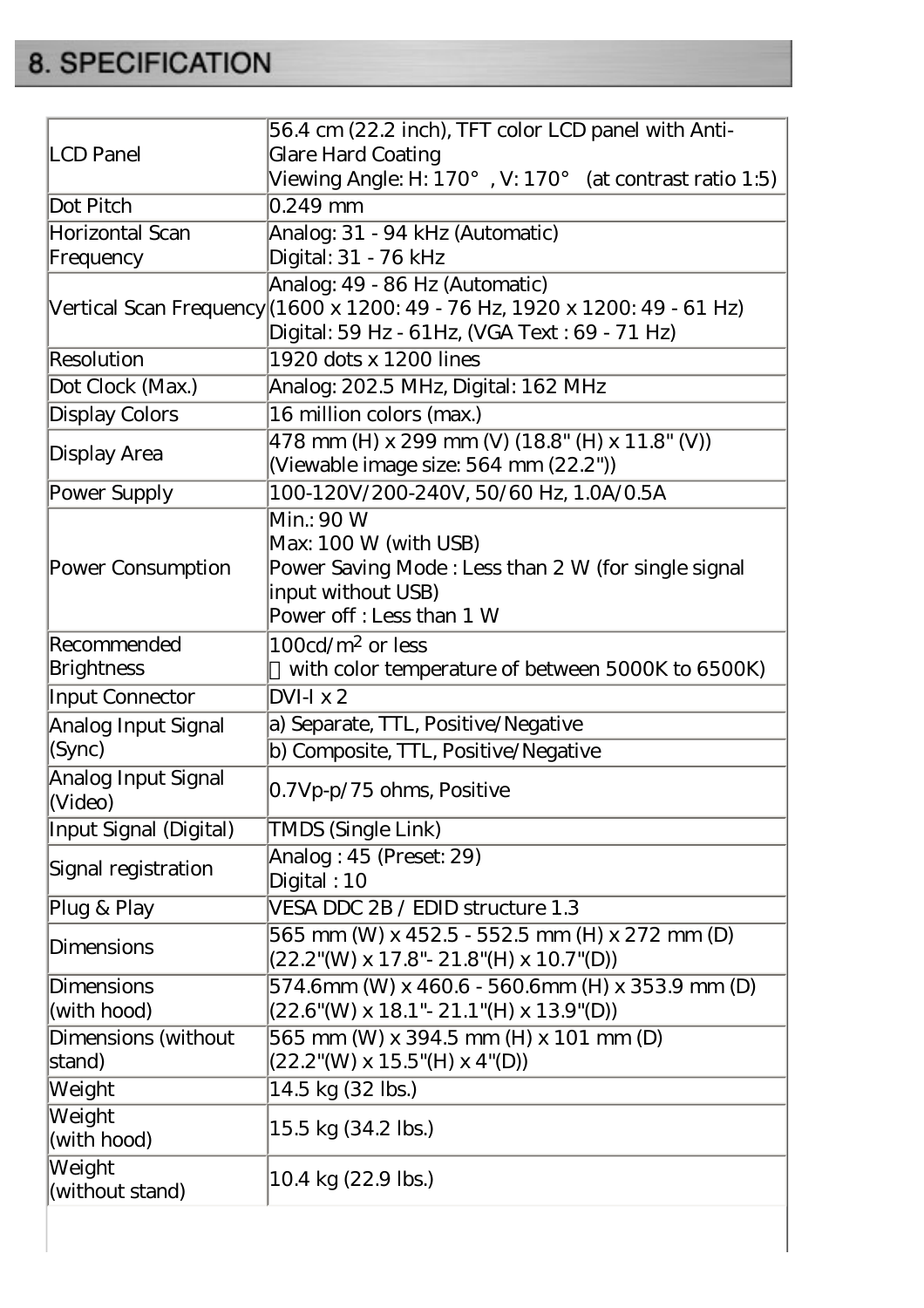# 8. SPECIFICATION

| | |
|---|---|
| LCD Panel | 56.4 cm (22.2 inch), TFT color LCD panel with Anti-Glare Hard Coating<br>Viewing Angle: H: 170° , V: 170° (at contrast ratio 1:5) |
| Dot Pitch | 0.249 mm |
| Horizontal Scan Frequency | Analog: 31 - 94 kHz (Automatic)<br>Digital: 31 - 76 kHz |
| Vertical Scan Frequency | Analog: 49 - 86 Hz (Automatic)<br>(1600 x 1200: 49 - 76 Hz, 1920 x 1200: 49 - 61 Hz)<br>Digital: 59 Hz - 61Hz, (VGA Text : 69 - 71 Hz) |
| Resolution | 1920 dots x 1200 lines |
| Dot Clock (Max.) | Analog: 202.5 MHz, Digital: 162 MHz |
| Display Colors | 16 million colors (max.) |
| Display Area | 478 mm (H) x 299 mm (V) (18.8" (H) x 11.8" (V))<br>(Viewable image size: 564 mm (22.2")) |
| Power Supply | 100-120V/200-240V, 50/60 Hz, 1.0A/0.5A |
| Power Consumption | Min.: 90 W<br>Max: 100 W (with USB)<br>Power Saving Mode : Less than 2 W (for single signal input without USB)<br>Power off : Less than 1 W |
| Recommended Brightness | 100cd/$m^2$ or less<br>with color temperature of between 5000K to 6500K) |
| Input Connector | DVI-I x 2 |
| Analog Input Signal (Sync) | a) Separate, TTL, Positive/Negative<br>b) Composite, TTL, Positive/Negative |
| Analog Input Signal (Video) | 0.7Vp-p/75 ohms, Positive |
| Input Signal (Digital) | TMDS (Single Link) |
| Signal registration | Analog : 45 (Preset: 29)<br>Digital : 10 |
| Plug & Play | VESA DDC 2B / EDID structure 1.3 |
| Dimensions | 565 mm (W) x 452.5 - 552.5 mm (H) x 272 mm (D)<br>(22.2"(W) x 17.8"- 21.8"(H) x 10.7"(D)) |
| Dimensions (with hood) | 574.6mm (W) x 460.6 - 560.6mm (H) x 353.9 mm (D)<br>(22.6"(W) x 18.1"- 21.1"(H) x 13.9"(D)) |
| Dimensions (without stand) | 565 mm (W) x 394.5 mm (H) x 101 mm (D)<br>(22.2"(W) x 15.5"(H) x 4"(D)) |
| Weight | 14.5 kg (32 lbs.) |
| Weight (with hood) | 15.5 kg (34.2 lbs.) |
| Weight (without stand) | 10.4 kg (22.9 lbs.) |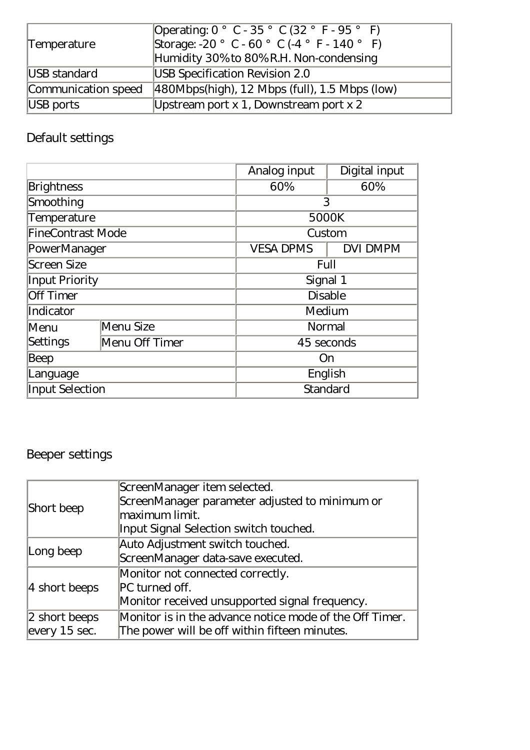| | |
|---|---|
| Temperature | Operating: 0 ° C - 35 ° C (32 ° F - 95 ° F)<br>Storage: -20 ° C - 60 ° C (-4 ° F - 140 ° F)<br>Humidity 30% to 80% R.H. Non-condensing |
| USB standard | USB Specification Revision 2.0 |
| Communication speed | 480Mbps(high), 12 Mbps (full), 1.5 Mbps (low) |
| USB ports | Upstream port x 1, Downstream port x 2 |

Default settings

| | | Analog input | Digital input |
|---|---|---|---|
| Brightness | | 60% | 60% |
| Smoothing | | 3 | |
| Temperature | | 5000K | |
| FineContrast Mode | | Custom | |
| PowerManager | | VESA DPMS | DVI DMPM |
| Screen Size | | Full | |
| Input Priority | | Signal 1 | |
| Off Timer | | Disable | |
| Indicator | | Medium | |
| Menu Settings | Menu Size | Normal | |
| | Menu Off Timer | 45 seconds | |
| Beep | | On | |
| Language | | English | |
| Input Selection | | Standard | |

Beeper settings

| | |
|---|---|
| Short beep | ScreenManager item selected.<br>ScreenManager parameter adjusted to minimum or maximum limit.<br>Input Signal Selection switch touched. |
| Long beep | Auto Adjustment switch touched.<br>ScreenManager data-save executed. |
| 4 short beeps | Monitor not connected correctly.<br>PC turned off.<br>Monitor received unsupported signal frequency. |
| 2 short beeps every 15 sec. | Monitor is in the advance notice mode of the Off Timer.<br>The power will be off within fifteen minutes. |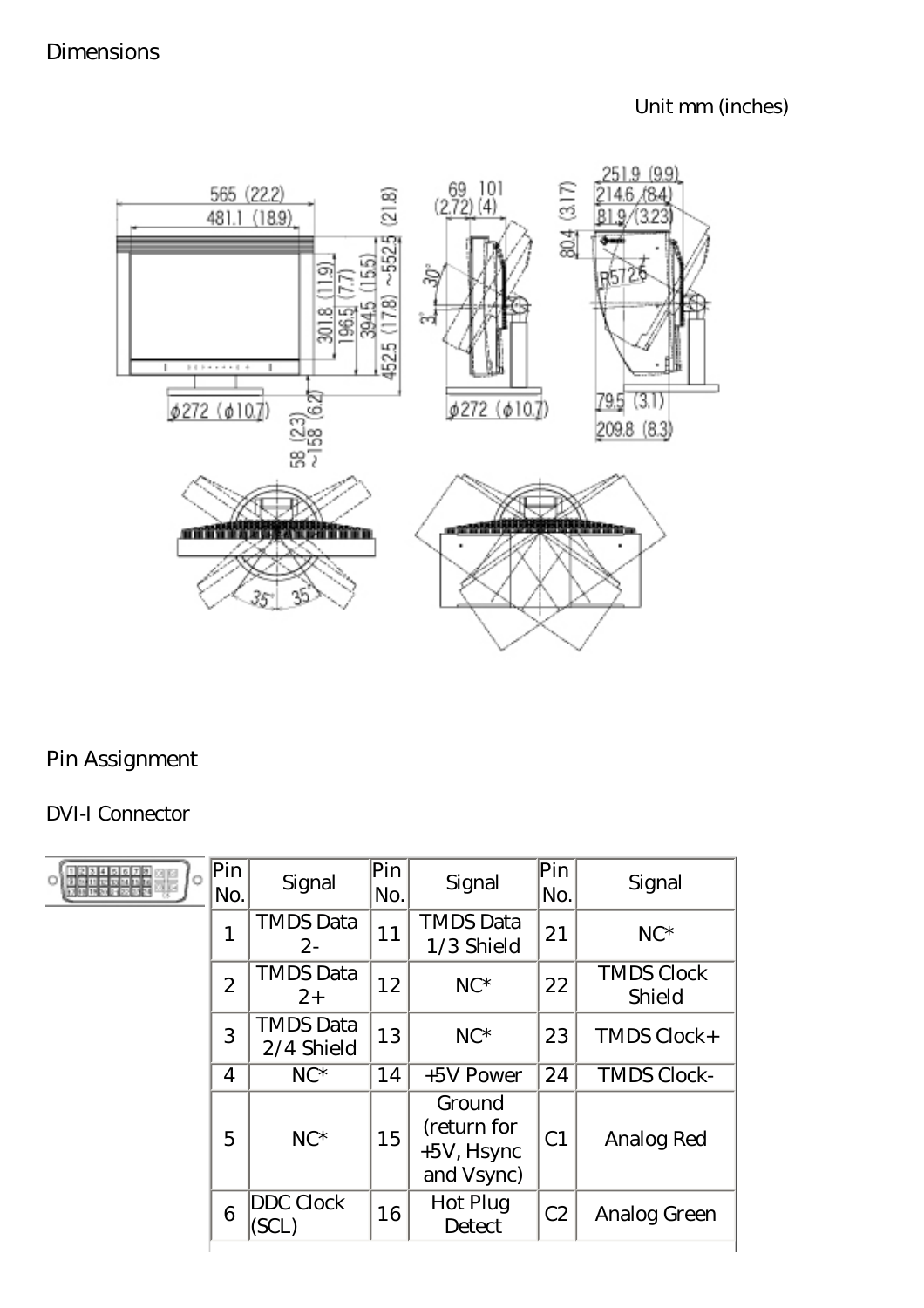Dimensions

Unit mm (inches)

Pin Assignment

DVI-I Connector

| Pin No. | Signal | Pin No. | Signal | Pin No. | Signal |
|---|---|---|---|---|---|
| 1 | TMDS Data 2- | 11 | TMDS Data 1/3 Shield | 21 | NC* |
| 2 | TMDS Data 2+ | 12 | NC* | 22 | TMDS Clock Shield |
| 3 | TMDS Data 2/4 Shield | 13 | NC* | 23 | TMDS Clock+ |
| 4 | NC* | 14 | +5V Power | 24 | TMDS Clock- |
| 5 | NC* | 15 | Ground (return for +5V, Hsync and Vsync) | C1 | Analog Red |
| 6 | DDC Clock (SCL) | 16 | Hot Plug Detect | C2 | Analog Green |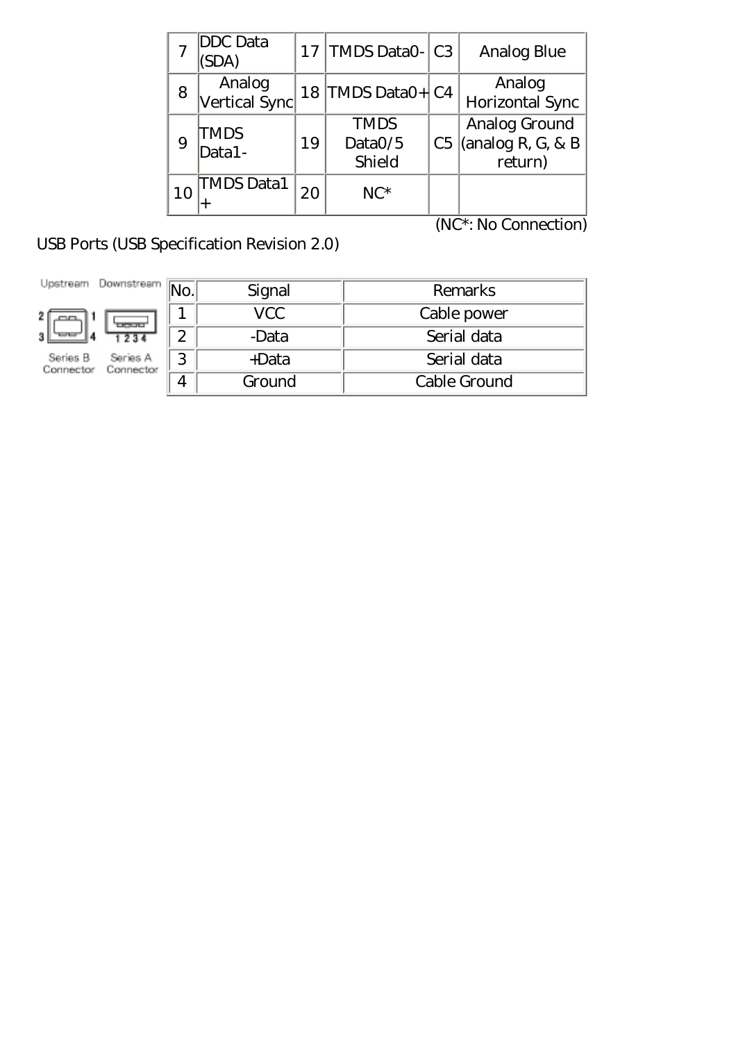| 7 | DDC Data (SDA) | 17 | TMDS Data0- | C3 | Analog Blue |
|---|---|---|---|---|---|
| 8 | Analog Vertical Sync | 18 | TMDS Data0+ | C4 | Analog Horizontal Sync |
| 9 | TMDS Data1- | 19 | TMDS Data0/5 Shield | C5 | Analog Ground (analog R, G, & B return) |
| 10 | TMDS Data1 + | 20 | NC* | | |

(NC*: No Connection)

USB Ports (USB Specification Revision 2.0)

Upstream Downstream

Series B Connector Series A Connector

| No. | Signal | Remarks |
|---|---|---|
| 1 | VCC | Cable power |
| 2 | -Data | Serial data |
| 3 | +Data | Serial data |
| 4 | Ground | Cable Ground |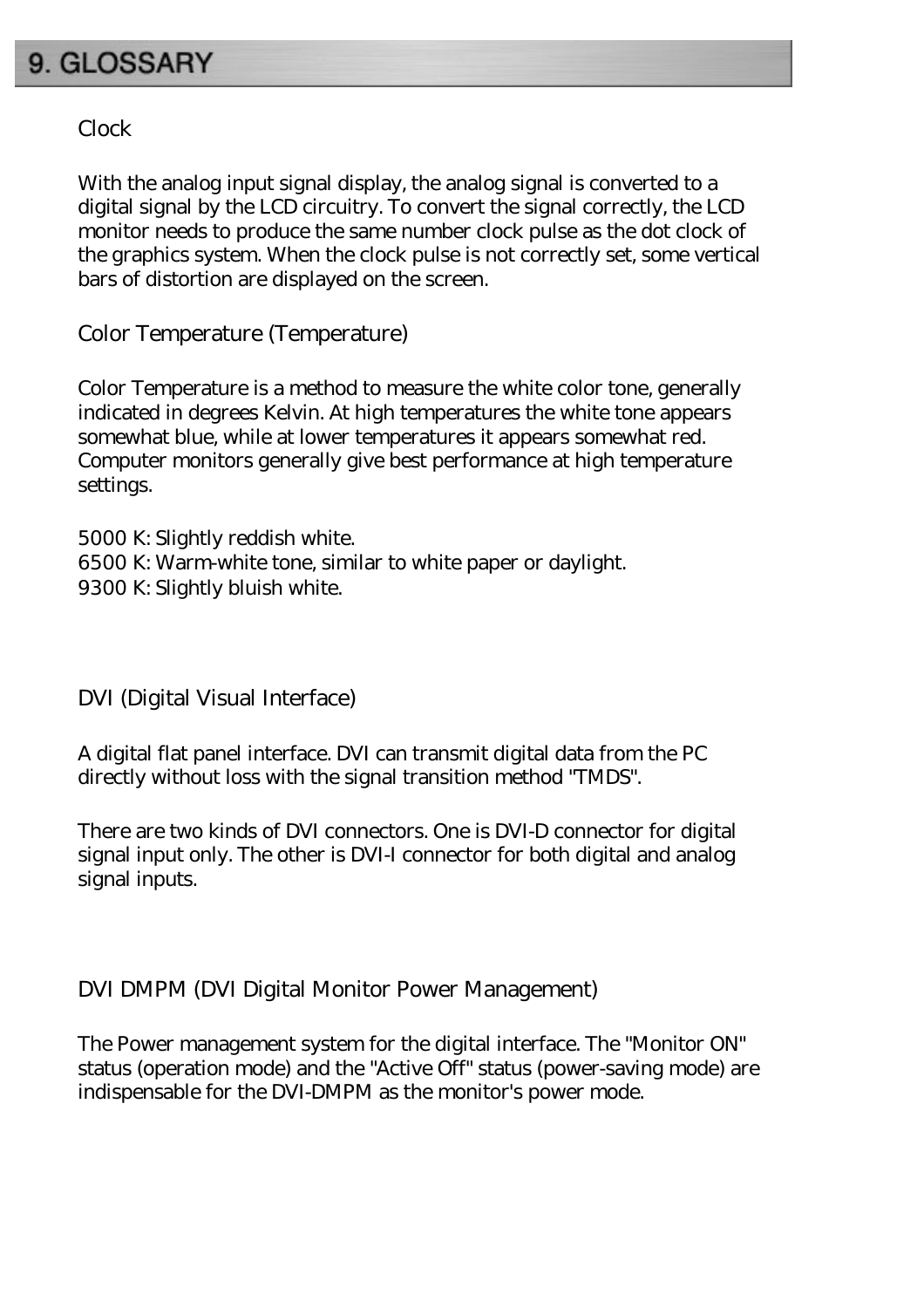# 9. GLOSSARY

## Clock

With the analog input signal display, the analog signal is converted to a digital signal by the LCD circuitry. To convert the signal correctly, the LCD monitor needs to produce the same number clock pulse as the dot clock of the graphics system. When the clock pulse is not correctly set, some vertical bars of distortion are displayed on the screen.

## Color Temperature (Temperature)

Color Temperature is a method to measure the white color tone, generally indicated in degrees Kelvin. At high temperatures the white tone appears somewhat blue, while at lower temperatures it appears somewhat red. Computer monitors generally give best performance at high temperature settings.

5000 K: Slightly reddish white.
6500 K: Warm-white tone, similar to white paper or daylight.
9300 K: Slightly bluish white.

## DVI (Digital Visual Interface)

A digital flat panel interface. DVI can transmit digital data from the PC directly without loss with the signal transition method "TMDS".

There are two kinds of DVI connectors. One is DVI-D connector for digital signal input only. The other is DVI-I connector for both digital and analog signal inputs.

## DVI DMPM (DVI Digital Monitor Power Management)

The Power management system for the digital interface. The "Monitor ON" status (operation mode) and the "Active Off" status (power-saving mode) are indispensable for the DVI-DMPM as the monitor's power mode.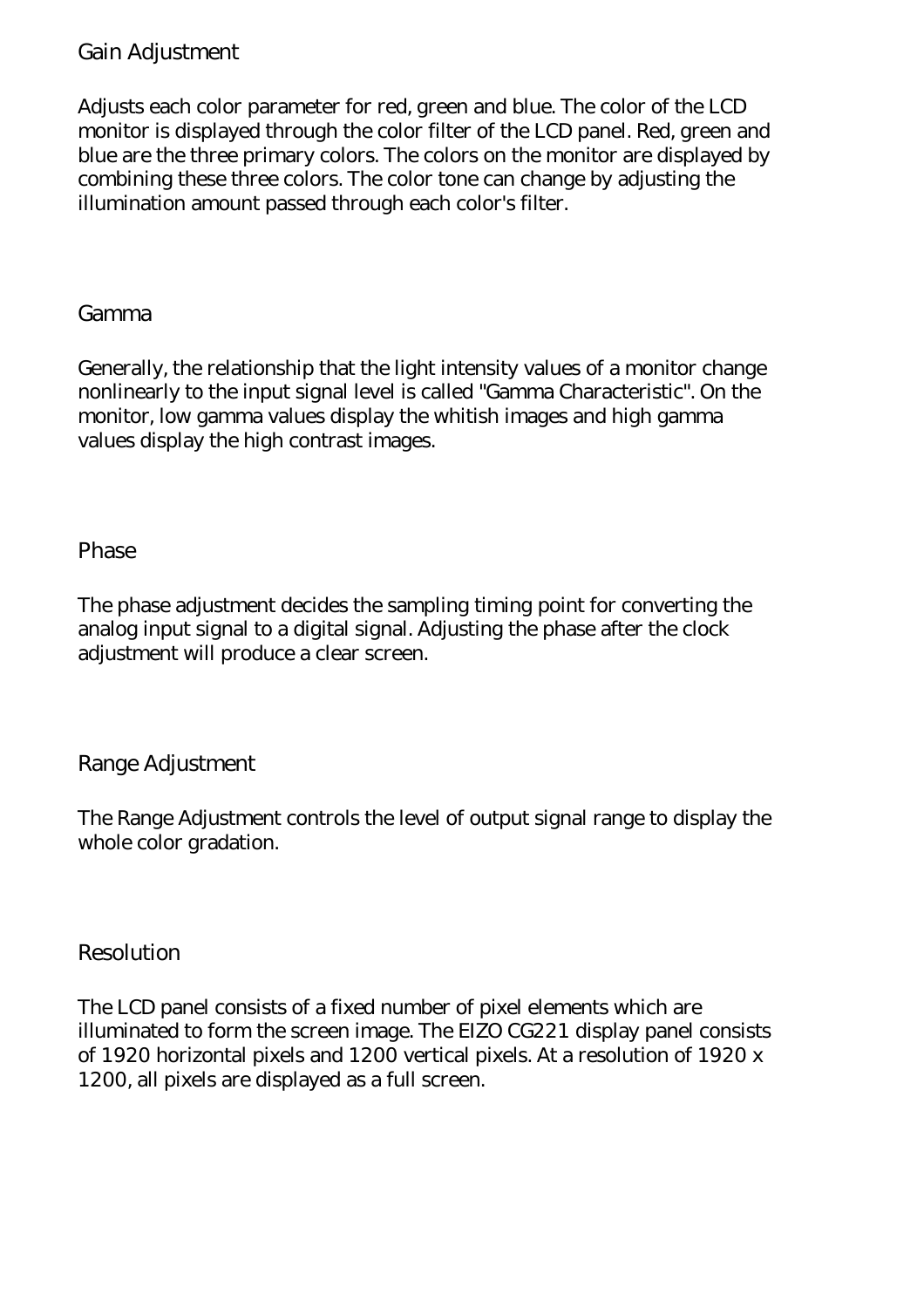## Gain Adjustment

Adjusts each color parameter for red, green and blue. The color of the LCD monitor is displayed through the color filter of the LCD panel. Red, green and blue are the three primary colors. The colors on the monitor are displayed by combining these three colors. The color tone can change by adjusting the illumination amount passed through each color's filter.

## Gamma

Generally, the relationship that the light intensity values of a monitor change nonlinearly to the input signal level is called "Gamma Characteristic". On the monitor, low gamma values display the whitish images and high gamma values display the high contrast images.

## Phase

The phase adjustment decides the sampling timing point for converting the analog input signal to a digital signal. Adjusting the phase after the clock adjustment will produce a clear screen.

## Range Adjustment

The Range Adjustment controls the level of output signal range to display the whole color gradation.

## Resolution

The LCD panel consists of a fixed number of pixel elements which are illuminated to form the screen image. The EIZO CG221 display panel consists of 1920 horizontal pixels and 1200 vertical pixels. At a resolution of 1920 x 1200, all pixels are displayed as a full screen.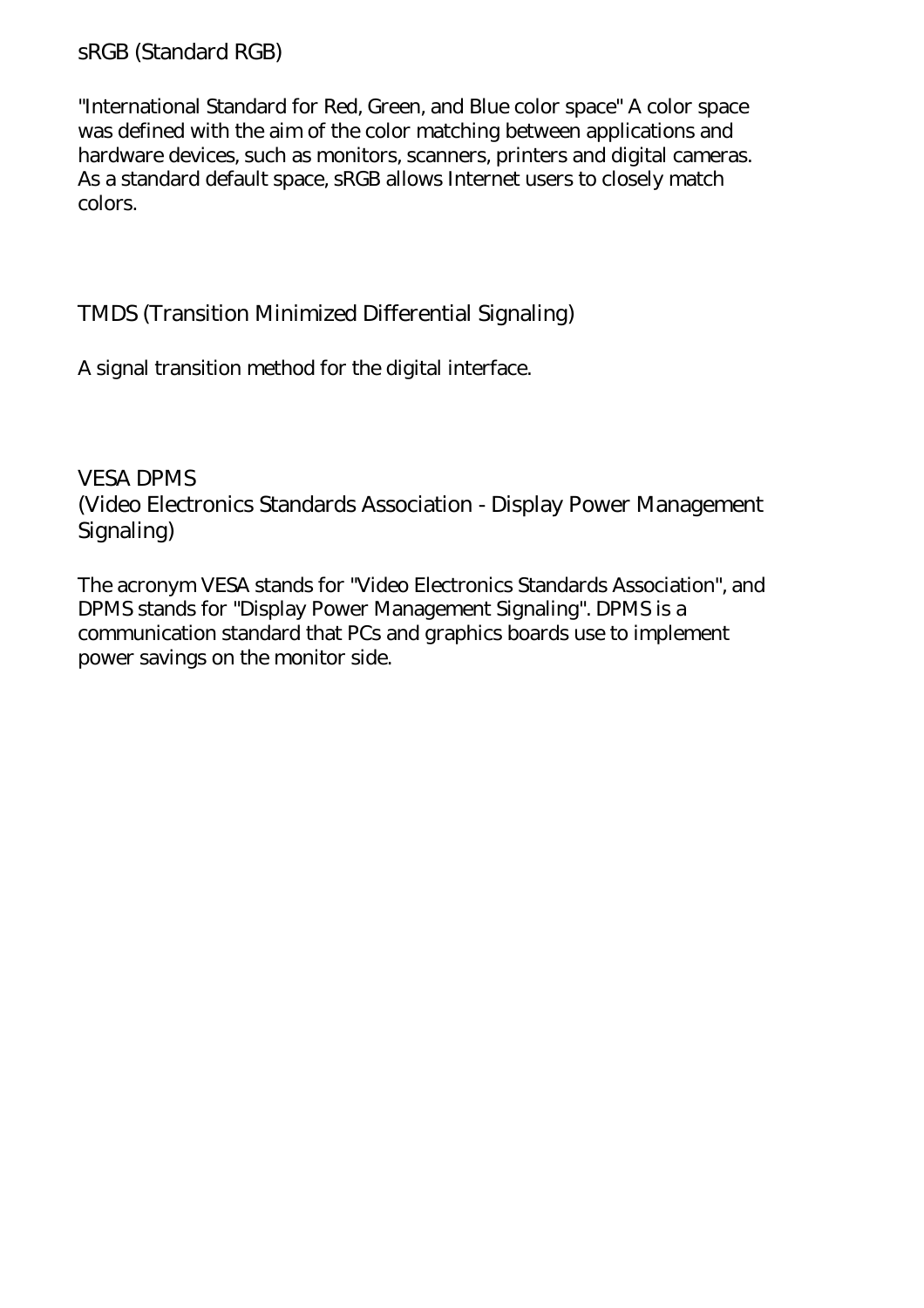## sRGB (Standard RGB)

"International Standard for Red, Green, and Blue color space" A color space was defined with the aim of the color matching between applications and hardware devices, such as monitors, scanners, printers and digital cameras. As a standard default space, sRGB allows Internet users to closely match colors.

## TMDS (Transition Minimized Differential Signaling)

A signal transition method for the digital interface.

## VESA DPMS (Video Electronics Standards Association - Display Power Management Signaling)

The acronym VESA stands for "Video Electronics Standards Association", and DPMS stands for "Display Power Management Signaling". DPMS is a communication standard that PCs and graphics boards use to implement power savings on the monitor side.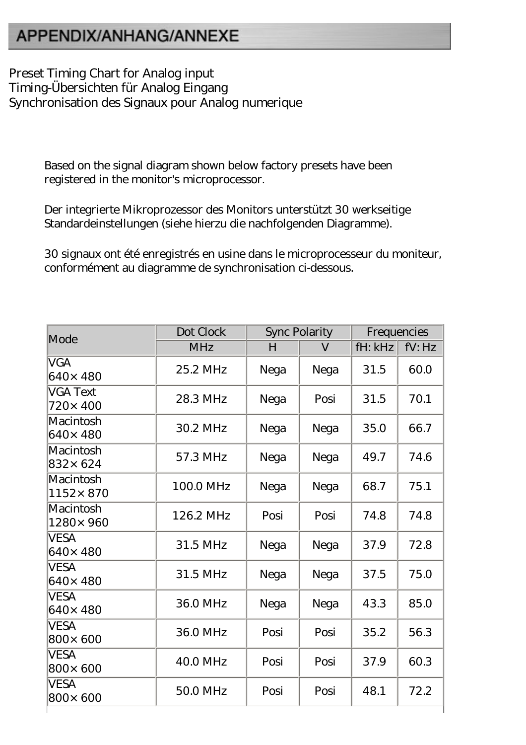# APPENDIX/ANHANG/ANNEXE

Preset Timing Chart for Analog input
Timing-Übersichten für Analog Eingang
Synchronisation des Signaux pour Analog numerique

Based on the signal diagram shown below factory presets have been registered in the monitor's microprocessor.

Der integrierte Mikroprozessor des Monitors unterstützt 30 werkseitige Standardeinstellungen (siehe hierzu die nachfolgenden Diagramme).

30 signaux ont été enregistrés en usine dans le microprocesseur du moniteur, conformément au diagramme de synchronisation ci-dessous.

| Mode | Dot Clock | Sync Polarity | | Frequencies | |
|---|---|---|---|---|---|
| | MHz | H | V | fH: kHz | fV: Hz |
| VGA 640× 480 | 25.2 MHz | Nega | Nega | 31.5 | 60.0 |
| VGA Text 720× 400 | 28.3 MHz | Nega | Posi | 31.5 | 70.1 |
| Macintosh 640× 480 | 30.2 MHz | Nega | Nega | 35.0 | 66.7 |
| Macintosh 832× 624 | 57.3 MHz | Nega | Nega | 49.7 | 74.6 |
| Macintosh 1152× 870 | 100.0 MHz | Nega | Nega | 68.7 | 75.1 |
| Macintosh 1280× 960 | 126.2 MHz | Posi | Posi | 74.8 | 74.8 |
| VESA 640× 480 | 31.5 MHz | Nega | Nega | 37.9 | 72.8 |
| VESA 640× 480 | 31.5 MHz | Nega | Nega | 37.5 | 75.0 |
| VESA 640× 480 | 36.0 MHz | Nega | Nega | 43.3 | 85.0 |
| VESA 800× 600 | 36.0 MHz | Posi | Posi | 35.2 | 56.3 |
| VESA 800× 600 | 40.0 MHz | Posi | Posi | 37.9 | 60.3 |
| VESA 800× 600 | 50.0 MHz | Posi | Posi | 48.1 | 72.2 |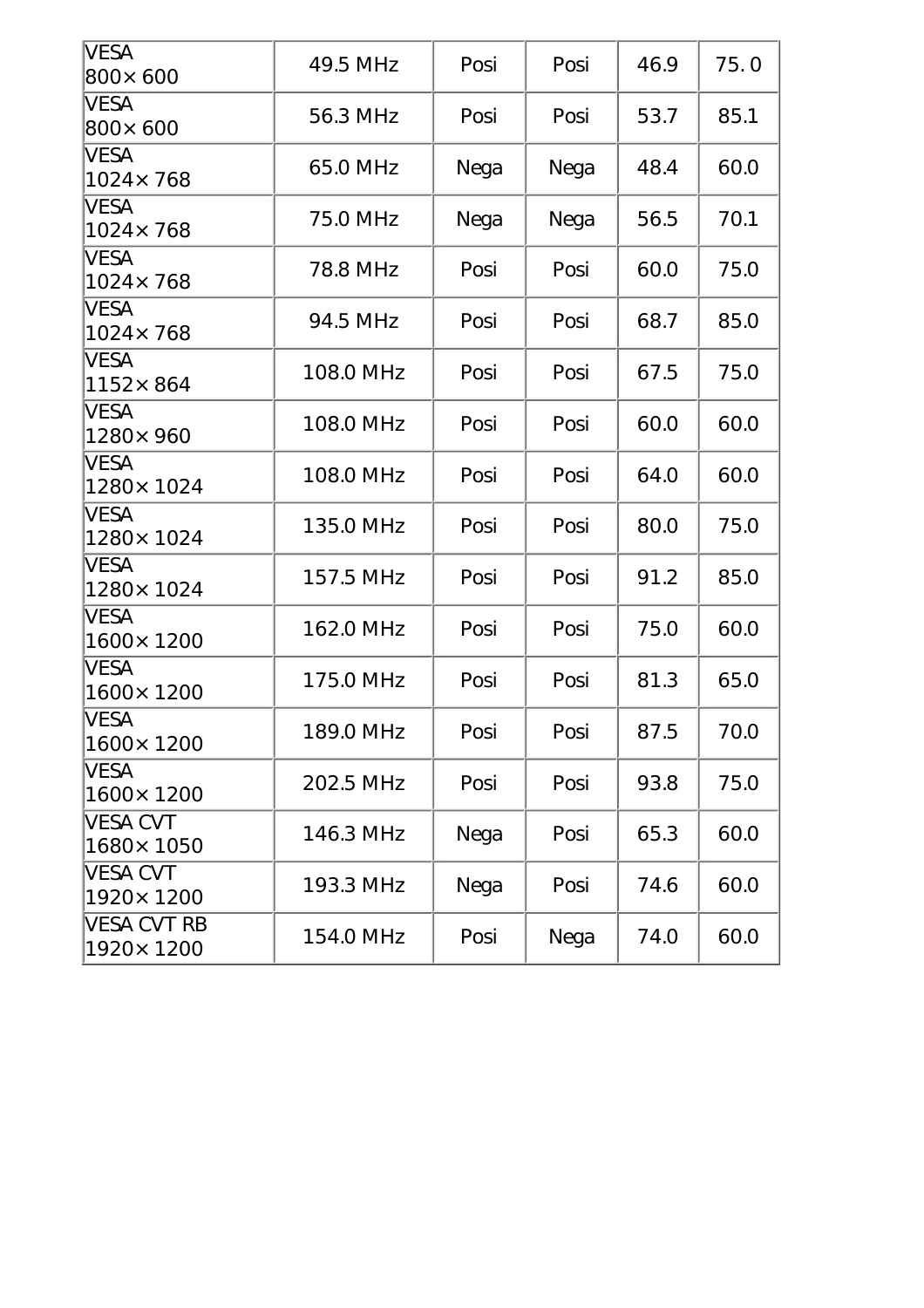| | | | | | |
|---|---|---|---|---|---|
| VESA 800× 600 | 49.5 MHz | Posi | Posi | 46.9 | 75. 0 |
| VESA 800× 600 | 56.3 MHz | Posi | Posi | 53.7 | 85.1 |
| VESA 1024× 768 | 65.0 MHz | Nega | Nega | 48.4 | 60.0 |
| VESA 1024× 768 | 75.0 MHz | Nega | Nega | 56.5 | 70.1 |
| VESA 1024× 768 | 78.8 MHz | Posi | Posi | 60.0 | 75.0 |
| VESA 1024× 768 | 94.5 MHz | Posi | Posi | 68.7 | 85.0 |
| VESA 1152× 864 | 108.0 MHz | Posi | Posi | 67.5 | 75.0 |
| VESA 1280× 960 | 108.0 MHz | Posi | Posi | 60.0 | 60.0 |
| VESA 1280× 1024 | 108.0 MHz | Posi | Posi | 64.0 | 60.0 |
| VESA 1280× 1024 | 135.0 MHz | Posi | Posi | 80.0 | 75.0 |
| VESA 1280× 1024 | 157.5 MHz | Posi | Posi | 91.2 | 85.0 |
| VESA 1600× 1200 | 162.0 MHz | Posi | Posi | 75.0 | 60.0 |
| VESA 1600× 1200 | 175.0 MHz | Posi | Posi | 81.3 | 65.0 |
| VESA 1600× 1200 | 189.0 MHz | Posi | Posi | 87.5 | 70.0 |
| VESA 1600× 1200 | 202.5 MHz | Posi | Posi | 93.8 | 75.0 |
| VESA CVT 1680× 1050 | 146.3 MHz | Nega | Posi | 65.3 | 60.0 |
| VESA CVT 1920× 1200 | 193.3 MHz | Nega | Posi | 74.6 | 60.0 |
| VESA CVT RB 1920× 1200 | 154.0 MHz | Posi | Nega | 74.0 | 60.0 |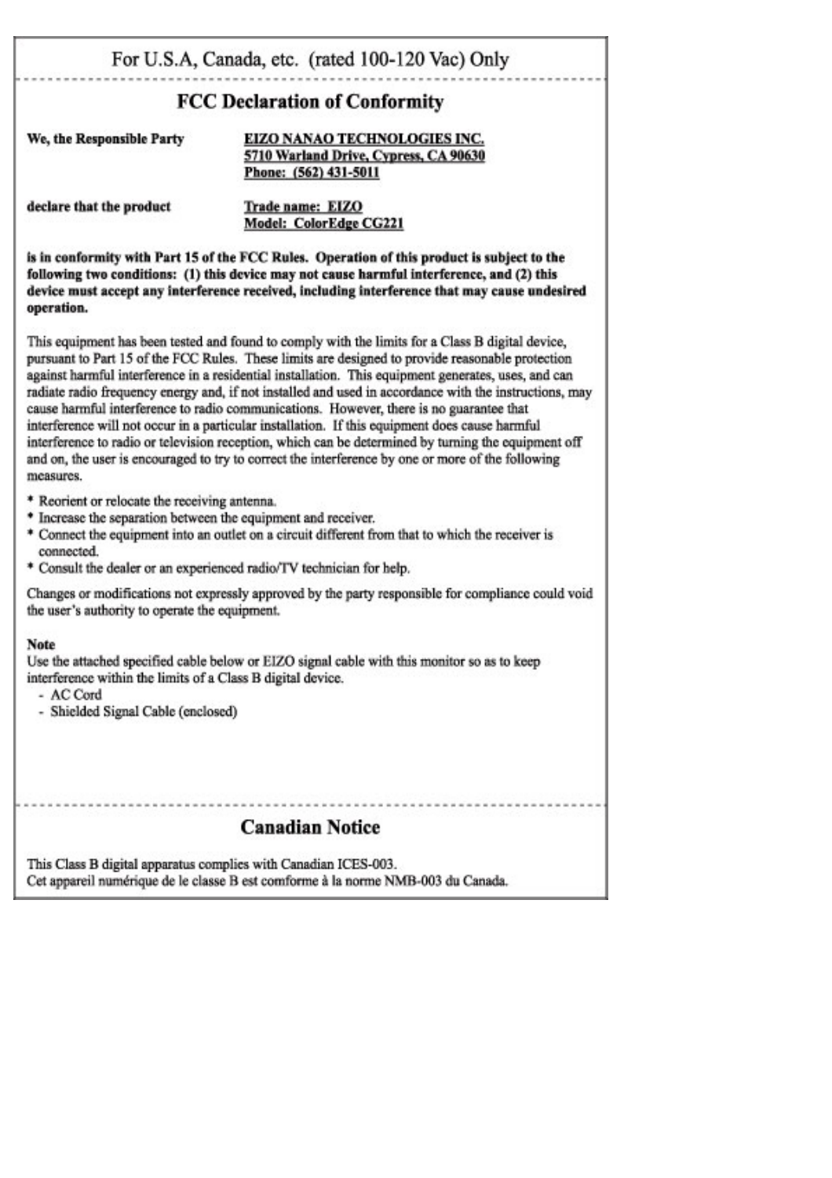For U.S.A, Canada, etc. (rated 100-120 Vac) Only

## FCC Declaration of Conformity

**We, the Responsible Party** — **EIZO NANAO TECHNOLOGIES INC.**
**5710 Warland Drive, Cypress, CA 90630**
**Phone: (562) 431-5011**

**declare that the product** — **Trade name: EIZO**
**Model: ColorEdge CG221**

**is in conformity with Part 15 of the FCC Rules. Operation of this product is subject to the following two conditions: (1) this device may not cause harmful interference, and (2) this device must accept any interference received, including interference that may cause undesired operation.**

This equipment has been tested and found to comply with the limits for a Class B digital device, pursuant to Part 15 of the FCC Rules. These limits are designed to provide reasonable protection against harmful interference in a residential installation. This equipment generates, uses, and can radiate radio frequency energy and, if not installed and used in accordance with the instructions, may cause harmful interference to radio communications. However, there is no guarantee that interference will not occur in a particular installation. If this equipment does cause harmful interference to radio or television reception, which can be determined by turning the equipment off and on, the user is encouraged to try to correct the interference by one or more of the following measures.

* Reorient or relocate the receiving antenna.
* Increase the separation between the equipment and receiver.
* Connect the equipment into an outlet on a circuit different from that to which the receiver is connected.
* Consult the dealer or an experienced radio/TV technician for help.

Changes or modifications not expressly approved by the party responsible for compliance could void the user's authority to operate the equipment.

**Note**

Use the attached specified cable below or EIZO signal cable with this monitor so as to keep interference within the limits of a Class B digital device.

- AC Cord
- Shielded Signal Cable (enclosed)

## Canadian Notice

This Class B digital apparatus complies with Canadian ICES-003.
Cet appareil numérique de le classe B est comforme à la norme NMB-003 du Canada.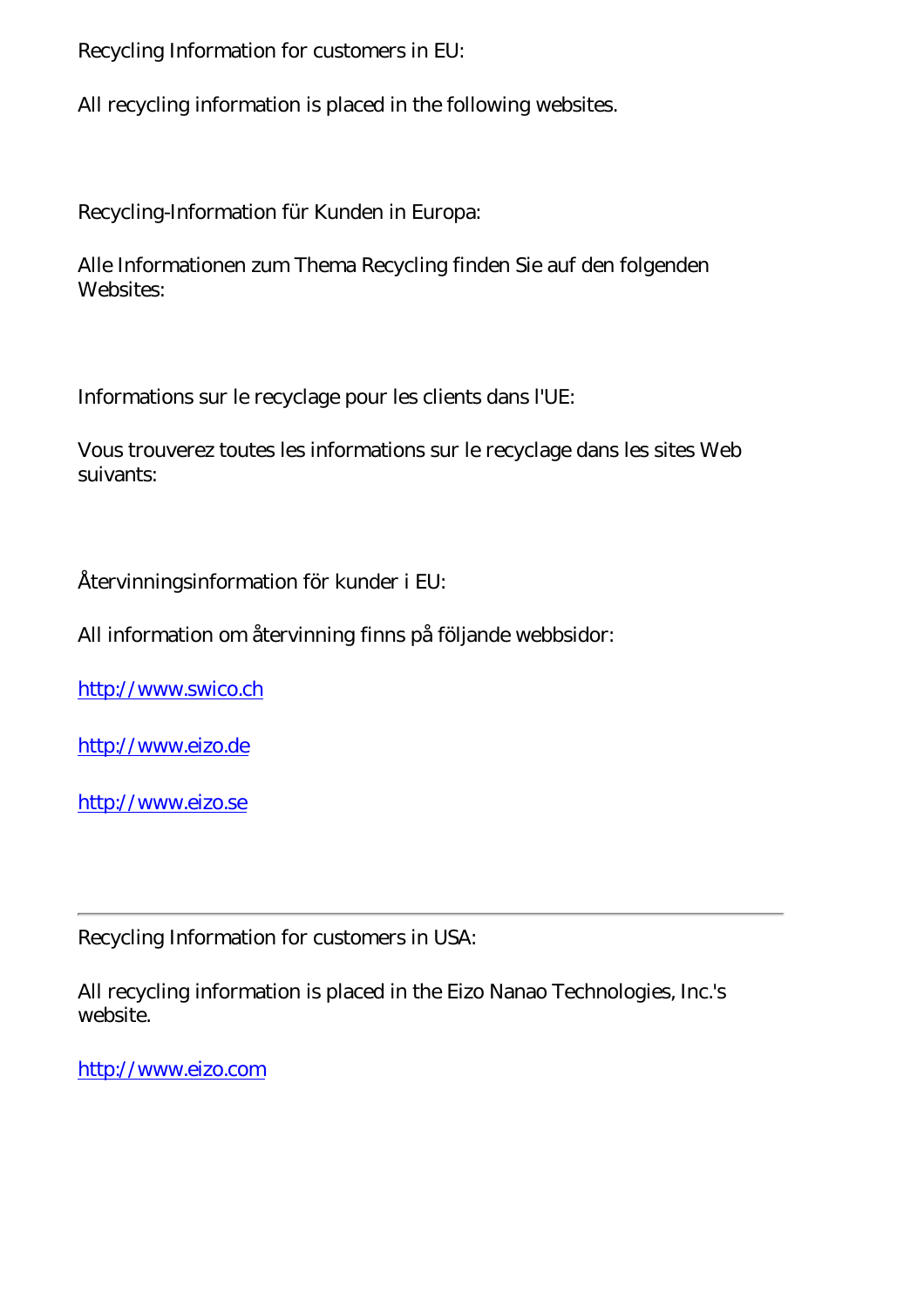Recycling Information for customers in EU:

All recycling information is placed in the following websites.

Recycling-Information für Kunden in Europa:

Alle Informationen zum Thema Recycling finden Sie auf den folgenden Websites:

Informations sur le recyclage pour les clients dans l'UE:

Vous trouverez toutes les informations sur le recyclage dans les sites Web suivants:

Återvinningsinformation för kunder i EU:

All information om återvinning finns på följande webbsidor:

http://www.swico.ch

http://www.eizo.de

http://www.eizo.se

---

Recycling Information for customers in USA:

All recycling information is placed in the Eizo Nanao Technologies, Inc.'s website.

http://www.eizo.com